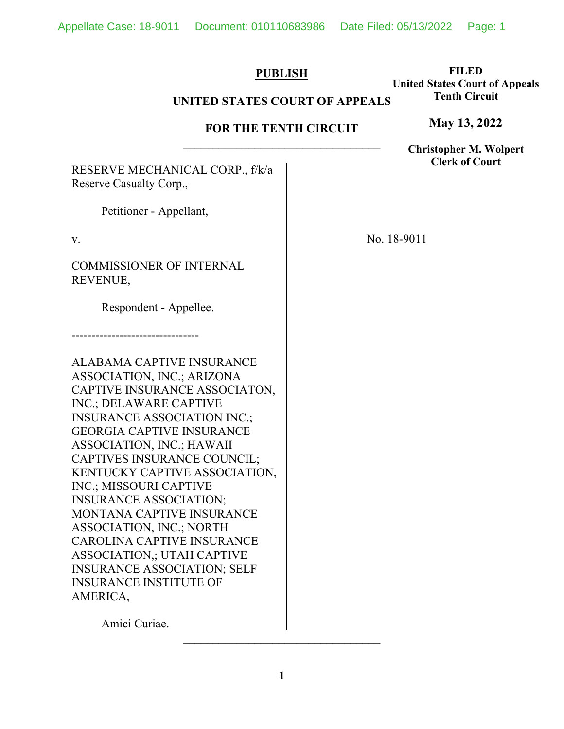**PUBLISH**

**UNITED STATES COURT OF APPEALS**

**FOR THE TENTH CIRCUIT**

**FILED**
**United States Court of Appeals**
**Tenth Circuit**

**May 13, 2022**

**Christopher M. Wolpert**
**Clerk of Court**

RESERVE MECHANICAL CORP., f/k/a Reserve Casualty Corp.,

Petitioner - Appellant,

v.

COMMISSIONER OF INTERNAL REVENUE,

Respondent - Appellee.

No. 18-9011

--------------------------------

ALABAMA CAPTIVE INSURANCE ASSOCIATION, INC.; ARIZONA CAPTIVE INSURANCE ASSOCIATON, INC.; DELAWARE CAPTIVE INSURANCE ASSOCIATION INC.; GEORGIA CAPTIVE INSURANCE ASSOCIATION, INC.; HAWAII CAPTIVES INSURANCE COUNCIL; KENTUCKY CAPTIVE ASSOCIATION, INC.; MISSOURI CAPTIVE INSURANCE ASSOCIATION; MONTANA CAPTIVE INSURANCE ASSOCIATION, INC.; NORTH CAROLINA CAPTIVE INSURANCE ASSOCIATION,; UTAH CAPTIVE INSURANCE ASSOCIATION; SELF INSURANCE INSTITUTE OF AMERICA,

Amici Curiae.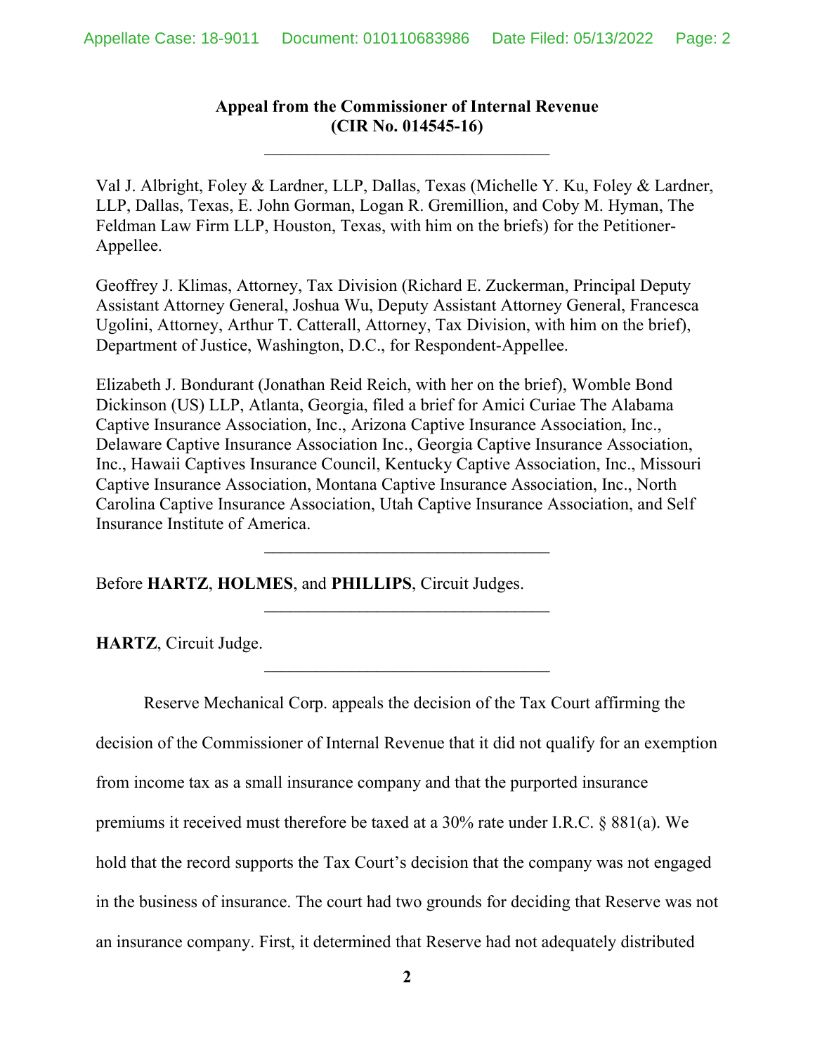**Appeal from the Commissioner of Internal Revenue**
**(CIR No. 014545-16)**

---

Val J. Albright, Foley & Lardner, LLP, Dallas, Texas (Michelle Y. Ku, Foley & Lardner, LLP, Dallas, Texas, E. John Gorman, Logan R. Gremillion, and Coby M. Hyman, The Feldman Law Firm LLP, Houston, Texas, with him on the briefs) for the Petitioner-Appellee.

Geoffrey J. Klimas, Attorney, Tax Division (Richard E. Zuckerman, Principal Deputy Assistant Attorney General, Joshua Wu, Deputy Assistant Attorney General, Francesca Ugolini, Attorney, Arthur T. Catterall, Attorney, Tax Division, with him on the brief), Department of Justice, Washington, D.C., for Respondent-Appellee.

Elizabeth J. Bondurant (Jonathan Reid Reich, with her on the brief), Womble Bond Dickinson (US) LLP, Atlanta, Georgia, filed a brief for Amici Curiae The Alabama Captive Insurance Association, Inc., Arizona Captive Insurance Association, Inc., Delaware Captive Insurance Association Inc., Georgia Captive Insurance Association, Inc., Hawaii Captives Insurance Council, Kentucky Captive Association, Inc., Missouri Captive Insurance Association, Montana Captive Insurance Association, Inc., North Carolina Captive Insurance Association, Utah Captive Insurance Association, and Self Insurance Institute of America.

---

Before **HARTZ**, **HOLMES**, and **PHILLIPS**, Circuit Judges.

---

**HARTZ**, Circuit Judge.

---

Reserve Mechanical Corp. appeals the decision of the Tax Court affirming the decision of the Commissioner of Internal Revenue that it did not qualify for an exemption from income tax as a small insurance company and that the purported insurance premiums it received must therefore be taxed at a 30% rate under I.R.C. § 881(a). We hold that the record supports the Tax Court's decision that the company was not engaged in the business of insurance. The court had two grounds for deciding that Reserve was not an insurance company. First, it determined that Reserve had not adequately distributed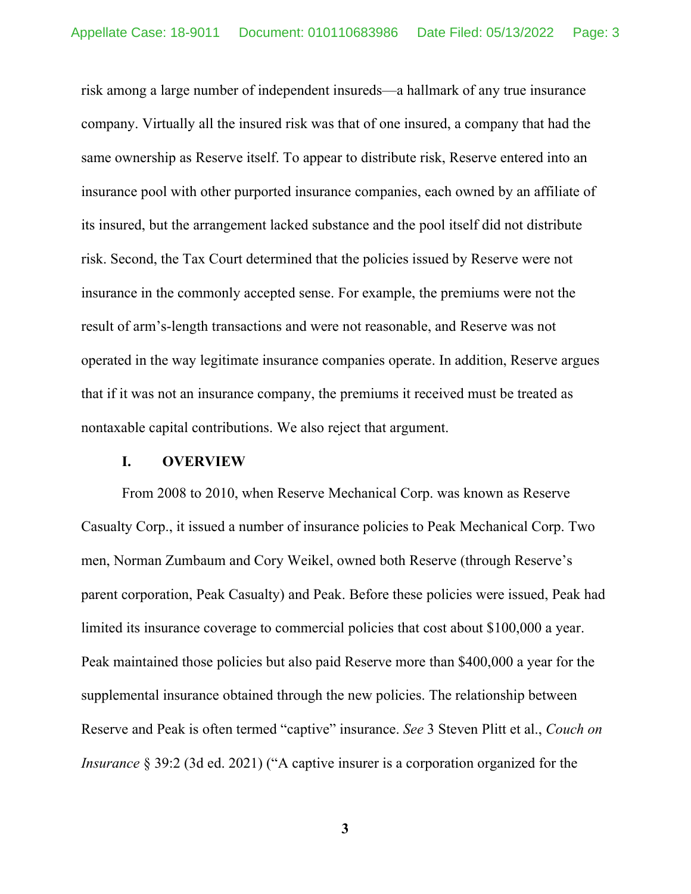risk among a large number of independent insureds—a hallmark of any true insurance company. Virtually all the insured risk was that of one insured, a company that had the same ownership as Reserve itself. To appear to distribute risk, Reserve entered into an insurance pool with other purported insurance companies, each owned by an affiliate of its insured, but the arrangement lacked substance and the pool itself did not distribute risk. Second, the Tax Court determined that the policies issued by Reserve were not insurance in the commonly accepted sense. For example, the premiums were not the result of arm's-length transactions and were not reasonable, and Reserve was not operated in the way legitimate insurance companies operate. In addition, Reserve argues that if it was not an insurance company, the premiums it received must be treated as nontaxable capital contributions. We also reject that argument.

## I. OVERVIEW

From 2008 to 2010, when Reserve Mechanical Corp. was known as Reserve Casualty Corp., it issued a number of insurance policies to Peak Mechanical Corp. Two men, Norman Zumbaum and Cory Weikel, owned both Reserve (through Reserve's parent corporation, Peak Casualty) and Peak. Before these policies were issued, Peak had limited its insurance coverage to commercial policies that cost about $100,000 a year. Peak maintained those policies but also paid Reserve more than $400,000 a year for the supplemental insurance obtained through the new policies. The relationship between Reserve and Peak is often termed "captive" insurance. *See* 3 Steven Plitt et al., *Couch on Insurance* § 39:2 (3d ed. 2021) ("A captive insurer is a corporation organized for the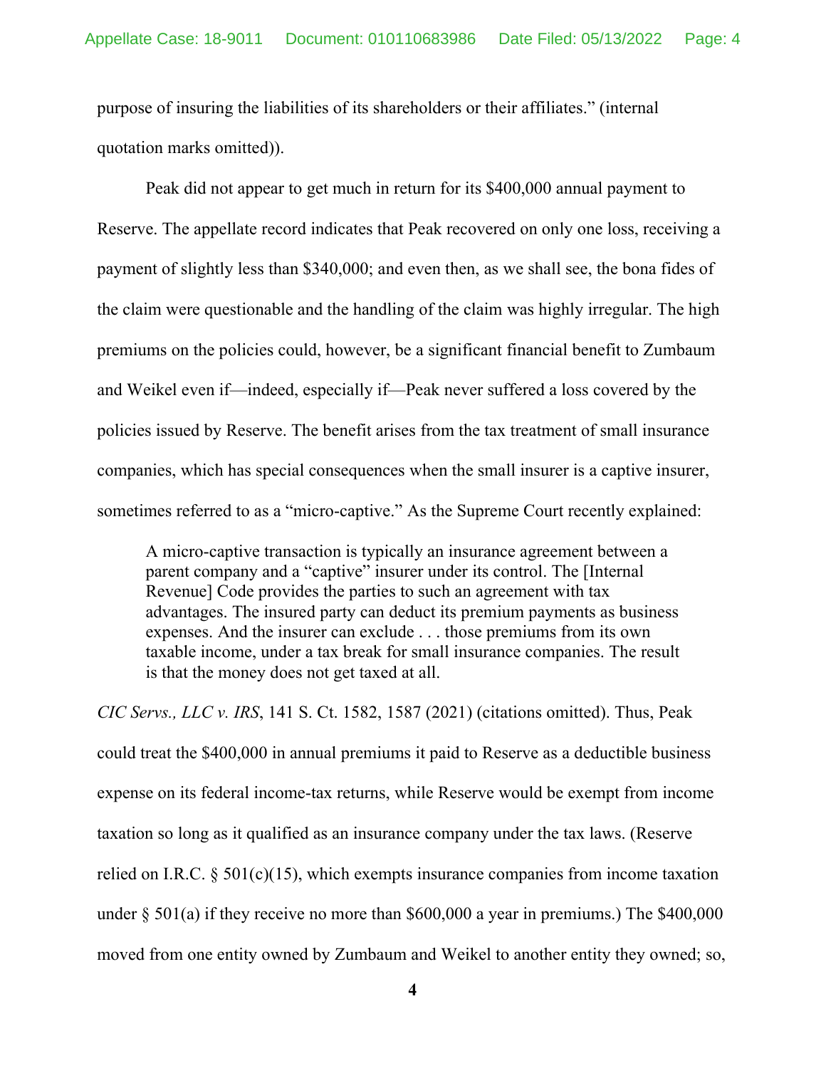purpose of insuring the liabilities of its shareholders or their affiliates." (internal quotation marks omitted)).

Peak did not appear to get much in return for its $400,000 annual payment to Reserve. The appellate record indicates that Peak recovered on only one loss, receiving a payment of slightly less than $340,000; and even then, as we shall see, the bona fides of the claim were questionable and the handling of the claim was highly irregular. The high premiums on the policies could, however, be a significant financial benefit to Zumbaum and Weikel even if—indeed, especially if—Peak never suffered a loss covered by the policies issued by Reserve. The benefit arises from the tax treatment of small insurance companies, which has special consequences when the small insurer is a captive insurer, sometimes referred to as a "micro-captive." As the Supreme Court recently explained:

> A micro-captive transaction is typically an insurance agreement between a parent company and a "captive" insurer under its control. The [Internal Revenue] Code provides the parties to such an agreement with tax advantages. The insured party can deduct its premium payments as business expenses. And the insurer can exclude . . . those premiums from its own taxable income, under a tax break for small insurance companies. The result is that the money does not get taxed at all.

*CIC Servs., LLC v. IRS*, 141 S. Ct. 1582, 1587 (2021) (citations omitted). Thus, Peak could treat the $400,000 in annual premiums it paid to Reserve as a deductible business expense on its federal income-tax returns, while Reserve would be exempt from income taxation so long as it qualified as an insurance company under the tax laws. (Reserve relied on I.R.C. § 501(c)(15), which exempts insurance companies from income taxation under § 501(a) if they receive no more than $600,000 a year in premiums.) The $400,000 moved from one entity owned by Zumbaum and Weikel to another entity they owned; so,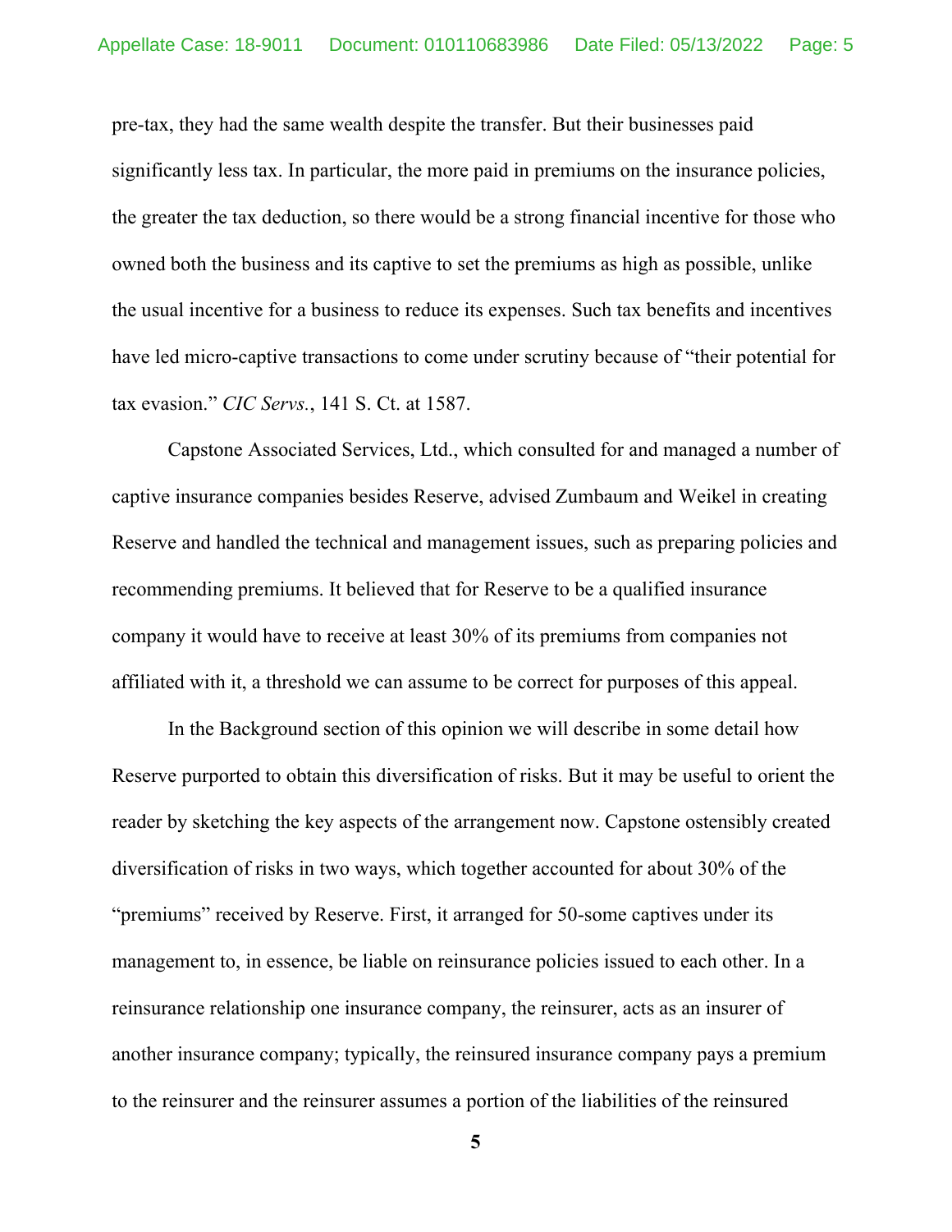pre-tax, they had the same wealth despite the transfer. But their businesses paid significantly less tax. In particular, the more paid in premiums on the insurance policies, the greater the tax deduction, so there would be a strong financial incentive for those who owned both the business and its captive to set the premiums as high as possible, unlike the usual incentive for a business to reduce its expenses. Such tax benefits and incentives have led micro-captive transactions to come under scrutiny because of "their potential for tax evasion." *CIC Servs.*, 141 S. Ct. at 1587.

Capstone Associated Services, Ltd., which consulted for and managed a number of captive insurance companies besides Reserve, advised Zumbaum and Weikel in creating Reserve and handled the technical and management issues, such as preparing policies and recommending premiums. It believed that for Reserve to be a qualified insurance company it would have to receive at least 30% of its premiums from companies not affiliated with it, a threshold we can assume to be correct for purposes of this appeal.

In the Background section of this opinion we will describe in some detail how Reserve purported to obtain this diversification of risks. But it may be useful to orient the reader by sketching the key aspects of the arrangement now. Capstone ostensibly created diversification of risks in two ways, which together accounted for about 30% of the "premiums" received by Reserve. First, it arranged for 50-some captives under its management to, in essence, be liable on reinsurance policies issued to each other. In a reinsurance relationship one insurance company, the reinsurer, acts as an insurer of another insurance company; typically, the reinsured insurance company pays a premium to the reinsurer and the reinsurer assumes a portion of the liabilities of the reinsured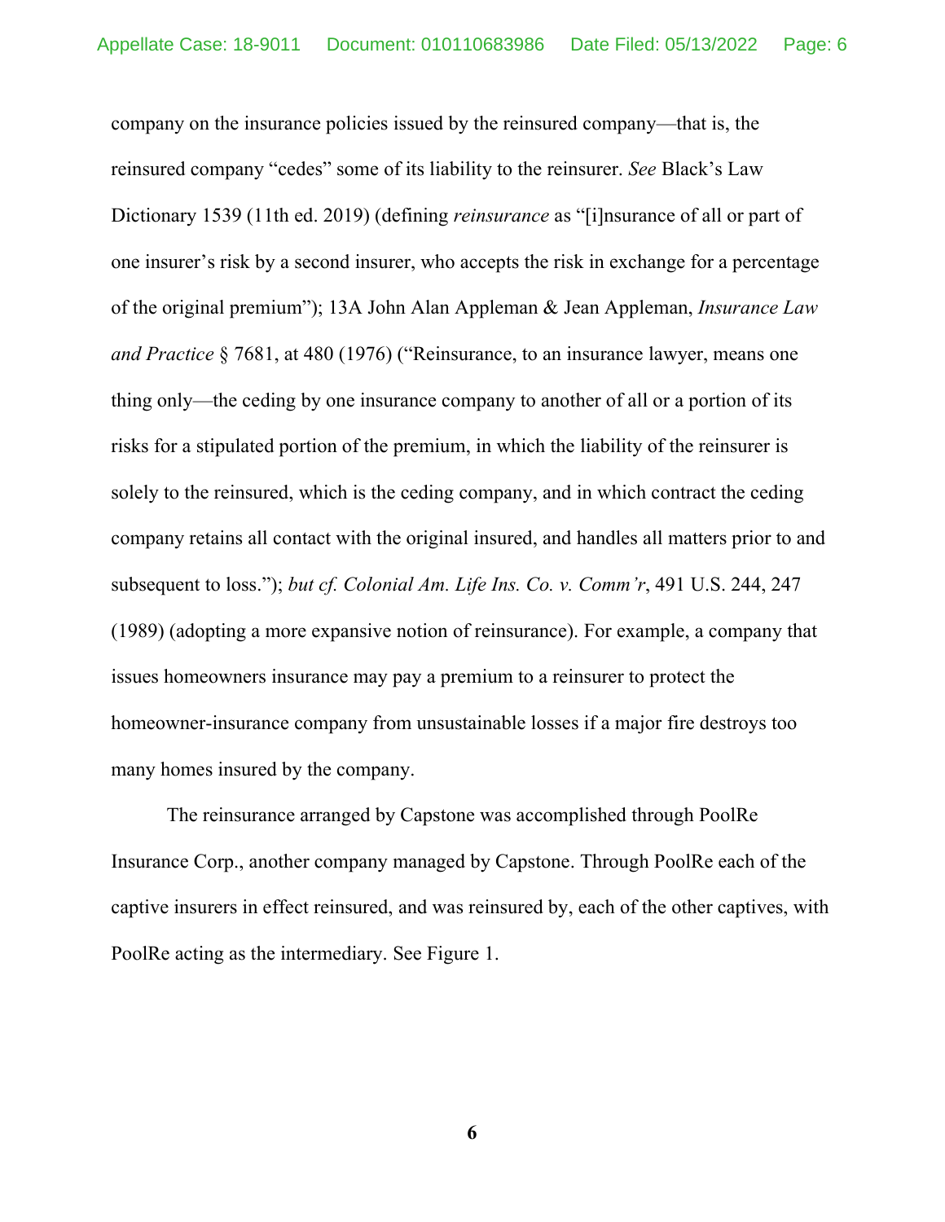company on the insurance policies issued by the reinsured company—that is, the reinsured company "cedes" some of its liability to the reinsurer. *See* Black's Law Dictionary 1539 (11th ed. 2019) (defining *reinsurance* as "[i]nsurance of all or part of one insurer's risk by a second insurer, who accepts the risk in exchange for a percentage of the original premium"); 13A John Alan Appleman & Jean Appleman, *Insurance Law and Practice* § 7681, at 480 (1976) ("Reinsurance, to an insurance lawyer, means one thing only—the ceding by one insurance company to another of all or a portion of its risks for a stipulated portion of the premium, in which the liability of the reinsurer is solely to the reinsured, which is the ceding company, and in which contract the ceding company retains all contact with the original insured, and handles all matters prior to and subsequent to loss."); *but cf. Colonial Am. Life Ins. Co. v. Comm'r*, 491 U.S. 244, 247 (1989) (adopting a more expansive notion of reinsurance). For example, a company that issues homeowners insurance may pay a premium to a reinsurer to protect the homeowner-insurance company from unsustainable losses if a major fire destroys too many homes insured by the company.

The reinsurance arranged by Capstone was accomplished through PoolRe Insurance Corp., another company managed by Capstone. Through PoolRe each of the captive insurers in effect reinsured, and was reinsured by, each of the other captives, with PoolRe acting as the intermediary. See Figure 1.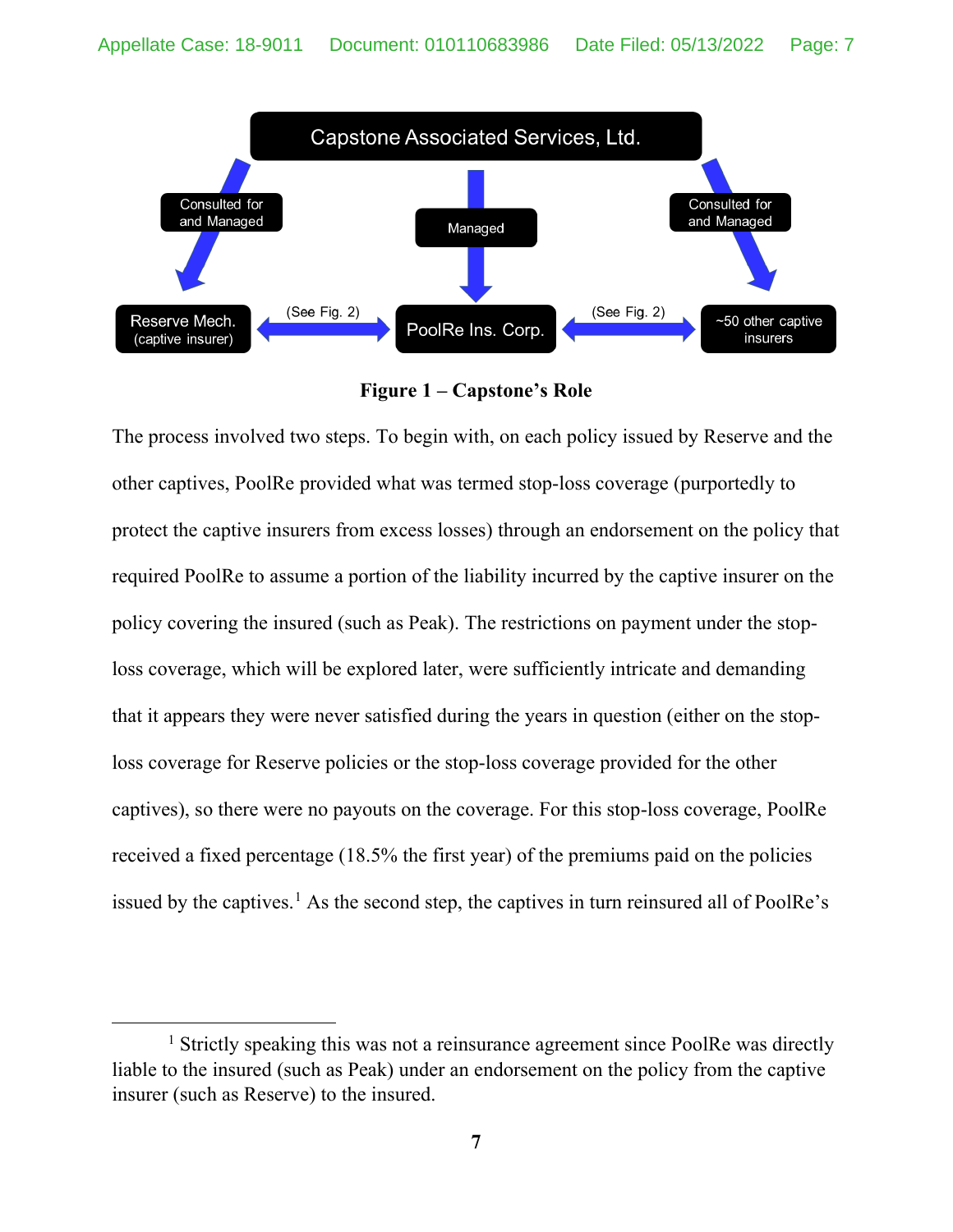**Figure 1 – Capstone's Role**

The process involved two steps. To begin with, on each policy issued by Reserve and the other captives, PoolRe provided what was termed stop-loss coverage (purportedly to protect the captive insurers from excess losses) through an endorsement on the policy that required PoolRe to assume a portion of the liability incurred by the captive insurer on the policy covering the insured (such as Peak). The restrictions on payment under the stop-loss coverage, which will be explored later, were sufficiently intricate and demanding that it appears they were never satisfied during the years in question (either on the stop-loss coverage for Reserve policies or the stop-loss coverage provided for the other captives), so there were no payouts on the coverage. For this stop-loss coverage, PoolRe received a fixed percentage (18.5% the first year) of the premiums paid on the policies issued by the captives.[1] As the second step, the captives in turn reinsured all of PoolRe's

[1] Strictly speaking this was not a reinsurance agreement since PoolRe was directly liable to the insured (such as Peak) under an endorsement on the policy from the captive insurer (such as Reserve) to the insured.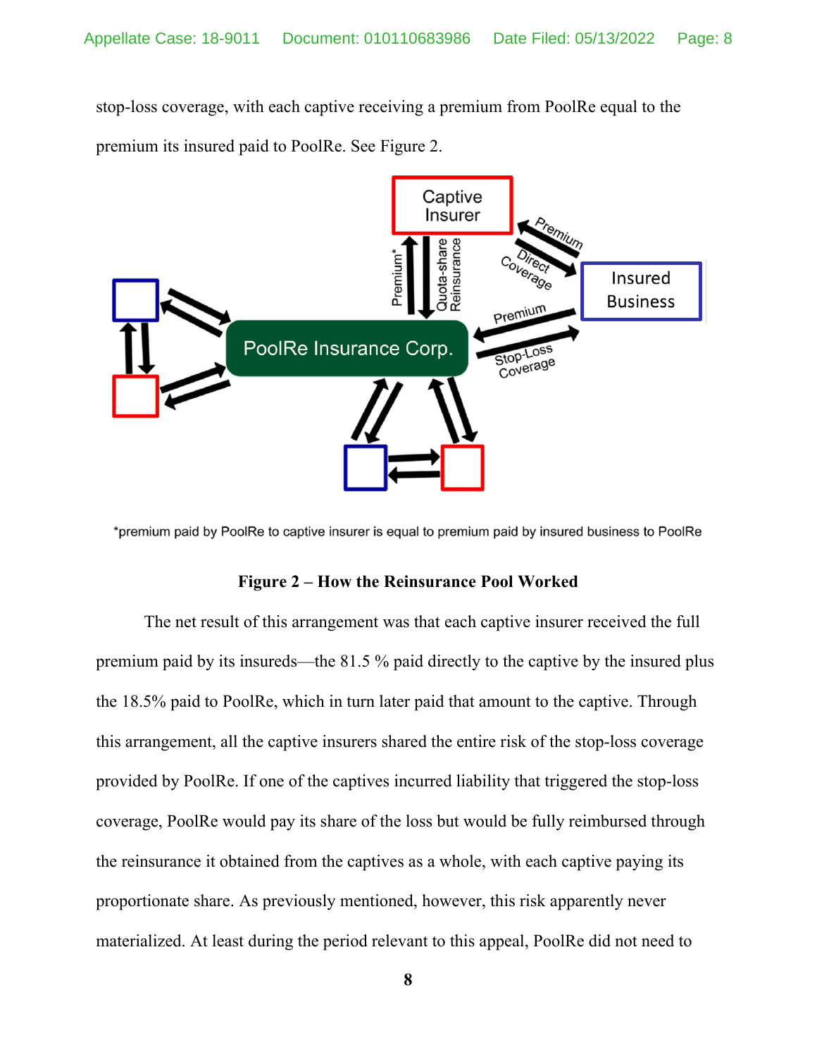stop-loss coverage, with each captive receiving a premium from PoolRe equal to the premium its insured paid to PoolRe. See Figure 2.

*premium paid by PoolRe to captive insurer is equal to premium paid by insured business to PoolRe

**Figure 2 – How the Reinsurance Pool Worked**

The net result of this arrangement was that each captive insurer received the full premium paid by its insureds—the 81.5 % paid directly to the captive by the insured plus the 18.5% paid to PoolRe, which in turn later paid that amount to the captive. Through this arrangement, all the captive insurers shared the entire risk of the stop-loss coverage provided by PoolRe. If one of the captives incurred liability that triggered the stop-loss coverage, PoolRe would pay its share of the loss but would be fully reimbursed through the reinsurance it obtained from the captives as a whole, with each captive paying its proportionate share. As previously mentioned, however, this risk apparently never materialized. At least during the period relevant to this appeal, PoolRe did not need to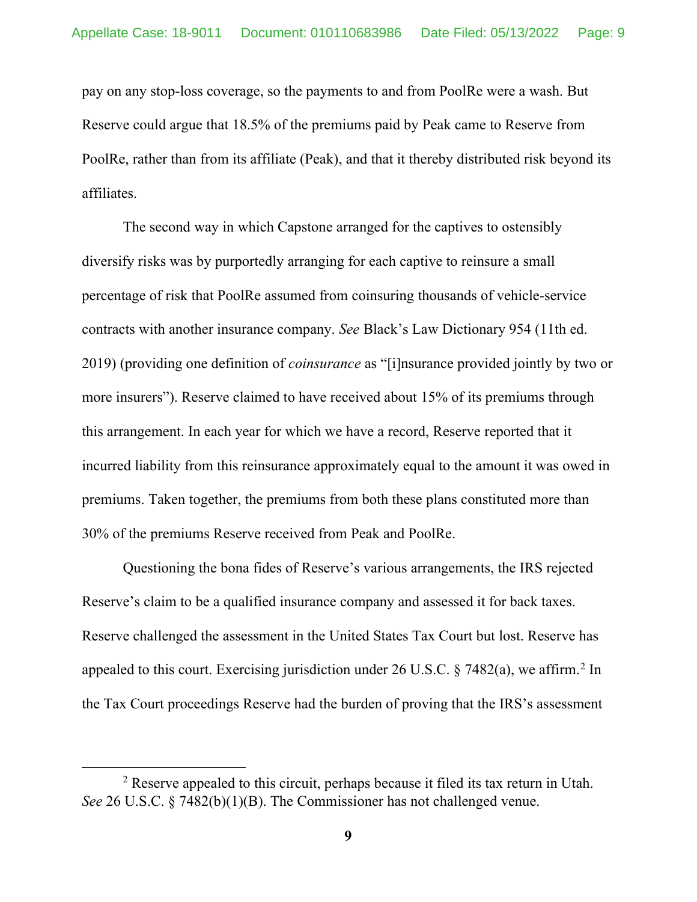pay on any stop-loss coverage, so the payments to and from PoolRe were a wash. But Reserve could argue that 18.5% of the premiums paid by Peak came to Reserve from PoolRe, rather than from its affiliate (Peak), and that it thereby distributed risk beyond its affiliates.

The second way in which Capstone arranged for the captives to ostensibly diversify risks was by purportedly arranging for each captive to reinsure a small percentage of risk that PoolRe assumed from coinsuring thousands of vehicle-service contracts with another insurance company. *See* Black's Law Dictionary 954 (11th ed. 2019) (providing one definition of *coinsurance* as "[i]nsurance provided jointly by two or more insurers"). Reserve claimed to have received about 15% of its premiums through this arrangement. In each year for which we have a record, Reserve reported that it incurred liability from this reinsurance approximately equal to the amount it was owed in premiums. Taken together, the premiums from both these plans constituted more than 30% of the premiums Reserve received from Peak and PoolRe.

Questioning the bona fides of Reserve's various arrangements, the IRS rejected Reserve's claim to be a qualified insurance company and assessed it for back taxes. Reserve challenged the assessment in the United States Tax Court but lost. Reserve has appealed to this court. Exercising jurisdiction under 26 U.S.C. § 7482(a), we affirm.[2] In the Tax Court proceedings Reserve had the burden of proving that the IRS's assessment

[2] Reserve appealed to this circuit, perhaps because it filed its tax return in Utah. *See* 26 U.S.C. § 7482(b)(1)(B). The Commissioner has not challenged venue.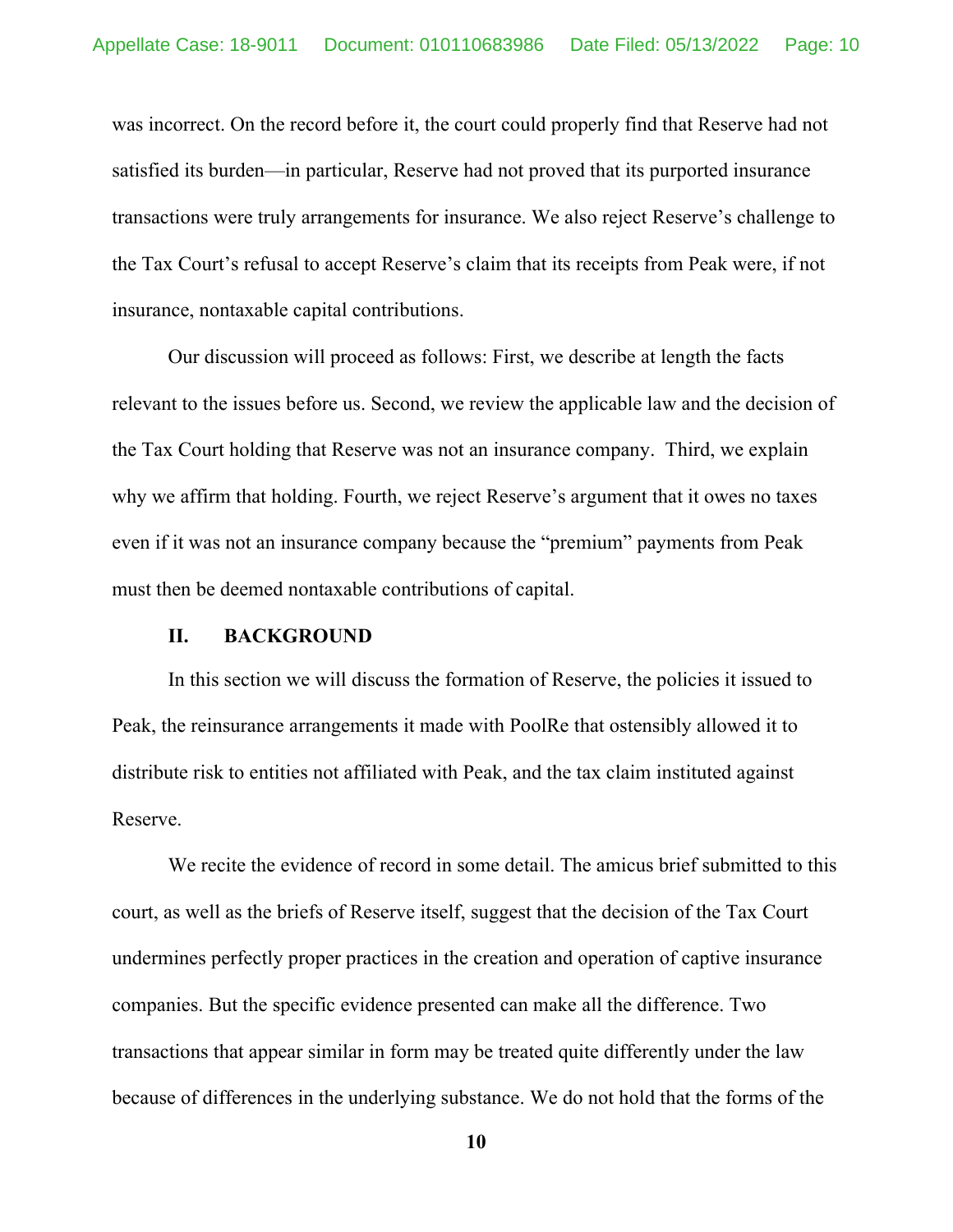was incorrect. On the record before it, the court could properly find that Reserve had not satisfied its burden—in particular, Reserve had not proved that its purported insurance transactions were truly arrangements for insurance. We also reject Reserve's challenge to the Tax Court's refusal to accept Reserve's claim that its receipts from Peak were, if not insurance, nontaxable capital contributions.

Our discussion will proceed as follows: First, we describe at length the facts relevant to the issues before us. Second, we review the applicable law and the decision of the Tax Court holding that Reserve was not an insurance company. Third, we explain why we affirm that holding. Fourth, we reject Reserve's argument that it owes no taxes even if it was not an insurance company because the "premium" payments from Peak must then be deemed nontaxable contributions of capital.

## II. BACKGROUND

In this section we will discuss the formation of Reserve, the policies it issued to Peak, the reinsurance arrangements it made with PoolRe that ostensibly allowed it to distribute risk to entities not affiliated with Peak, and the tax claim instituted against Reserve.

We recite the evidence of record in some detail. The amicus brief submitted to this court, as well as the briefs of Reserve itself, suggest that the decision of the Tax Court undermines perfectly proper practices in the creation and operation of captive insurance companies. But the specific evidence presented can make all the difference. Two transactions that appear similar in form may be treated quite differently under the law because of differences in the underlying substance. We do not hold that the forms of the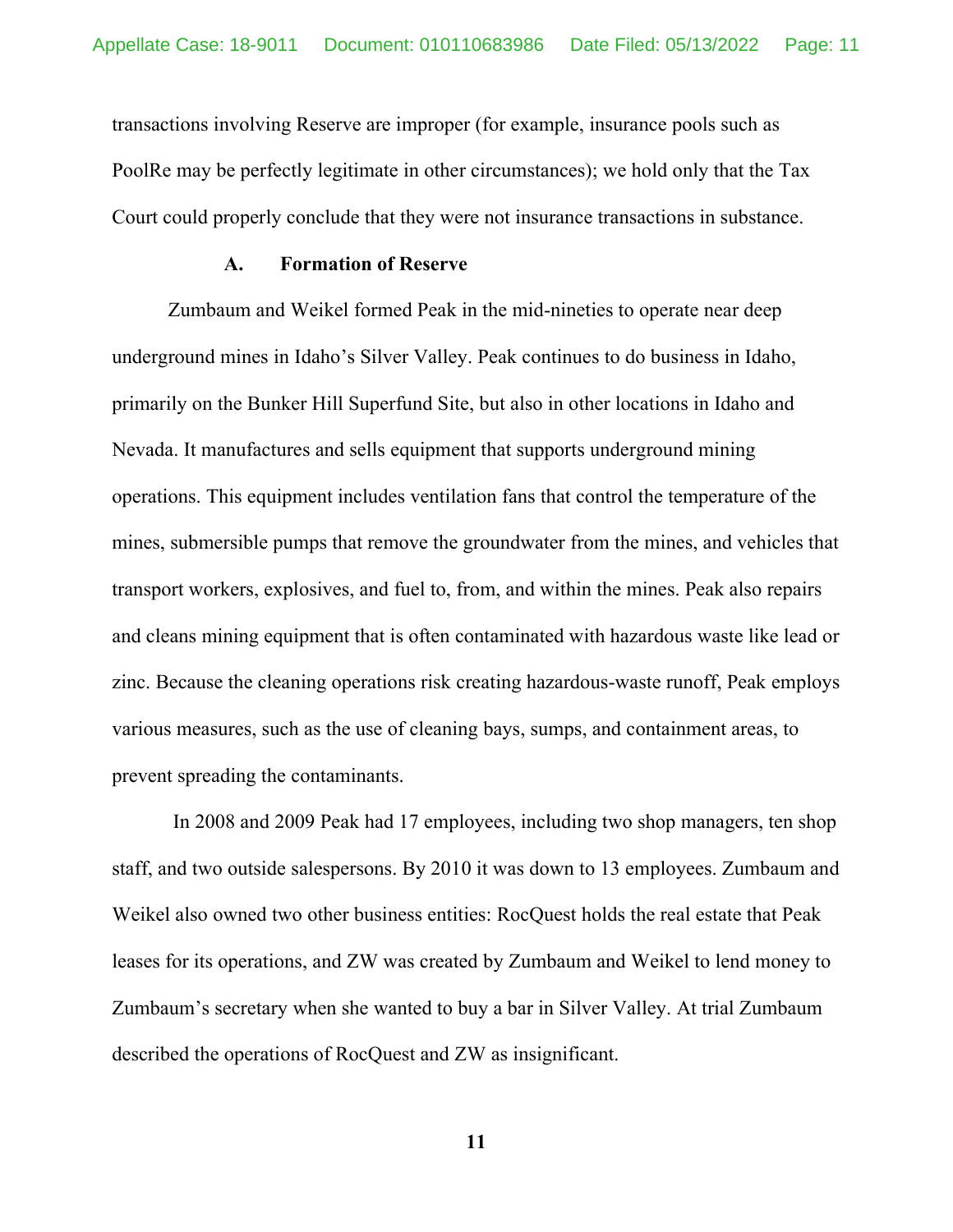transactions involving Reserve are improper (for example, insurance pools such as PoolRe may be perfectly legitimate in other circumstances); we hold only that the Tax Court could properly conclude that they were not insurance transactions in substance.

### A. Formation of Reserve

Zumbaum and Weikel formed Peak in the mid-nineties to operate near deep underground mines in Idaho's Silver Valley. Peak continues to do business in Idaho, primarily on the Bunker Hill Superfund Site, but also in other locations in Idaho and Nevada. It manufactures and sells equipment that supports underground mining operations. This equipment includes ventilation fans that control the temperature of the mines, submersible pumps that remove the groundwater from the mines, and vehicles that transport workers, explosives, and fuel to, from, and within the mines. Peak also repairs and cleans mining equipment that is often contaminated with hazardous waste like lead or zinc. Because the cleaning operations risk creating hazardous-waste runoff, Peak employs various measures, such as the use of cleaning bays, sumps, and containment areas, to prevent spreading the contaminants.

In 2008 and 2009 Peak had 17 employees, including two shop managers, ten shop staff, and two outside salespersons. By 2010 it was down to 13 employees. Zumbaum and Weikel also owned two other business entities: RocQuest holds the real estate that Peak leases for its operations, and ZW was created by Zumbaum and Weikel to lend money to Zumbaum's secretary when she wanted to buy a bar in Silver Valley. At trial Zumbaum described the operations of RocQuest and ZW as insignificant.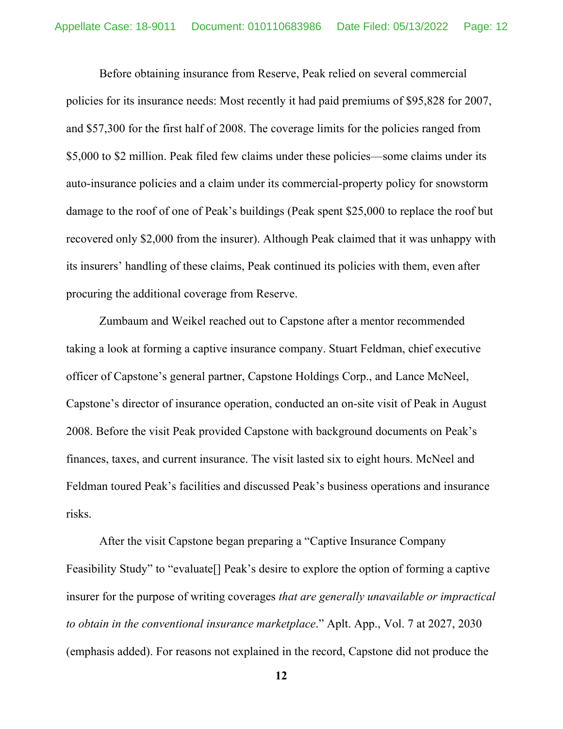Before obtaining insurance from Reserve, Peak relied on several commercial policies for its insurance needs: Most recently it had paid premiums of $95,828 for 2007, and $57,300 for the first half of 2008. The coverage limits for the policies ranged from $5,000 to $2 million. Peak filed few claims under these policies—some claims under its auto-insurance policies and a claim under its commercial-property policy for snowstorm damage to the roof of one of Peak's buildings (Peak spent $25,000 to replace the roof but recovered only $2,000 from the insurer). Although Peak claimed that it was unhappy with its insurers' handling of these claims, Peak continued its policies with them, even after procuring the additional coverage from Reserve.

Zumbaum and Weikel reached out to Capstone after a mentor recommended taking a look at forming a captive insurance company. Stuart Feldman, chief executive officer of Capstone's general partner, Capstone Holdings Corp., and Lance McNeel, Capstone's director of insurance operation, conducted an on-site visit of Peak in August 2008. Before the visit Peak provided Capstone with background documents on Peak's finances, taxes, and current insurance. The visit lasted six to eight hours. McNeel and Feldman toured Peak's facilities and discussed Peak's business operations and insurance risks.

After the visit Capstone began preparing a "Captive Insurance Company Feasibility Study" to "evaluate[] Peak's desire to explore the option of forming a captive insurer for the purpose of writing coverages *that are generally unavailable or impractical to obtain in the conventional insurance marketplace*." Aplt. App., Vol. 7 at 2027, 2030 (emphasis added). For reasons not explained in the record, Capstone did not produce the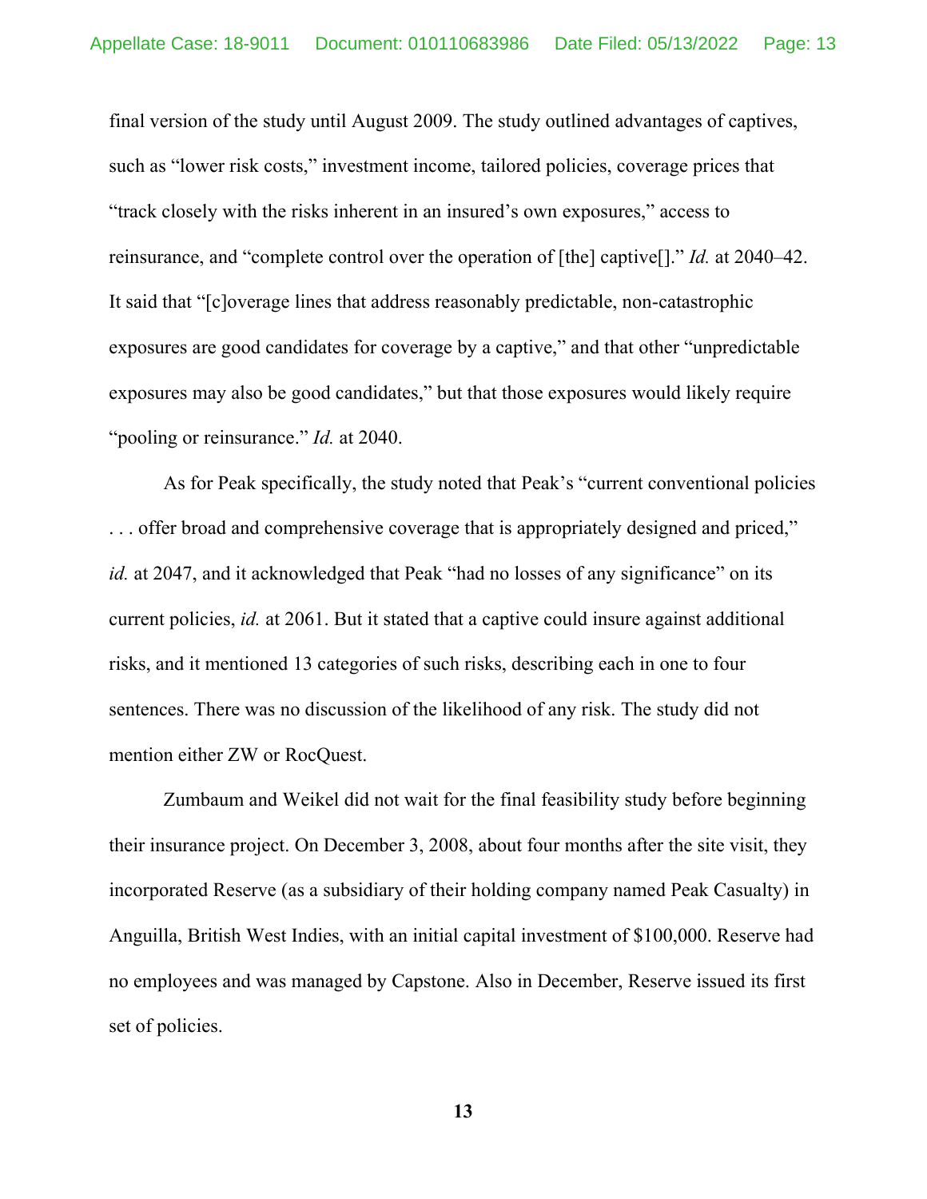final version of the study until August 2009. The study outlined advantages of captives, such as "lower risk costs," investment income, tailored policies, coverage prices that "track closely with the risks inherent in an insured's own exposures," access to reinsurance, and "complete control over the operation of [the] captive[]." *Id.* at 2040–42. It said that "[c]overage lines that address reasonably predictable, non-catastrophic exposures are good candidates for coverage by a captive," and that other "unpredictable exposures may also be good candidates," but that those exposures would likely require "pooling or reinsurance." *Id.* at 2040.

As for Peak specifically, the study noted that Peak's "current conventional policies . . . offer broad and comprehensive coverage that is appropriately designed and priced," *id.* at 2047, and it acknowledged that Peak "had no losses of any significance" on its current policies, *id.* at 2061. But it stated that a captive could insure against additional risks, and it mentioned 13 categories of such risks, describing each in one to four sentences. There was no discussion of the likelihood of any risk. The study did not mention either ZW or RocQuest.

Zumbaum and Weikel did not wait for the final feasibility study before beginning their insurance project. On December 3, 2008, about four months after the site visit, they incorporated Reserve (as a subsidiary of their holding company named Peak Casualty) in Anguilla, British West Indies, with an initial capital investment of $100,000. Reserve had no employees and was managed by Capstone. Also in December, Reserve issued its first set of policies.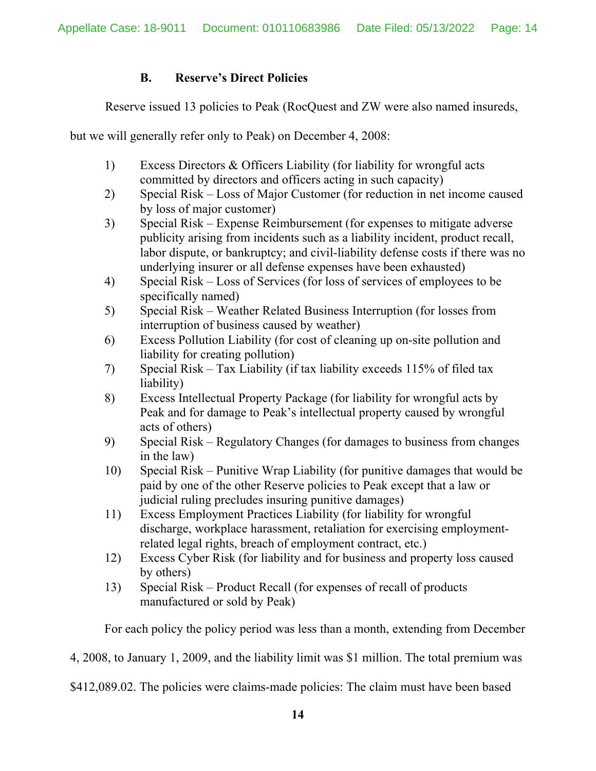### B. Reserve's Direct Policies

Reserve issued 13 policies to Peak (RocQuest and ZW were also named insureds, but we will generally refer only to Peak) on December 4, 2008:

1) Excess Directors & Officers Liability (for liability for wrongful acts committed by directors and officers acting in such capacity)
2) Special Risk – Loss of Major Customer (for reduction in net income caused by loss of major customer)
3) Special Risk – Expense Reimbursement (for expenses to mitigate adverse publicity arising from incidents such as a liability incident, product recall, labor dispute, or bankruptcy; and civil-liability defense costs if there was no underlying insurer or all defense expenses have been exhausted)
4) Special Risk – Loss of Services (for loss of services of employees to be specifically named)
5) Special Risk – Weather Related Business Interruption (for losses from interruption of business caused by weather)
6) Excess Pollution Liability (for cost of cleaning up on-site pollution and liability for creating pollution)
7) Special Risk – Tax Liability (if tax liability exceeds 115% of filed tax liability)
8) Excess Intellectual Property Package (for liability for wrongful acts by Peak and for damage to Peak's intellectual property caused by wrongful acts of others)
9) Special Risk – Regulatory Changes (for damages to business from changes in the law)
10) Special Risk – Punitive Wrap Liability (for punitive damages that would be paid by one of the other Reserve policies to Peak except that a law or judicial ruling precludes insuring punitive damages)
11) Excess Employment Practices Liability (for liability for wrongful discharge, workplace harassment, retaliation for exercising employment-related legal rights, breach of employment contract, etc.)
12) Excess Cyber Risk (for liability and for business and property loss caused by others)
13) Special Risk – Product Recall (for expenses of recall of products manufactured or sold by Peak)

For each policy the policy period was less than a month, extending from December 4, 2008, to January 1, 2009, and the liability limit was $1 million. The total premium was $412,089.02. The policies were claims-made policies: The claim must have been based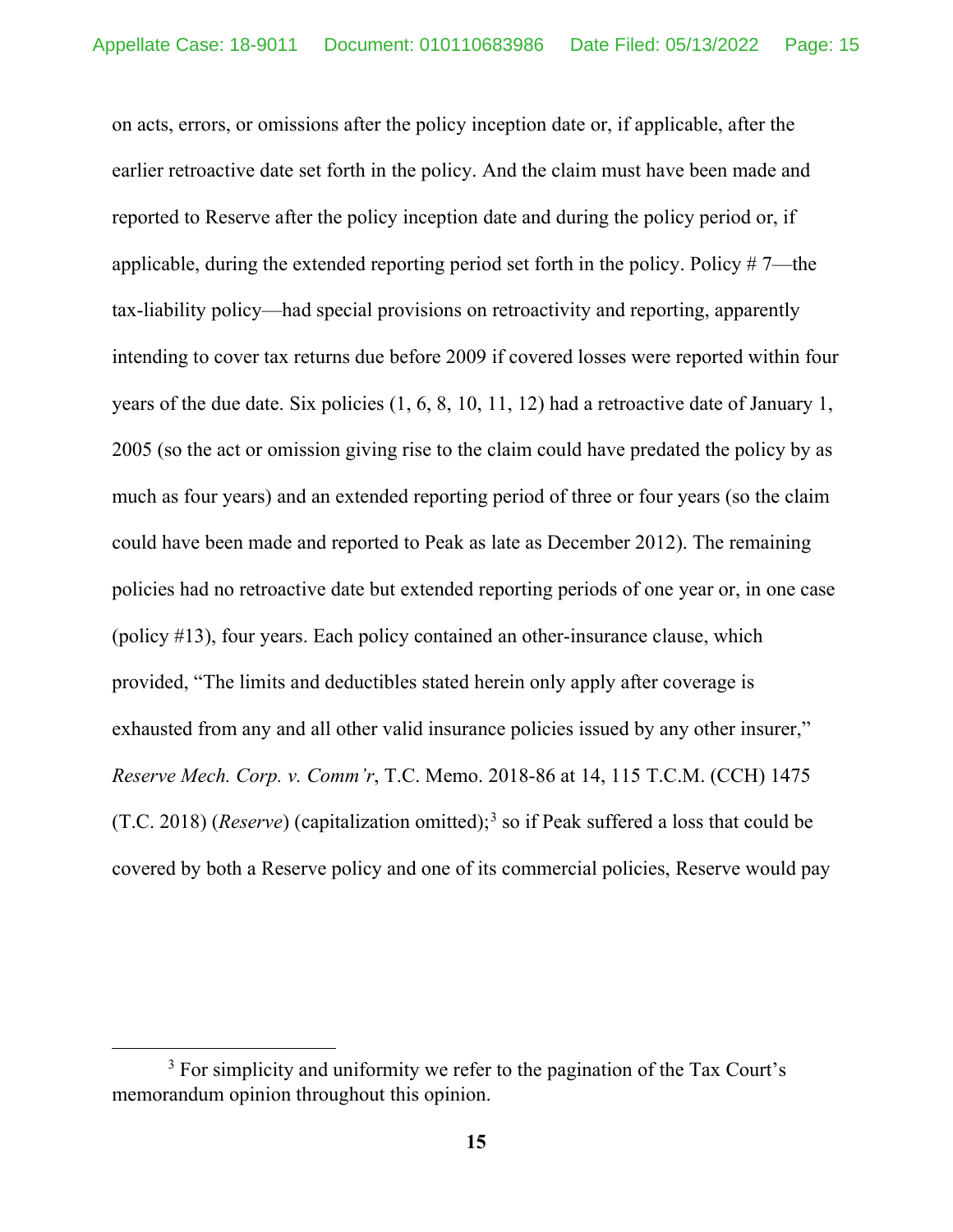on acts, errors, or omissions after the policy inception date or, if applicable, after the earlier retroactive date set forth in the policy. And the claim must have been made and reported to Reserve after the policy inception date and during the policy period or, if applicable, during the extended reporting period set forth in the policy. Policy # 7—the tax-liability policy—had special provisions on retroactivity and reporting, apparently intending to cover tax returns due before 2009 if covered losses were reported within four years of the due date. Six policies (1, 6, 8, 10, 11, 12) had a retroactive date of January 1, 2005 (so the act or omission giving rise to the claim could have predated the policy by as much as four years) and an extended reporting period of three or four years (so the claim could have been made and reported to Peak as late as December 2012). The remaining policies had no retroactive date but extended reporting periods of one year or, in one case (policy #13), four years. Each policy contained an other-insurance clause, which provided, "The limits and deductibles stated herein only apply after coverage is exhausted from any and all other valid insurance policies issued by any other insurer," *Reserve Mech. Corp. v. Comm'r*, T.C. Memo. 2018-86 at 14, 115 T.C.M. (CCH) 1475 (T.C. 2018) (*Reserve*) (capitalization omitted);[3] so if Peak suffered a loss that could be covered by both a Reserve policy and one of its commercial policies, Reserve would pay

[3] For simplicity and uniformity we refer to the pagination of the Tax Court's memorandum opinion throughout this opinion.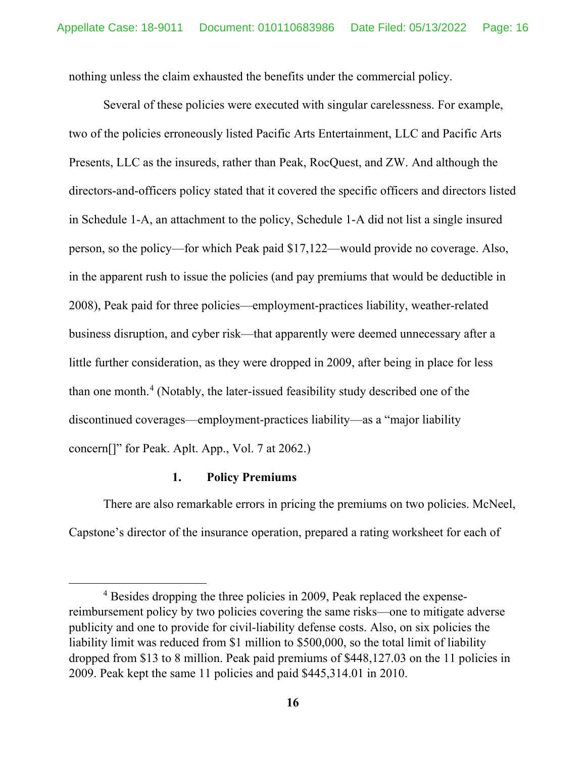nothing unless the claim exhausted the benefits under the commercial policy.

Several of these policies were executed with singular carelessness. For example, two of the policies erroneously listed Pacific Arts Entertainment, LLC and Pacific Arts Presents, LLC as the insureds, rather than Peak, RocQuest, and ZW. And although the directors-and-officers policy stated that it covered the specific officers and directors listed in Schedule 1-A, an attachment to the policy, Schedule 1-A did not list a single insured person, so the policy—for which Peak paid $17,122—would provide no coverage. Also, in the apparent rush to issue the policies (and pay premiums that would be deductible in 2008), Peak paid for three policies—employment-practices liability, weather-related business disruption, and cyber risk—that apparently were deemed unnecessary after a little further consideration, as they were dropped in 2009, after being in place for less than one month.[4] (Notably, the later-issued feasibility study described one of the discontinued coverages—employment-practices liability—as a "major liability concern[]" for Peak. Aplt. App., Vol. 7 at 2062.)

### 1. Policy Premiums

There are also remarkable errors in pricing the premiums on two policies. McNeel, Capstone's director of the insurance operation, prepared a rating worksheet for each of

---

[4] Besides dropping the three policies in 2009, Peak replaced the expense-reimbursement policy by two policies covering the same risks—one to mitigate adverse publicity and one to provide for civil-liability defense costs. Also, on six policies the liability limit was reduced from $1 million to $500,000, so the total limit of liability dropped from $13 to 8 million. Peak paid premiums of $448,127.03 on the 11 policies in 2009. Peak kept the same 11 policies and paid $445,314.01 in 2010.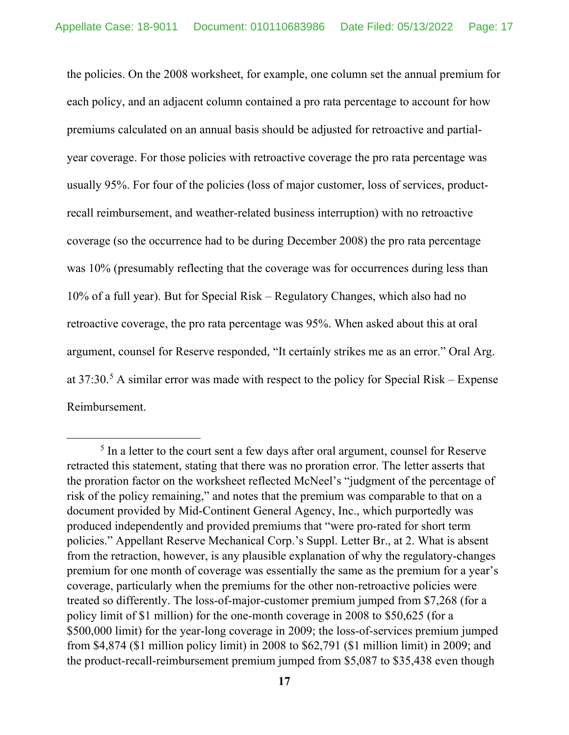the policies. On the 2008 worksheet, for example, one column set the annual premium for each policy, and an adjacent column contained a pro rata percentage to account for how premiums calculated on an annual basis should be adjusted for retroactive and partial-year coverage. For those policies with retroactive coverage the pro rata percentage was usually 95%. For four of the policies (loss of major customer, loss of services, product-recall reimbursement, and weather-related business interruption) with no retroactive coverage (so the occurrence had to be during December 2008) the pro rata percentage was 10% (presumably reflecting that the coverage was for occurrences during less than 10% of a full year). But for Special Risk – Regulatory Changes, which also had no retroactive coverage, the pro rata percentage was 95%. When asked about this at oral argument, counsel for Reserve responded, "It certainly strikes me as an error." Oral Arg. at 37:30.[5] A similar error was made with respect to the policy for Special Risk – Expense Reimbursement.

---

[5] In a letter to the court sent a few days after oral argument, counsel for Reserve retracted this statement, stating that there was no proration error. The letter asserts that the proration factor on the worksheet reflected McNeel's "judgment of the percentage of risk of the policy remaining," and notes that the premium was comparable to that on a document provided by Mid-Continent General Agency, Inc., which purportedly was produced independently and provided premiums that "were pro-rated for short term policies." Appellant Reserve Mechanical Corp.'s Suppl. Letter Br., at 2. What is absent from the retraction, however, is any plausible explanation of why the regulatory-changes premium for one month of coverage was essentially the same as the premium for a year's coverage, particularly when the premiums for the other non-retroactive policies were treated so differently. The loss-of-major-customer premium jumped from $7,268 (for a policy limit of $1 million) for the one-month coverage in 2008 to $50,625 (for a $500,000 limit) for the year-long coverage in 2009; the loss-of-services premium jumped from $4,874 ($1 million policy limit) in 2008 to $62,791 ($1 million limit) in 2009; and the product-recall-reimbursement premium jumped from $5,087 to $35,438 even though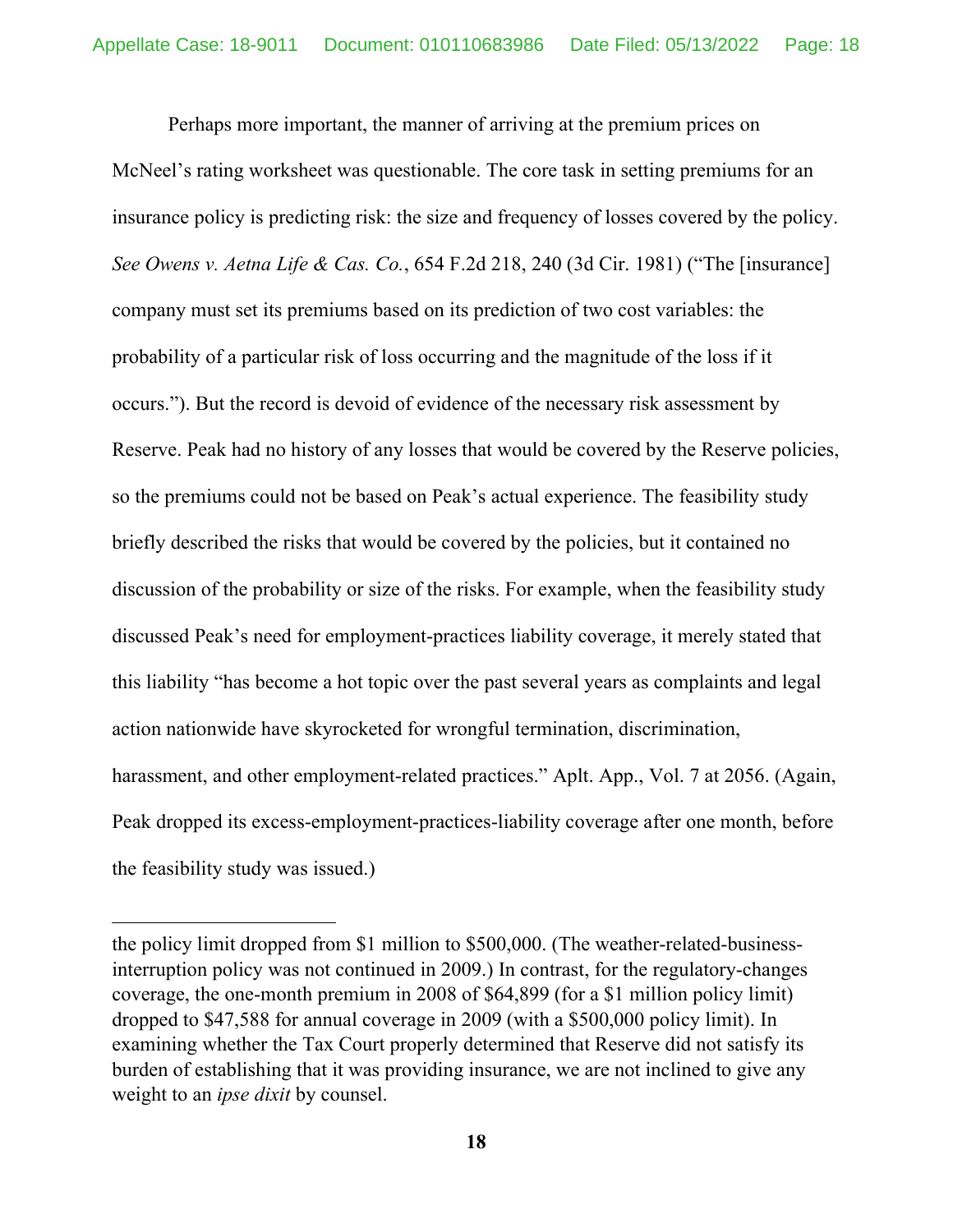Perhaps more important, the manner of arriving at the premium prices on McNeel's rating worksheet was questionable. The core task in setting premiums for an insurance policy is predicting risk: the size and frequency of losses covered by the policy. *See Owens v. Aetna Life & Cas. Co.*, 654 F.2d 218, 240 (3d Cir. 1981) ("The [insurance] company must set its premiums based on its prediction of two cost variables: the probability of a particular risk of loss occurring and the magnitude of the loss if it occurs."). But the record is devoid of evidence of the necessary risk assessment by Reserve. Peak had no history of any losses that would be covered by the Reserve policies, so the premiums could not be based on Peak's actual experience. The feasibility study briefly described the risks that would be covered by the policies, but it contained no discussion of the probability or size of the risks. For example, when the feasibility study discussed Peak's need for employment-practices liability coverage, it merely stated that this liability "has become a hot topic over the past several years as complaints and legal action nationwide have skyrocketed for wrongful termination, discrimination, harassment, and other employment-related practices." Aplt. App., Vol. 7 at 2056. (Again, Peak dropped its excess-employment-practices-liability coverage after one month, before the feasibility study was issued.)

---

the policy limit dropped from \$1 million to \$500,000. (The weather-related-business-interruption policy was not continued in 2009.) In contrast, for the regulatory-changes coverage, the one-month premium in 2008 of \$64,899 (for a \$1 million policy limit) dropped to \$47,588 for annual coverage in 2009 (with a \$500,000 policy limit). In examining whether the Tax Court properly determined that Reserve did not satisfy its burden of establishing that it was providing insurance, we are not inclined to give any weight to an *ipse dixit* by counsel.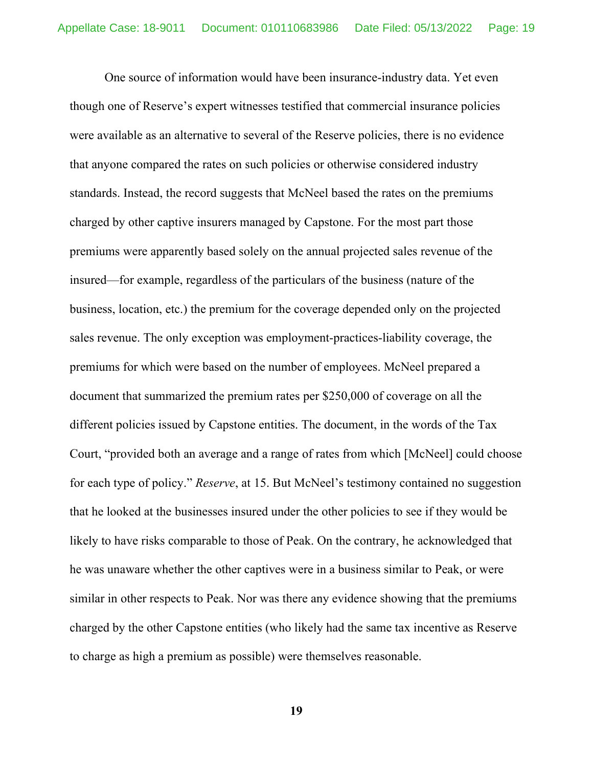One source of information would have been insurance-industry data. Yet even though one of Reserve's expert witnesses testified that commercial insurance policies were available as an alternative to several of the Reserve policies, there is no evidence that anyone compared the rates on such policies or otherwise considered industry standards. Instead, the record suggests that McNeel based the rates on the premiums charged by other captive insurers managed by Capstone. For the most part those premiums were apparently based solely on the annual projected sales revenue of the insured—for example, regardless of the particulars of the business (nature of the business, location, etc.) the premium for the coverage depended only on the projected sales revenue. The only exception was employment-practices-liability coverage, the premiums for which were based on the number of employees. McNeel prepared a document that summarized the premium rates per $250,000 of coverage on all the different policies issued by Capstone entities. The document, in the words of the Tax Court, "provided both an average and a range of rates from which [McNeel] could choose for each type of policy." *Reserve*, at 15. But McNeel's testimony contained no suggestion that he looked at the businesses insured under the other policies to see if they would be likely to have risks comparable to those of Peak. On the contrary, he acknowledged that he was unaware whether the other captives were in a business similar to Peak, or were similar in other respects to Peak. Nor was there any evidence showing that the premiums charged by the other Capstone entities (who likely had the same tax incentive as Reserve to charge as high a premium as possible) were themselves reasonable.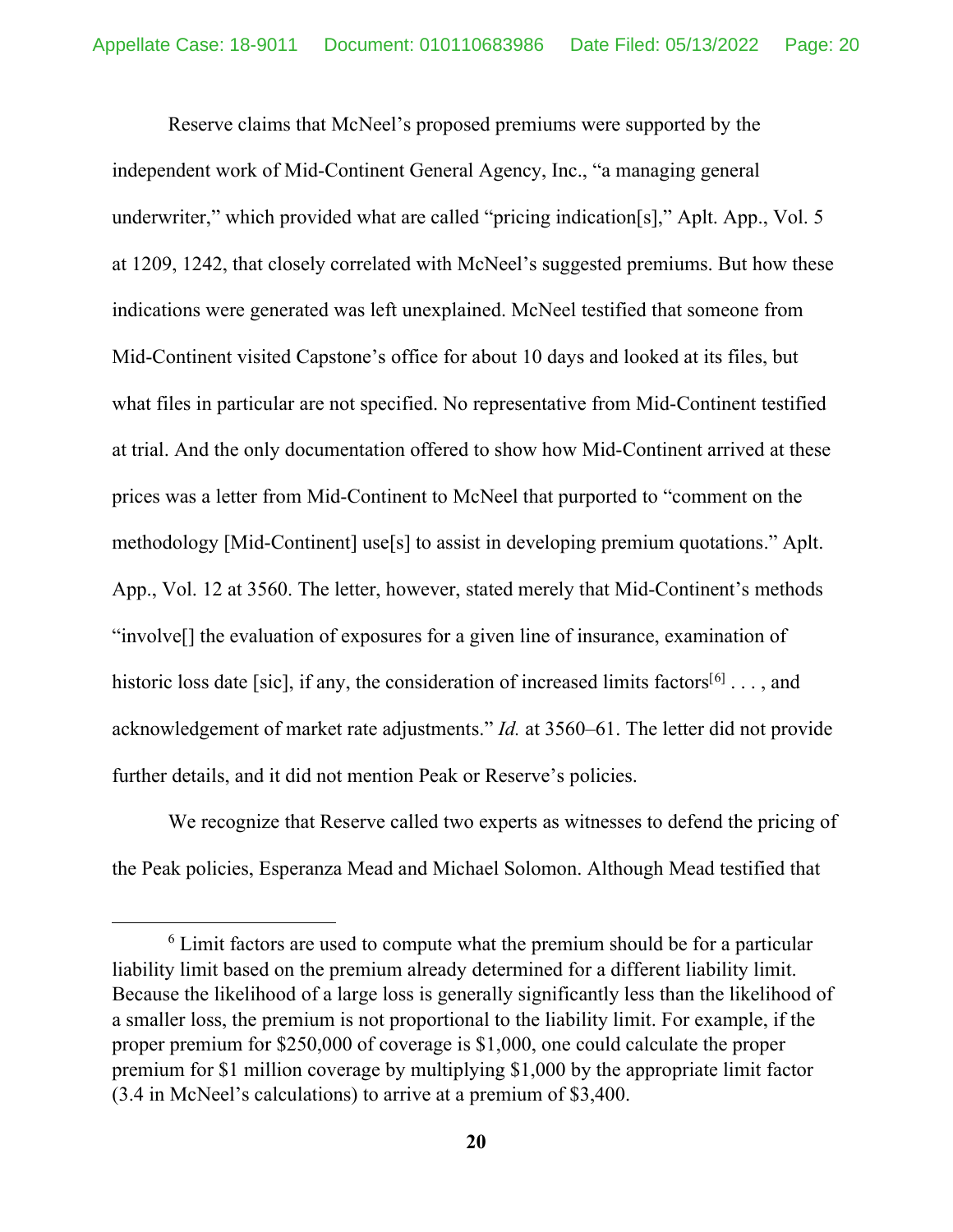Reserve claims that McNeel's proposed premiums were supported by the independent work of Mid-Continent General Agency, Inc., "a managing general underwriter," which provided what are called "pricing indication[s]," Aplt. App., Vol. 5 at 1209, 1242, that closely correlated with McNeel's suggested premiums. But how these indications were generated was left unexplained. McNeel testified that someone from Mid-Continent visited Capstone's office for about 10 days and looked at its files, but what files in particular are not specified. No representative from Mid-Continent testified at trial. And the only documentation offered to show how Mid-Continent arrived at these prices was a letter from Mid-Continent to McNeel that purported to "comment on the methodology [Mid-Continent] use[s] to assist in developing premium quotations." Aplt. App., Vol. 12 at 3560. The letter, however, stated merely that Mid-Continent's methods "involve[] the evaluation of exposures for a given line of insurance, examination of historic loss date [sic], if any, the consideration of increased limits factors[6] . . . , and acknowledgement of market rate adjustments." *Id.* at 3560–61. The letter did not provide further details, and it did not mention Peak or Reserve's policies.

We recognize that Reserve called two experts as witnesses to defend the pricing of the Peak policies, Esperanza Mead and Michael Solomon. Although Mead testified that

---

[6] Limit factors are used to compute what the premium should be for a particular liability limit based on the premium already determined for a different liability limit. Because the likelihood of a large loss is generally significantly less than the likelihood of a smaller loss, the premium is not proportional to the liability limit. For example, if the proper premium for $250,000 of coverage is $1,000, one could calculate the proper premium for $1 million coverage by multiplying $1,000 by the appropriate limit factor (3.4 in McNeel's calculations) to arrive at a premium of $3,400.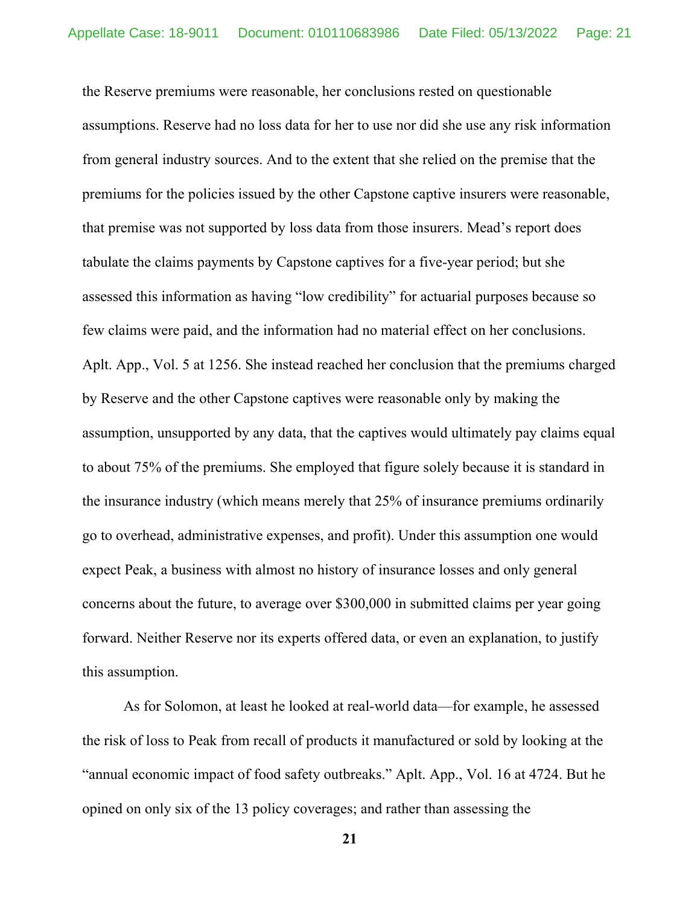the Reserve premiums were reasonable, her conclusions rested on questionable assumptions. Reserve had no loss data for her to use nor did she use any risk information from general industry sources. And to the extent that she relied on the premise that the premiums for the policies issued by the other Capstone captive insurers were reasonable, that premise was not supported by loss data from those insurers. Mead's report does tabulate the claims payments by Capstone captives for a five-year period; but she assessed this information as having "low credibility" for actuarial purposes because so few claims were paid, and the information had no material effect on her conclusions. Aplt. App., Vol. 5 at 1256. She instead reached her conclusion that the premiums charged by Reserve and the other Capstone captives were reasonable only by making the assumption, unsupported by any data, that the captives would ultimately pay claims equal to about 75% of the premiums. She employed that figure solely because it is standard in the insurance industry (which means merely that 25% of insurance premiums ordinarily go to overhead, administrative expenses, and profit). Under this assumption one would expect Peak, a business with almost no history of insurance losses and only general concerns about the future, to average over $300,000 in submitted claims per year going forward. Neither Reserve nor its experts offered data, or even an explanation, to justify this assumption.

As for Solomon, at least he looked at real-world data—for example, he assessed the risk of loss to Peak from recall of products it manufactured or sold by looking at the "annual economic impact of food safety outbreaks." Aplt. App., Vol. 16 at 4724. But he opined on only six of the 13 policy coverages; and rather than assessing the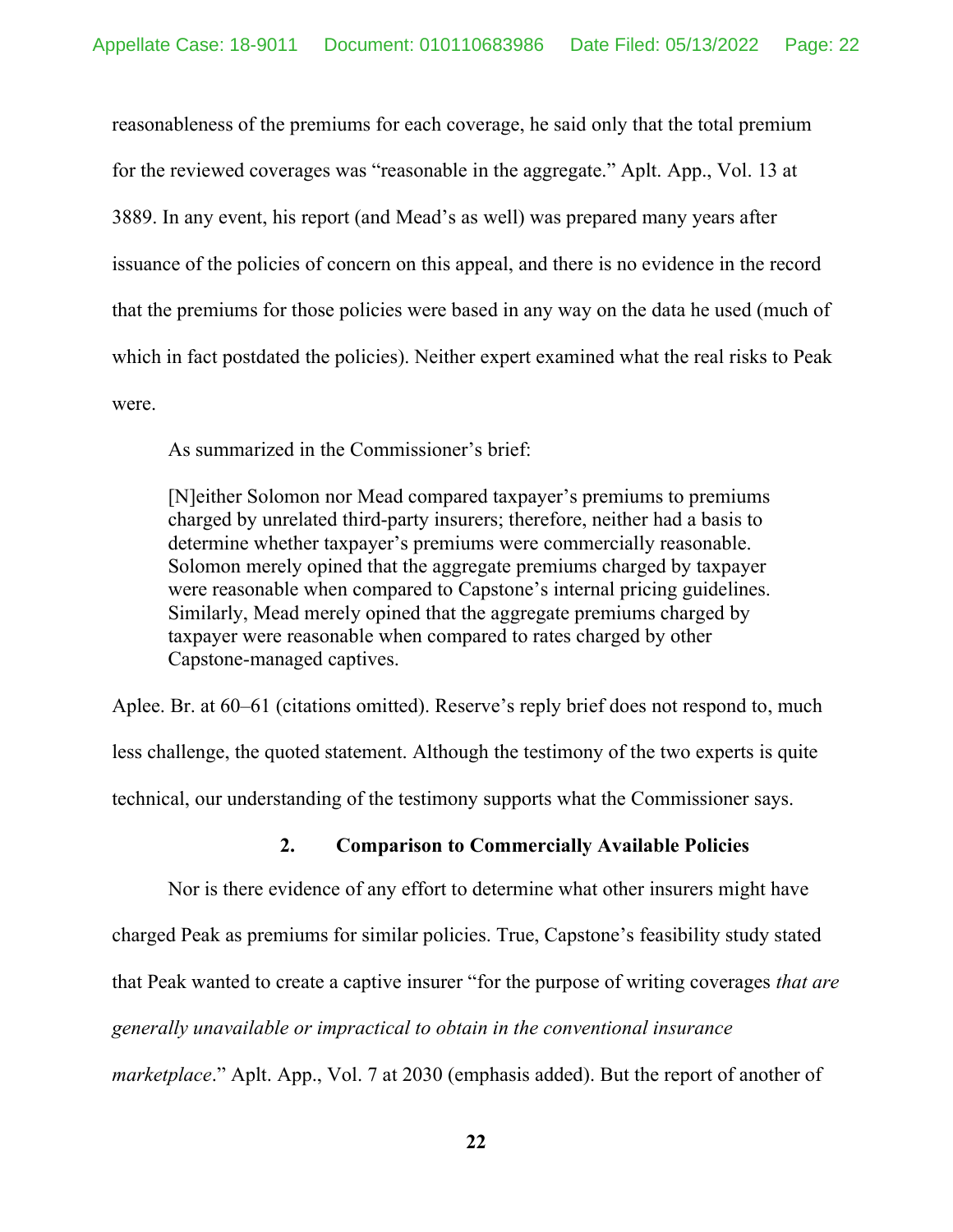reasonableness of the premiums for each coverage, he said only that the total premium for the reviewed coverages was "reasonable in the aggregate." Aplt. App., Vol. 13 at 3889. In any event, his report (and Mead's as well) was prepared many years after issuance of the policies of concern on this appeal, and there is no evidence in the record that the premiums for those policies were based in any way on the data he used (much of which in fact postdated the policies). Neither expert examined what the real risks to Peak were.

As summarized in the Commissioner's brief:

> [N]either Solomon nor Mead compared taxpayer's premiums to premiums charged by unrelated third-party insurers; therefore, neither had a basis to determine whether taxpayer's premiums were commercially reasonable. Solomon merely opined that the aggregate premiums charged by taxpayer were reasonable when compared to Capstone's internal pricing guidelines. Similarly, Mead merely opined that the aggregate premiums charged by taxpayer were reasonable when compared to rates charged by other Capstone-managed captives.

Aplee. Br. at 60–61 (citations omitted). Reserve's reply brief does not respond to, much less challenge, the quoted statement. Although the testimony of the two experts is quite technical, our understanding of the testimony supports what the Commissioner says.

### 2. Comparison to Commercially Available Policies

Nor is there evidence of any effort to determine what other insurers might have charged Peak as premiums for similar policies. True, Capstone's feasibility study stated that Peak wanted to create a captive insurer "for the purpose of writing coverages *that are generally unavailable or impractical to obtain in the conventional insurance marketplace*." Aplt. App., Vol. 7 at 2030 (emphasis added). But the report of another of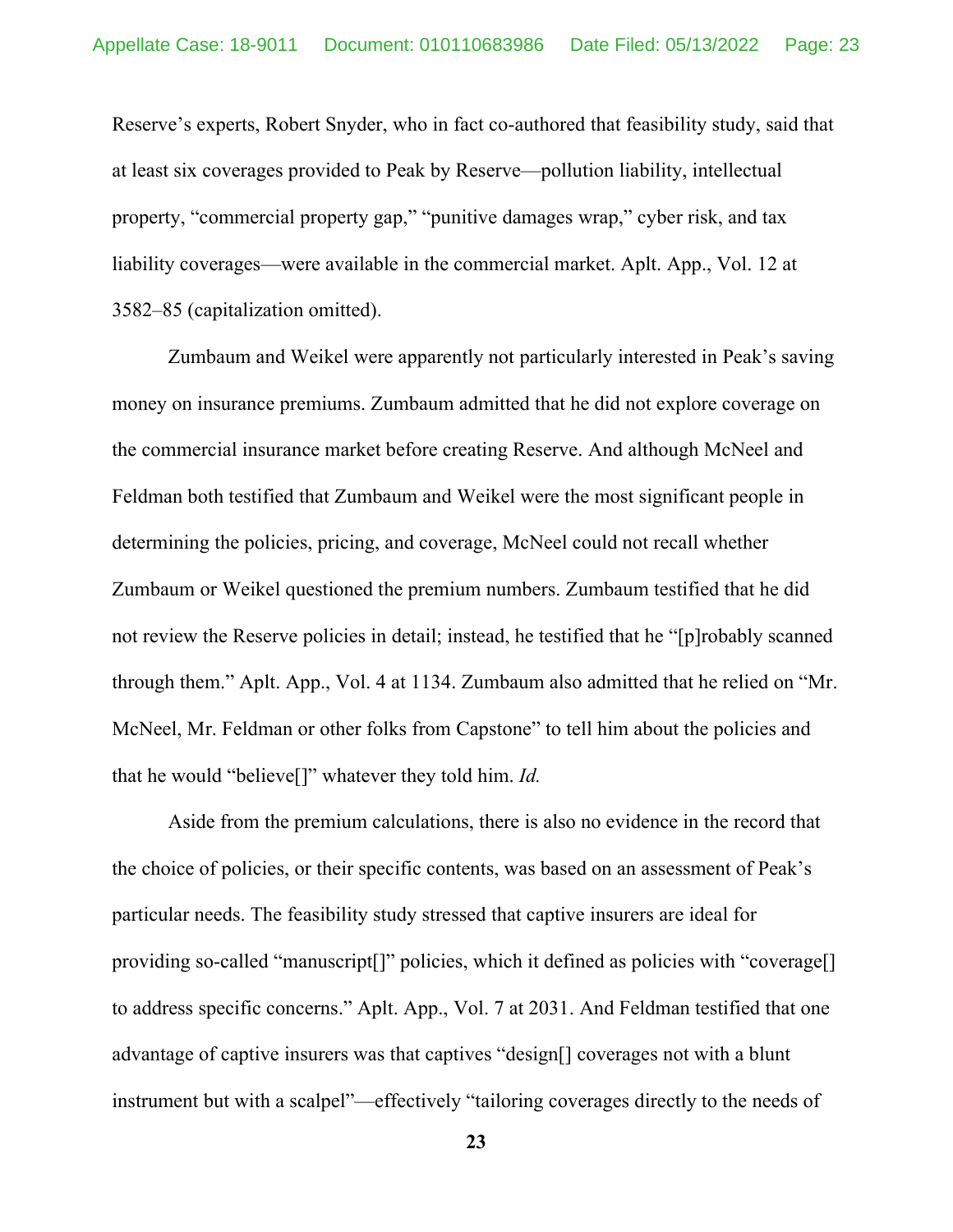Reserve's experts, Robert Snyder, who in fact co-authored that feasibility study, said that at least six coverages provided to Peak by Reserve—pollution liability, intellectual property, "commercial property gap," "punitive damages wrap," cyber risk, and tax liability coverages—were available in the commercial market. Aplt. App., Vol. 12 at 3582–85 (capitalization omitted).

Zumbaum and Weikel were apparently not particularly interested in Peak's saving money on insurance premiums. Zumbaum admitted that he did not explore coverage on the commercial insurance market before creating Reserve. And although McNeel and Feldman both testified that Zumbaum and Weikel were the most significant people in determining the policies, pricing, and coverage, McNeel could not recall whether Zumbaum or Weikel questioned the premium numbers. Zumbaum testified that he did not review the Reserve policies in detail; instead, he testified that he "[p]robably scanned through them." Aplt. App., Vol. 4 at 1134. Zumbaum also admitted that he relied on "Mr. McNeel, Mr. Feldman or other folks from Capstone" to tell him about the policies and that he would "believe[]" whatever they told him. *Id.*

Aside from the premium calculations, there is also no evidence in the record that the choice of policies, or their specific contents, was based on an assessment of Peak's particular needs. The feasibility study stressed that captive insurers are ideal for providing so-called "manuscript[]" policies, which it defined as policies with "coverage[] to address specific concerns." Aplt. App., Vol. 7 at 2031. And Feldman testified that one advantage of captive insurers was that captives "design[] coverages not with a blunt instrument but with a scalpel"—effectively "tailoring coverages directly to the needs of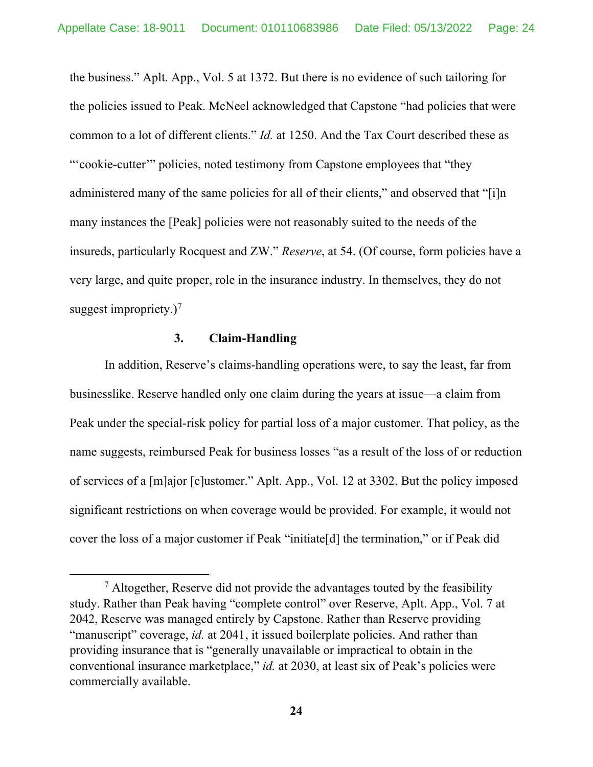the business." Aplt. App., Vol. 5 at 1372. But there is no evidence of such tailoring for the policies issued to Peak. McNeel acknowledged that Capstone "had policies that were common to a lot of different clients." *Id.* at 1250. And the Tax Court described these as "'cookie-cutter'" policies, noted testimony from Capstone employees that "they administered many of the same policies for all of their clients," and observed that "[i]n many instances the [Peak] policies were not reasonably suited to the needs of the insureds, particularly Rocquest and ZW." *Reserve*, at 54. (Of course, form policies have a very large, and quite proper, role in the insurance industry. In themselves, they do not suggest impropriety.)[7]

### 3. Claim-Handling

In addition, Reserve's claims-handling operations were, to say the least, far from businesslike. Reserve handled only one claim during the years at issue—a claim from Peak under the special-risk policy for partial loss of a major customer. That policy, as the name suggests, reimbursed Peak for business losses "as a result of the loss of or reduction of services of a [m]ajor [c]ustomer." Aplt. App., Vol. 12 at 3302. But the policy imposed significant restrictions on when coverage would be provided. For example, it would not cover the loss of a major customer if Peak "initiate[d] the termination," or if Peak did

---

[7] Altogether, Reserve did not provide the advantages touted by the feasibility study. Rather than Peak having "complete control" over Reserve, Aplt. App., Vol. 7 at 2042, Reserve was managed entirely by Capstone. Rather than Reserve providing "manuscript" coverage, *id.* at 2041, it issued boilerplate policies. And rather than providing insurance that is "generally unavailable or impractical to obtain in the conventional insurance marketplace," *id.* at 2030, at least six of Peak's policies were commercially available.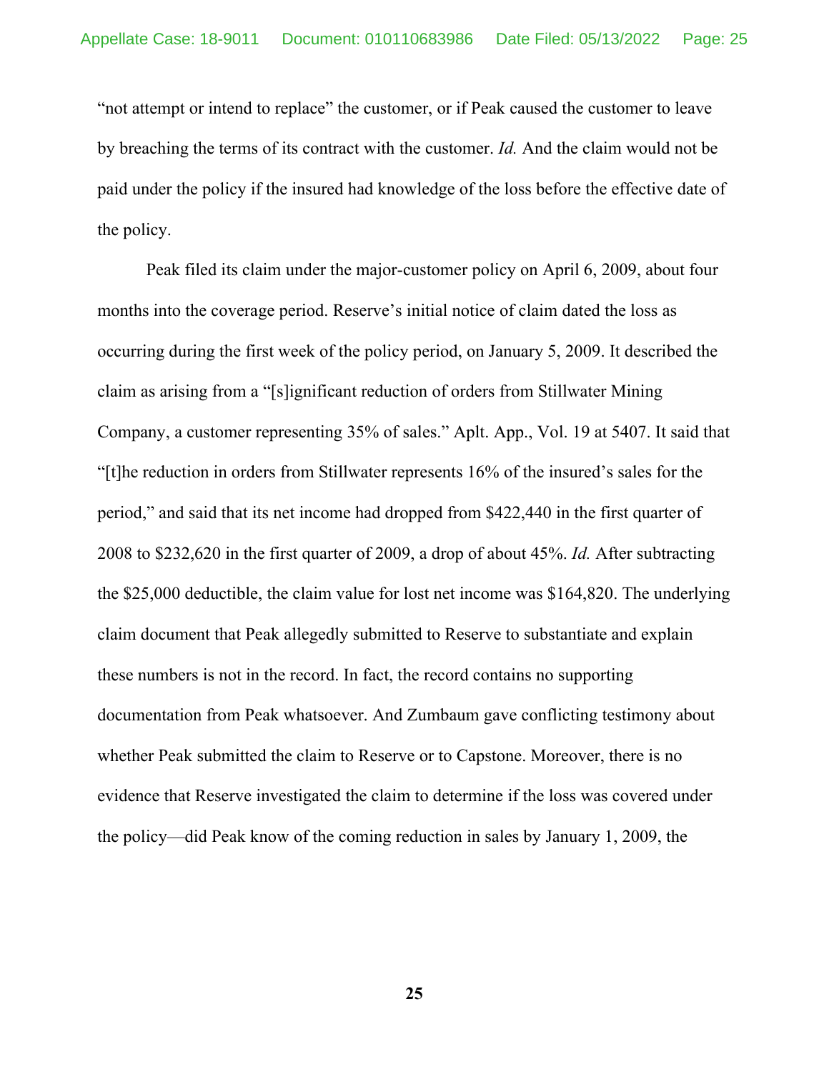"not attempt or intend to replace" the customer, or if Peak caused the customer to leave by breaching the terms of its contract with the customer. *Id.* And the claim would not be paid under the policy if the insured had knowledge of the loss before the effective date of the policy.

Peak filed its claim under the major-customer policy on April 6, 2009, about four months into the coverage period. Reserve's initial notice of claim dated the loss as occurring during the first week of the policy period, on January 5, 2009. It described the claim as arising from a "[s]ignificant reduction of orders from Stillwater Mining Company, a customer representing 35% of sales." Aplt. App., Vol. 19 at 5407. It said that "[t]he reduction in orders from Stillwater represents 16% of the insured's sales for the period," and said that its net income had dropped from $422,440 in the first quarter of 2008 to $232,620 in the first quarter of 2009, a drop of about 45%. *Id.* After subtracting the $25,000 deductible, the claim value for lost net income was $164,820. The underlying claim document that Peak allegedly submitted to Reserve to substantiate and explain these numbers is not in the record. In fact, the record contains no supporting documentation from Peak whatsoever. And Zumbaum gave conflicting testimony about whether Peak submitted the claim to Reserve or to Capstone. Moreover, there is no evidence that Reserve investigated the claim to determine if the loss was covered under the policy—did Peak know of the coming reduction in sales by January 1, 2009, the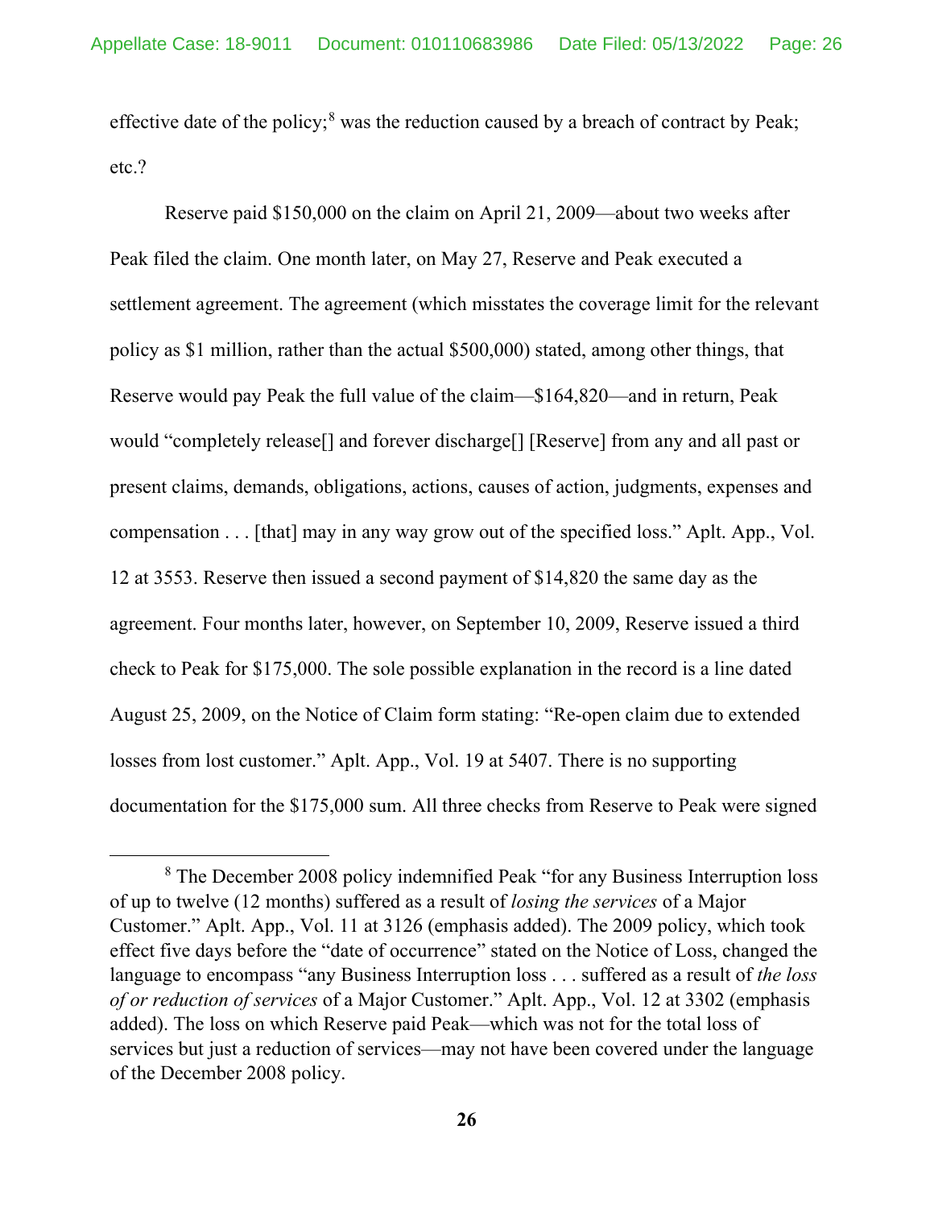effective date of the policy;[8] was the reduction caused by a breach of contract by Peak; etc.?

Reserve paid $150,000 on the claim on April 21, 2009—about two weeks after Peak filed the claim. One month later, on May 27, Reserve and Peak executed a settlement agreement. The agreement (which misstates the coverage limit for the relevant policy as $1 million, rather than the actual $500,000) stated, among other things, that Reserve would pay Peak the full value of the claim—$164,820—and in return, Peak would "completely release[] and forever discharge[] [Reserve] from any and all past or present claims, demands, obligations, actions, causes of action, judgments, expenses and compensation . . . [that] may in any way grow out of the specified loss." Aplt. App., Vol. 12 at 3553. Reserve then issued a second payment of $14,820 the same day as the agreement. Four months later, however, on September 10, 2009, Reserve issued a third check to Peak for $175,000. The sole possible explanation in the record is a line dated August 25, 2009, on the Notice of Claim form stating: "Re-open claim due to extended losses from lost customer." Aplt. App., Vol. 19 at 5407. There is no supporting documentation for the $175,000 sum. All three checks from Reserve to Peak were signed

---

[8] The December 2008 policy indemnified Peak "for any Business Interruption loss of up to twelve (12 months) suffered as a result of *losing the services* of a Major Customer." Aplt. App., Vol. 11 at 3126 (emphasis added). The 2009 policy, which took effect five days before the "date of occurrence" stated on the Notice of Loss, changed the language to encompass "any Business Interruption loss . . . suffered as a result of *the loss of or reduction of services* of a Major Customer." Aplt. App., Vol. 12 at 3302 (emphasis added). The loss on which Reserve paid Peak—which was not for the total loss of services but just a reduction of services—may not have been covered under the language of the December 2008 policy.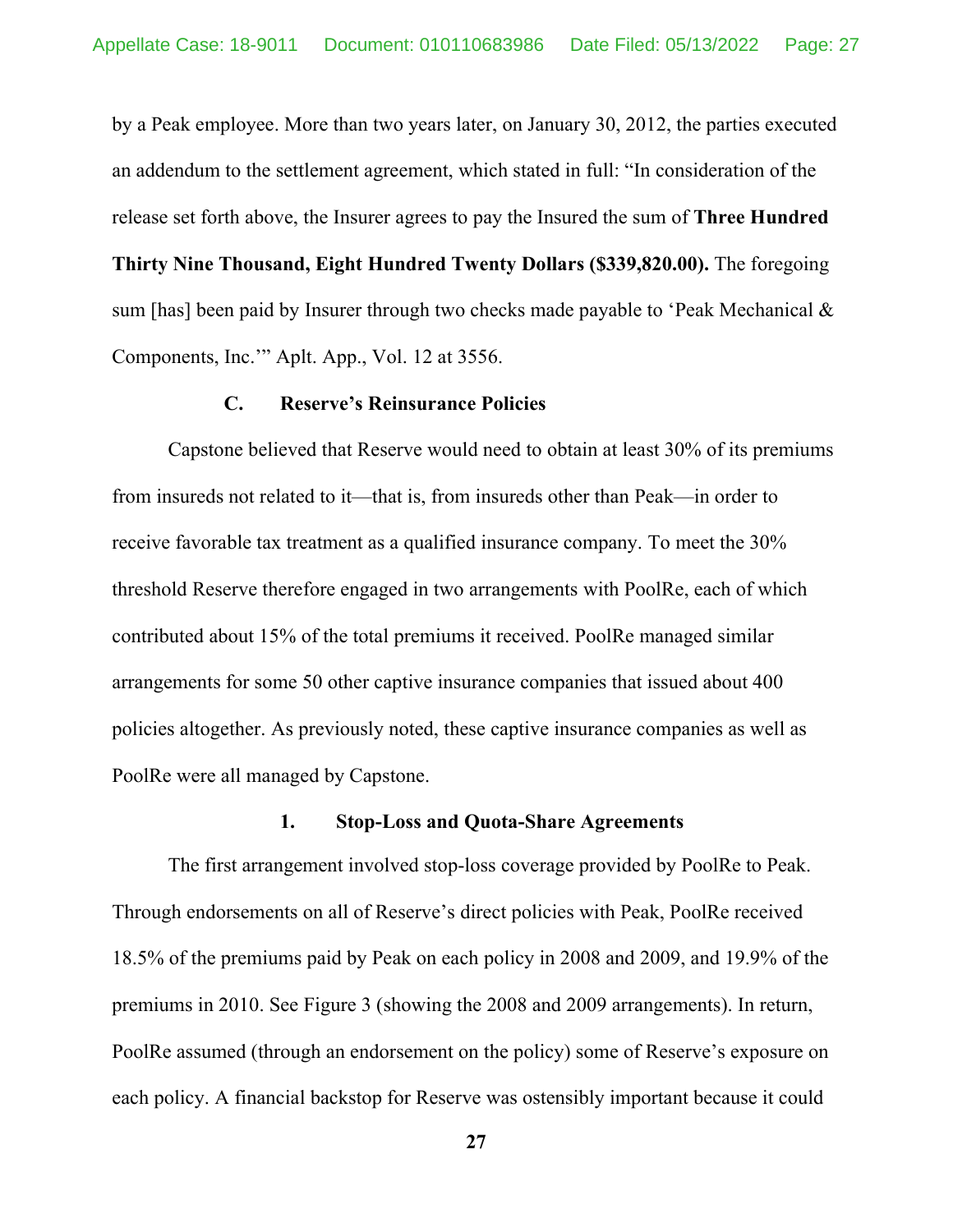by a Peak employee. More than two years later, on January 30, 2012, the parties executed an addendum to the settlement agreement, which stated in full: "In consideration of the release set forth above, the Insurer agrees to pay the Insured the sum of **Three Hundred Thirty Nine Thousand, Eight Hundred Twenty Dollars ($339,820.00).** The foregoing sum [has] been paid by Insurer through two checks made payable to 'Peak Mechanical & Components, Inc.'" Aplt. App., Vol. 12 at 3556.

### C. Reserve's Reinsurance Policies

Capstone believed that Reserve would need to obtain at least 30% of its premiums from insureds not related to it—that is, from insureds other than Peak—in order to receive favorable tax treatment as a qualified insurance company. To meet the 30% threshold Reserve therefore engaged in two arrangements with PoolRe, each of which contributed about 15% of the total premiums it received. PoolRe managed similar arrangements for some 50 other captive insurance companies that issued about 400 policies altogether. As previously noted, these captive insurance companies as well as PoolRe were all managed by Capstone.

#### 1. Stop-Loss and Quota-Share Agreements

The first arrangement involved stop-loss coverage provided by PoolRe to Peak. Through endorsements on all of Reserve's direct policies with Peak, PoolRe received 18.5% of the premiums paid by Peak on each policy in 2008 and 2009, and 19.9% of the premiums in 2010. See Figure 3 (showing the 2008 and 2009 arrangements). In return, PoolRe assumed (through an endorsement on the policy) some of Reserve's exposure on each policy. A financial backstop for Reserve was ostensibly important because it could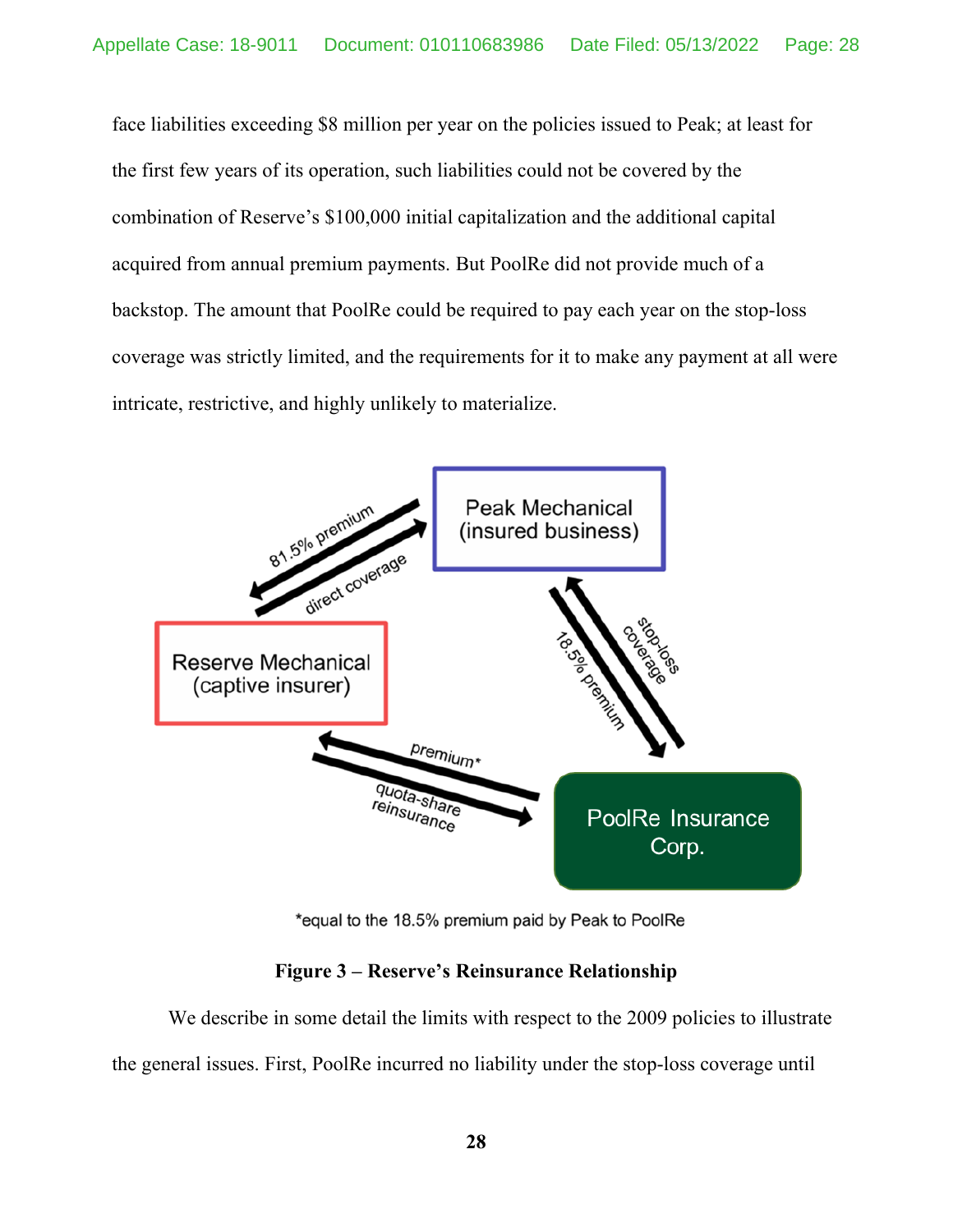face liabilities exceeding $8 million per year on the policies issued to Peak; at least for the first few years of its operation, such liabilities could not be covered by the combination of Reserve's $100,000 initial capitalization and the additional capital acquired from annual premium payments. But PoolRe did not provide much of a backstop. The amount that PoolRe could be required to pay each year on the stop-loss coverage was strictly limited, and the requirements for it to make any payment at all were intricate, restrictive, and highly unlikely to materialize.

*equal to the 18.5% premium paid by Peak to PoolRe

**Figure 3 – Reserve's Reinsurance Relationship**

We describe in some detail the limits with respect to the 2009 policies to illustrate the general issues. First, PoolRe incurred no liability under the stop-loss coverage until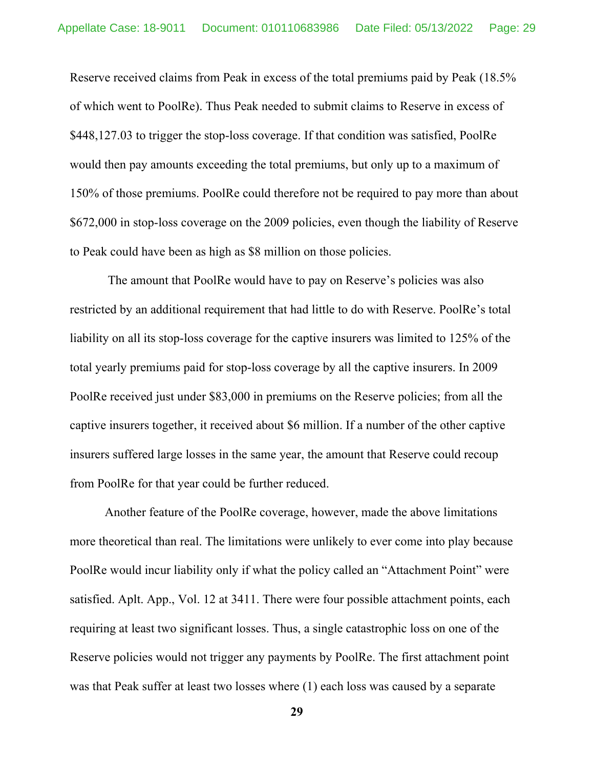Reserve received claims from Peak in excess of the total premiums paid by Peak (18.5% of which went to PoolRe). Thus Peak needed to submit claims to Reserve in excess of $448,127.03 to trigger the stop-loss coverage. If that condition was satisfied, PoolRe would then pay amounts exceeding the total premiums, but only up to a maximum of 150% of those premiums. PoolRe could therefore not be required to pay more than about $672,000 in stop-loss coverage on the 2009 policies, even though the liability of Reserve to Peak could have been as high as $8 million on those policies.

The amount that PoolRe would have to pay on Reserve's policies was also restricted by an additional requirement that had little to do with Reserve. PoolRe's total liability on all its stop-loss coverage for the captive insurers was limited to 125% of the total yearly premiums paid for stop-loss coverage by all the captive insurers. In 2009 PoolRe received just under $83,000 in premiums on the Reserve policies; from all the captive insurers together, it received about $6 million. If a number of the other captive insurers suffered large losses in the same year, the amount that Reserve could recoup from PoolRe for that year could be further reduced.

Another feature of the PoolRe coverage, however, made the above limitations more theoretical than real. The limitations were unlikely to ever come into play because PoolRe would incur liability only if what the policy called an "Attachment Point" were satisfied. Aplt. App., Vol. 12 at 3411. There were four possible attachment points, each requiring at least two significant losses. Thus, a single catastrophic loss on one of the Reserve policies would not trigger any payments by PoolRe. The first attachment point was that Peak suffer at least two losses where (1) each loss was caused by a separate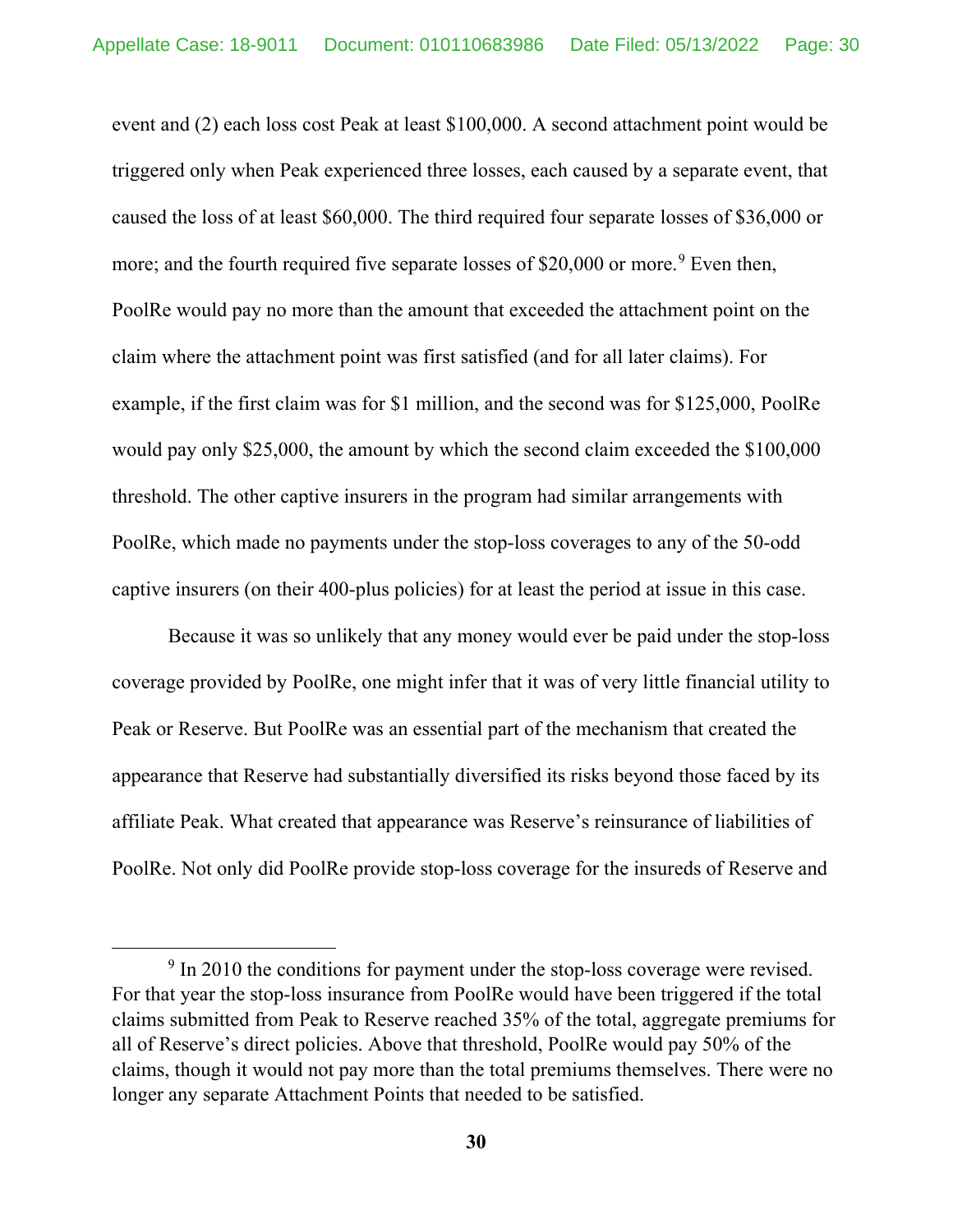event and (2) each loss cost Peak at least $100,000. A second attachment point would be triggered only when Peak experienced three losses, each caused by a separate event, that caused the loss of at least $60,000. The third required four separate losses of $36,000 or more; and the fourth required five separate losses of $20,000 or more.[9] Even then, PoolRe would pay no more than the amount that exceeded the attachment point on the claim where the attachment point was first satisfied (and for all later claims). For example, if the first claim was for $1 million, and the second was for $125,000, PoolRe would pay only $25,000, the amount by which the second claim exceeded the $100,000 threshold. The other captive insurers in the program had similar arrangements with PoolRe, which made no payments under the stop-loss coverages to any of the 50-odd captive insurers (on their 400-plus policies) for at least the period at issue in this case.

Because it was so unlikely that any money would ever be paid under the stop-loss coverage provided by PoolRe, one might infer that it was of very little financial utility to Peak or Reserve. But PoolRe was an essential part of the mechanism that created the appearance that Reserve had substantially diversified its risks beyond those faced by its affiliate Peak. What created that appearance was Reserve's reinsurance of liabilities of PoolRe. Not only did PoolRe provide stop-loss coverage for the insureds of Reserve and

[9] In 2010 the conditions for payment under the stop-loss coverage were revised. For that year the stop-loss insurance from PoolRe would have been triggered if the total claims submitted from Peak to Reserve reached 35% of the total, aggregate premiums for all of Reserve's direct policies. Above that threshold, PoolRe would pay 50% of the claims, though it would not pay more than the total premiums themselves. There were no longer any separate Attachment Points that needed to be satisfied.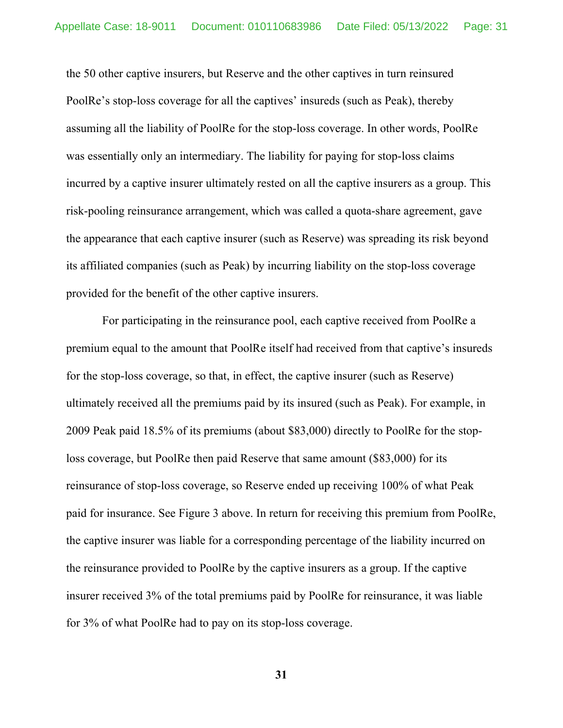the 50 other captive insurers, but Reserve and the other captives in turn reinsured PoolRe's stop-loss coverage for all the captives' insureds (such as Peak), thereby assuming all the liability of PoolRe for the stop-loss coverage. In other words, PoolRe was essentially only an intermediary. The liability for paying for stop-loss claims incurred by a captive insurer ultimately rested on all the captive insurers as a group. This risk-pooling reinsurance arrangement, which was called a quota-share agreement, gave the appearance that each captive insurer (such as Reserve) was spreading its risk beyond its affiliated companies (such as Peak) by incurring liability on the stop-loss coverage provided for the benefit of the other captive insurers.

For participating in the reinsurance pool, each captive received from PoolRe a premium equal to the amount that PoolRe itself had received from that captive's insureds for the stop-loss coverage, so that, in effect, the captive insurer (such as Reserve) ultimately received all the premiums paid by its insured (such as Peak). For example, in 2009 Peak paid 18.5% of its premiums (about $83,000) directly to PoolRe for the stop-loss coverage, but PoolRe then paid Reserve that same amount ($83,000) for its reinsurance of stop-loss coverage, so Reserve ended up receiving 100% of what Peak paid for insurance. See Figure 3 above. In return for receiving this premium from PoolRe, the captive insurer was liable for a corresponding percentage of the liability incurred on the reinsurance provided to PoolRe by the captive insurers as a group. If the captive insurer received 3% of the total premiums paid by PoolRe for reinsurance, it was liable for 3% of what PoolRe had to pay on its stop-loss coverage.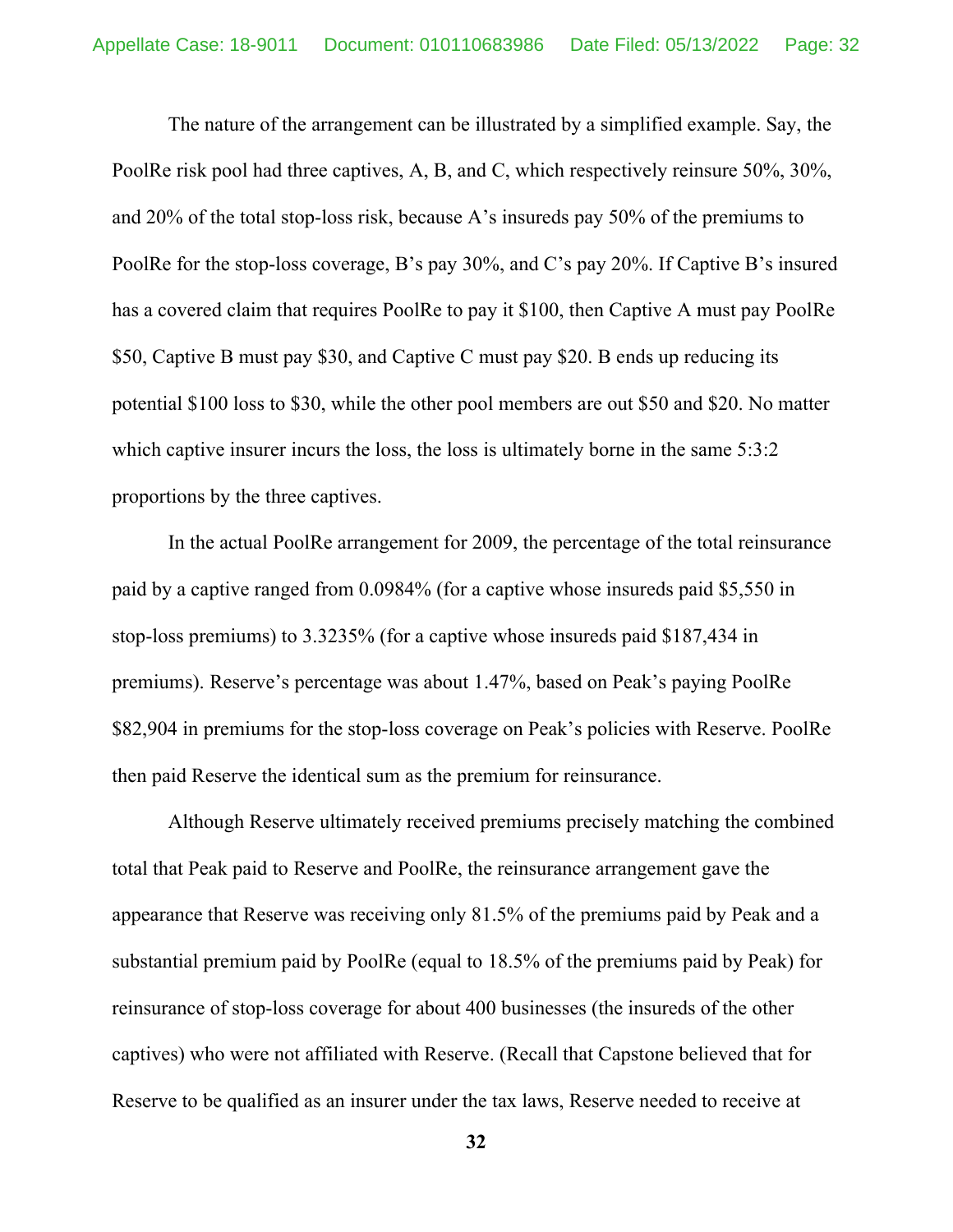The nature of the arrangement can be illustrated by a simplified example. Say, the PoolRe risk pool had three captives, A, B, and C, which respectively reinsure 50%, 30%, and 20% of the total stop-loss risk, because A's insureds pay 50% of the premiums to PoolRe for the stop-loss coverage, B's pay 30%, and C's pay 20%. If Captive B's insured has a covered claim that requires PoolRe to pay it $100, then Captive A must pay PoolRe $50, Captive B must pay $30, and Captive C must pay $20. B ends up reducing its potential $100 loss to $30, while the other pool members are out $50 and $20. No matter which captive insurer incurs the loss, the loss is ultimately borne in the same 5:3:2 proportions by the three captives.

In the actual PoolRe arrangement for 2009, the percentage of the total reinsurance paid by a captive ranged from 0.0984% (for a captive whose insureds paid $5,550 in stop-loss premiums) to 3.3235% (for a captive whose insureds paid $187,434 in premiums). Reserve's percentage was about 1.47%, based on Peak's paying PoolRe $82,904 in premiums for the stop-loss coverage on Peak's policies with Reserve. PoolRe then paid Reserve the identical sum as the premium for reinsurance.

Although Reserve ultimately received premiums precisely matching the combined total that Peak paid to Reserve and PoolRe, the reinsurance arrangement gave the appearance that Reserve was receiving only 81.5% of the premiums paid by Peak and a substantial premium paid by PoolRe (equal to 18.5% of the premiums paid by Peak) for reinsurance of stop-loss coverage for about 400 businesses (the insureds of the other captives) who were not affiliated with Reserve. (Recall that Capstone believed that for Reserve to be qualified as an insurer under the tax laws, Reserve needed to receive at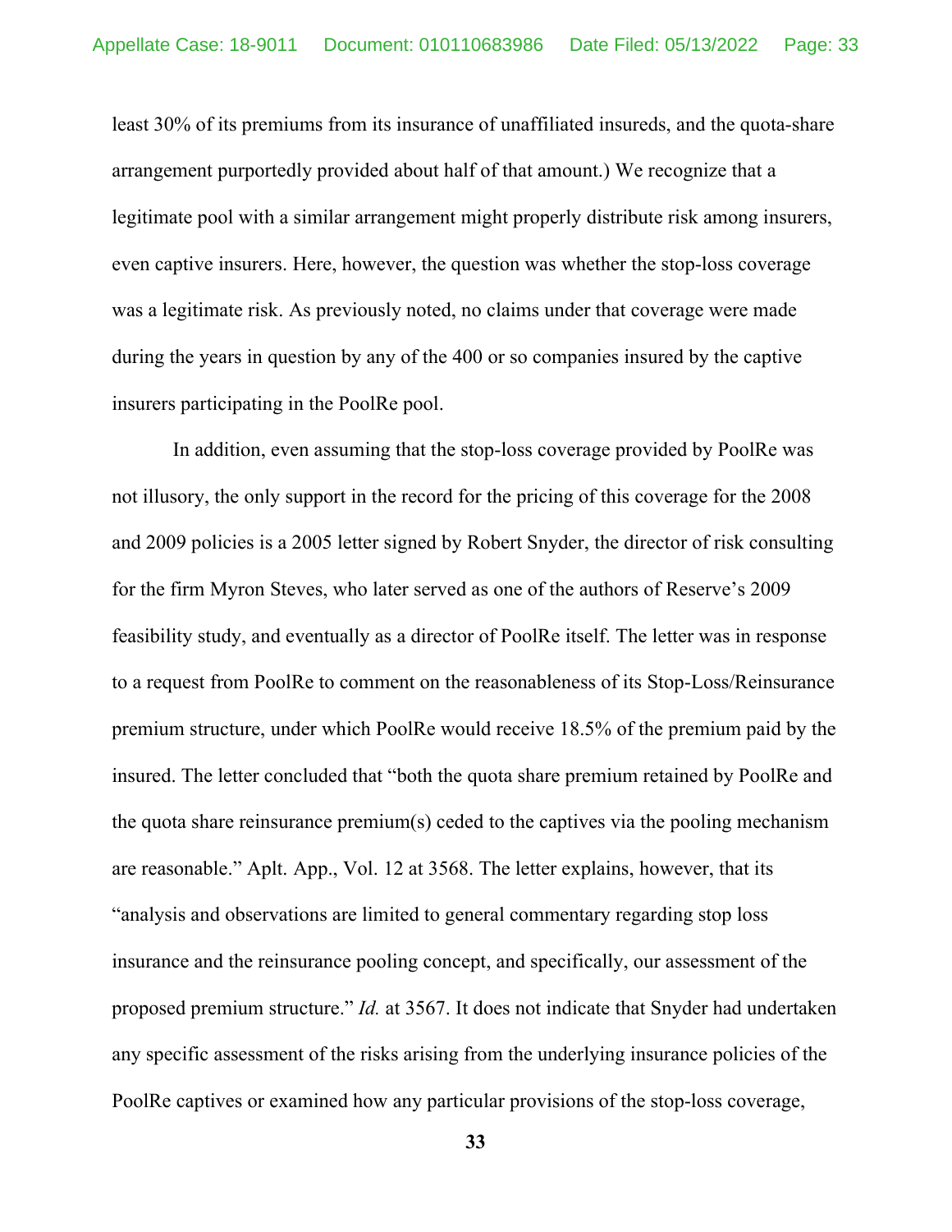least 30% of its premiums from its insurance of unaffiliated insureds, and the quota-share arrangement purportedly provided about half of that amount.) We recognize that a legitimate pool with a similar arrangement might properly distribute risk among insurers, even captive insurers. Here, however, the question was whether the stop-loss coverage was a legitimate risk. As previously noted, no claims under that coverage were made during the years in question by any of the 400 or so companies insured by the captive insurers participating in the PoolRe pool.

In addition, even assuming that the stop-loss coverage provided by PoolRe was not illusory, the only support in the record for the pricing of this coverage for the 2008 and 2009 policies is a 2005 letter signed by Robert Snyder, the director of risk consulting for the firm Myron Steves, who later served as one of the authors of Reserve's 2009 feasibility study, and eventually as a director of PoolRe itself. The letter was in response to a request from PoolRe to comment on the reasonableness of its Stop-Loss/Reinsurance premium structure, under which PoolRe would receive 18.5% of the premium paid by the insured. The letter concluded that "both the quota share premium retained by PoolRe and the quota share reinsurance premium(s) ceded to the captives via the pooling mechanism are reasonable." Aplt. App., Vol. 12 at 3568. The letter explains, however, that its "analysis and observations are limited to general commentary regarding stop loss insurance and the reinsurance pooling concept, and specifically, our assessment of the proposed premium structure." *Id.* at 3567. It does not indicate that Snyder had undertaken any specific assessment of the risks arising from the underlying insurance policies of the PoolRe captives or examined how any particular provisions of the stop-loss coverage,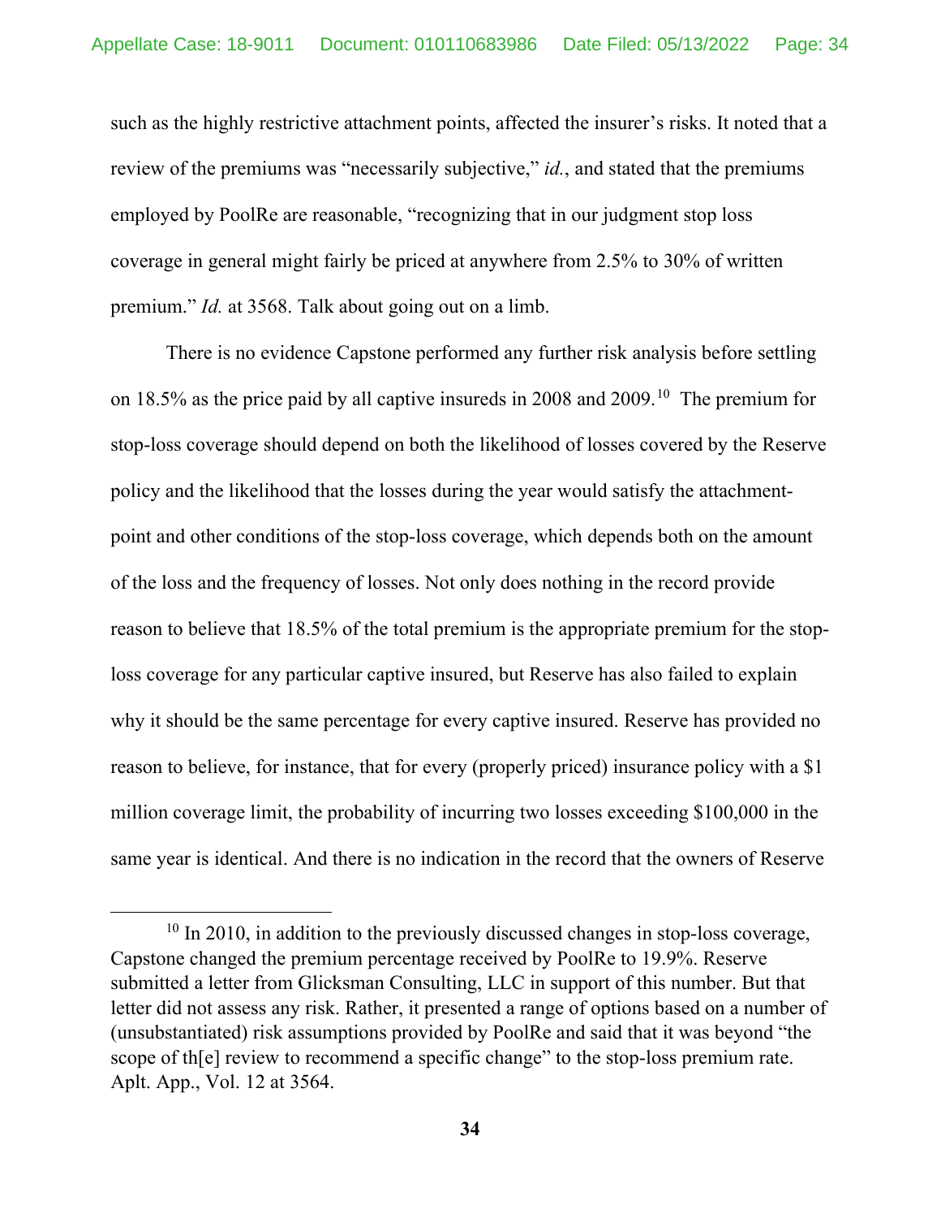such as the highly restrictive attachment points, affected the insurer's risks. It noted that a review of the premiums was "necessarily subjective," *id.*, and stated that the premiums employed by PoolRe are reasonable, "recognizing that in our judgment stop loss coverage in general might fairly be priced at anywhere from 2.5% to 30% of written premium." *Id.* at 3568. Talk about going out on a limb.

There is no evidence Capstone performed any further risk analysis before settling on 18.5% as the price paid by all captive insureds in 2008 and 2009.[10] The premium for stop-loss coverage should depend on both the likelihood of losses covered by the Reserve policy and the likelihood that the losses during the year would satisfy the attachment-point and other conditions of the stop-loss coverage, which depends both on the amount of the loss and the frequency of losses. Not only does nothing in the record provide reason to believe that 18.5% of the total premium is the appropriate premium for the stop-loss coverage for any particular captive insured, but Reserve has also failed to explain why it should be the same percentage for every captive insured. Reserve has provided no reason to believe, for instance, that for every (properly priced) insurance policy with a $1 million coverage limit, the probability of incurring two losses exceeding $100,000 in the same year is identical. And there is no indication in the record that the owners of Reserve

---

[10] In 2010, in addition to the previously discussed changes in stop-loss coverage, Capstone changed the premium percentage received by PoolRe to 19.9%. Reserve submitted a letter from Glicksman Consulting, LLC in support of this number. But that letter did not assess any risk. Rather, it presented a range of options based on a number of (unsubstantiated) risk assumptions provided by PoolRe and said that it was beyond "the scope of th[e] review to recommend a specific change" to the stop-loss premium rate. Aplt. App., Vol. 12 at 3564.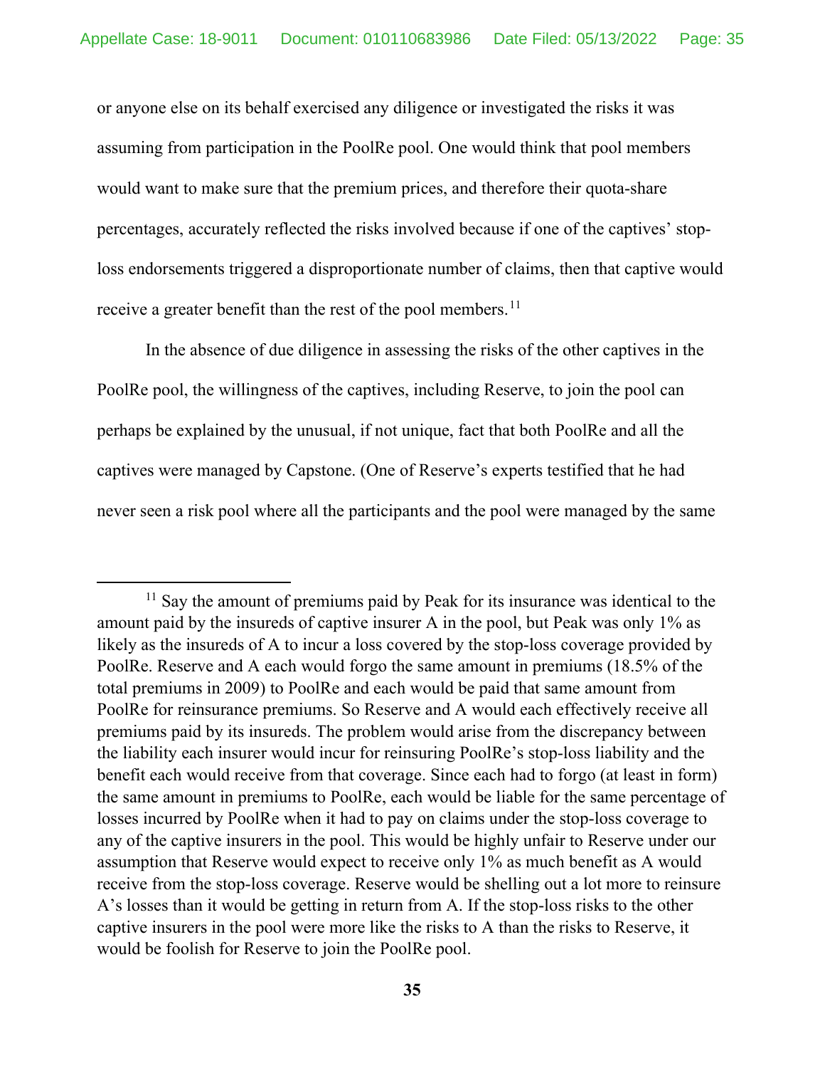or anyone else on its behalf exercised any diligence or investigated the risks it was assuming from participation in the PoolRe pool. One would think that pool members would want to make sure that the premium prices, and therefore their quota-share percentages, accurately reflected the risks involved because if one of the captives' stop-loss endorsements triggered a disproportionate number of claims, then that captive would receive a greater benefit than the rest of the pool members.[11]

In the absence of due diligence in assessing the risks of the other captives in the PoolRe pool, the willingness of the captives, including Reserve, to join the pool can perhaps be explained by the unusual, if not unique, fact that both PoolRe and all the captives were managed by Capstone. (One of Reserve's experts testified that he had never seen a risk pool where all the participants and the pool were managed by the same

---

[11] Say the amount of premiums paid by Peak for its insurance was identical to the amount paid by the insureds of captive insurer A in the pool, but Peak was only 1% as likely as the insureds of A to incur a loss covered by the stop-loss coverage provided by PoolRe. Reserve and A each would forgo the same amount in premiums (18.5% of the total premiums in 2009) to PoolRe and each would be paid that same amount from PoolRe for reinsurance premiums. So Reserve and A would each effectively receive all premiums paid by its insureds. The problem would arise from the discrepancy between the liability each insurer would incur for reinsuring PoolRe's stop-loss liability and the benefit each would receive from that coverage. Since each had to forgo (at least in form) the same amount in premiums to PoolRe, each would be liable for the same percentage of losses incurred by PoolRe when it had to pay on claims under the stop-loss coverage to any of the captive insurers in the pool. This would be highly unfair to Reserve under our assumption that Reserve would expect to receive only 1% as much benefit as A would receive from the stop-loss coverage. Reserve would be shelling out a lot more to reinsure A's losses than it would be getting in return from A. If the stop-loss risks to the other captive insurers in the pool were more like the risks to A than the risks to Reserve, it would be foolish for Reserve to join the PoolRe pool.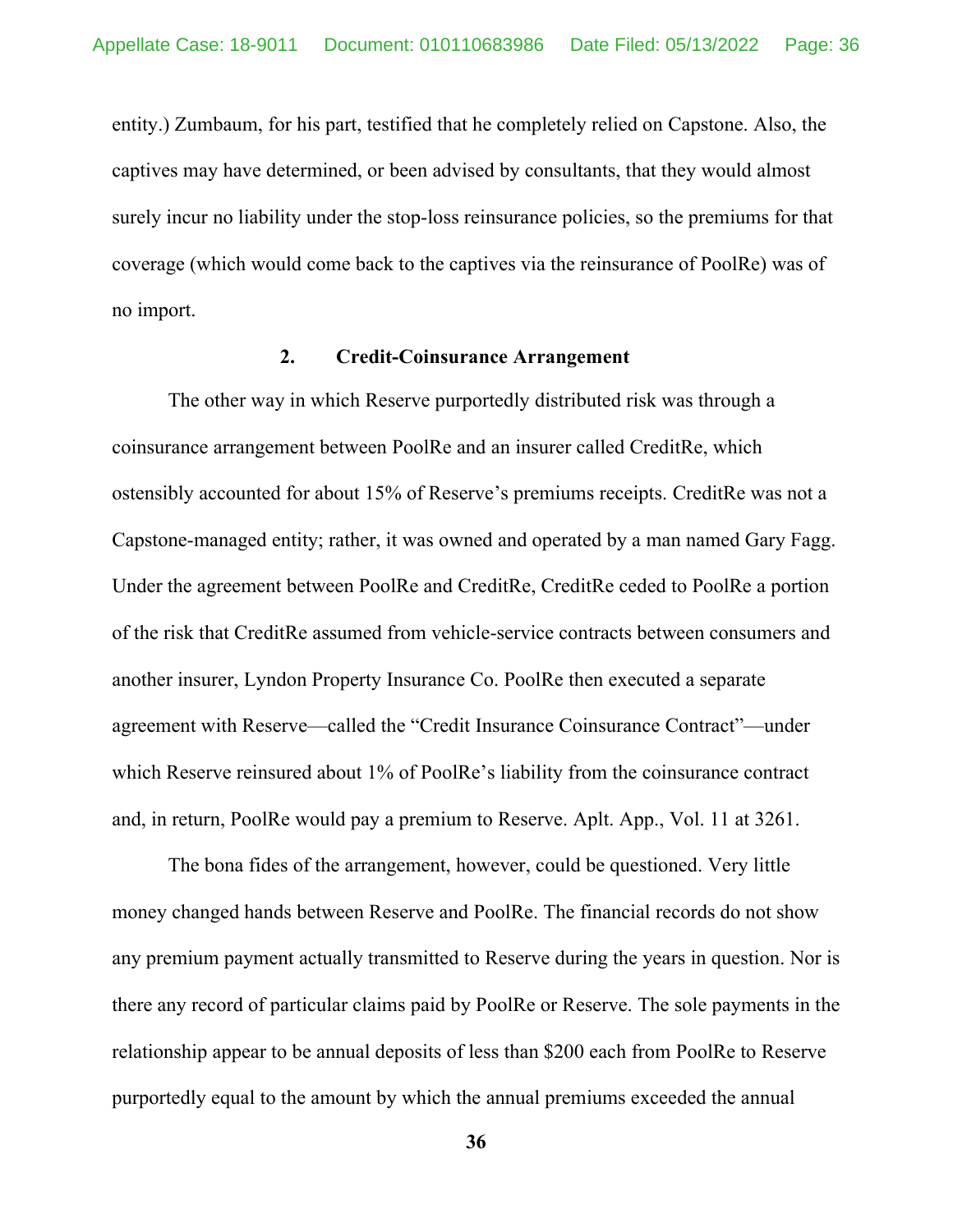entity.) Zumbaum, for his part, testified that he completely relied on Capstone. Also, the captives may have determined, or been advised by consultants, that they would almost surely incur no liability under the stop-loss reinsurance policies, so the premiums for that coverage (which would come back to the captives via the reinsurance of PoolRe) was of no import.

### 2. Credit-Coinsurance Arrangement

The other way in which Reserve purportedly distributed risk was through a coinsurance arrangement between PoolRe and an insurer called CreditRe, which ostensibly accounted for about 15% of Reserve's premiums receipts. CreditRe was not a Capstone-managed entity; rather, it was owned and operated by a man named Gary Fagg. Under the agreement between PoolRe and CreditRe, CreditRe ceded to PoolRe a portion of the risk that CreditRe assumed from vehicle-service contracts between consumers and another insurer, Lyndon Property Insurance Co. PoolRe then executed a separate agreement with Reserve—called the "Credit Insurance Coinsurance Contract"—under which Reserve reinsured about 1% of PoolRe's liability from the coinsurance contract and, in return, PoolRe would pay a premium to Reserve. Aplt. App., Vol. 11 at 3261.

The bona fides of the arrangement, however, could be questioned. Very little money changed hands between Reserve and PoolRe. The financial records do not show any premium payment actually transmitted to Reserve during the years in question. Nor is there any record of particular claims paid by PoolRe or Reserve. The sole payments in the relationship appear to be annual deposits of less than $200 each from PoolRe to Reserve purportedly equal to the amount by which the annual premiums exceeded the annual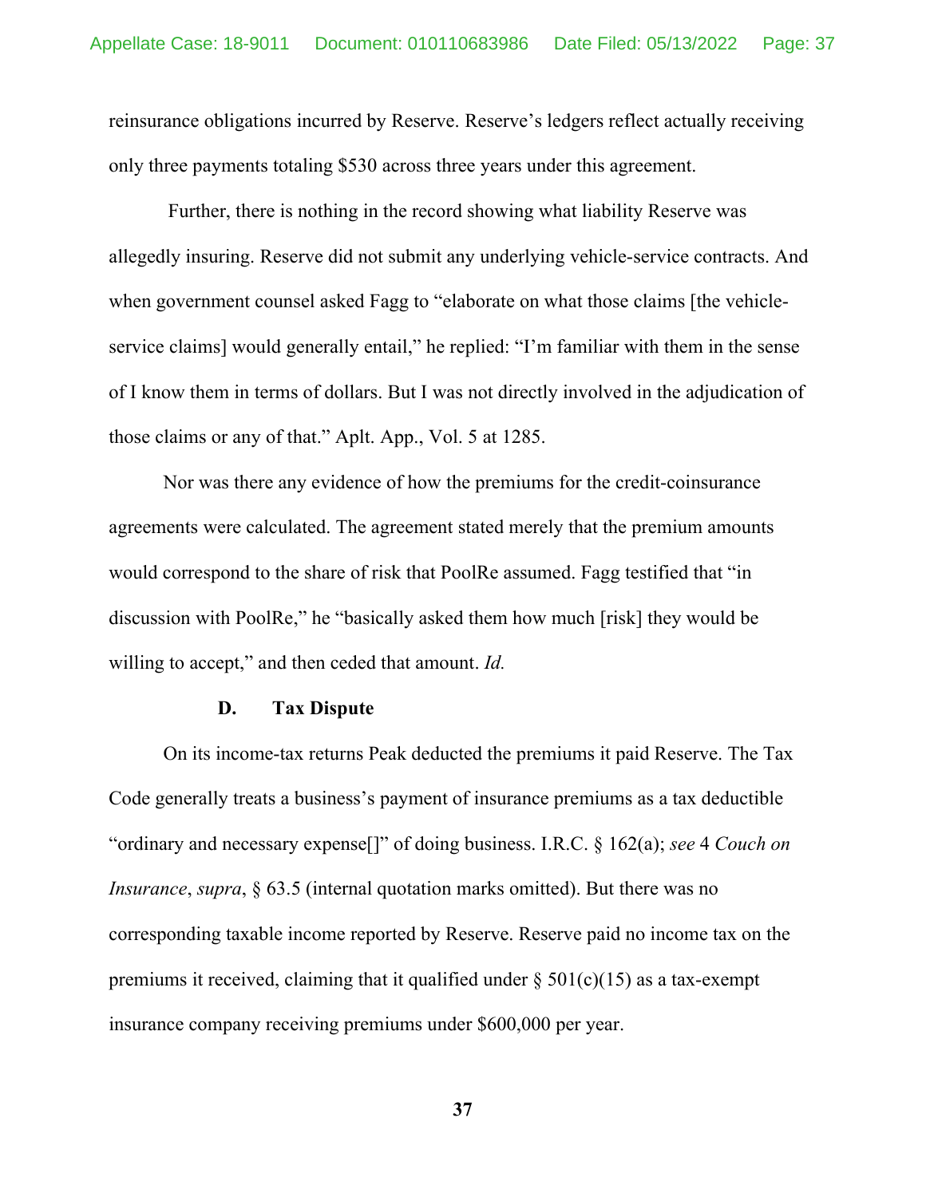reinsurance obligations incurred by Reserve. Reserve's ledgers reflect actually receiving only three payments totaling $530 across three years under this agreement.

Further, there is nothing in the record showing what liability Reserve was allegedly insuring. Reserve did not submit any underlying vehicle-service contracts. And when government counsel asked Fagg to "elaborate on what those claims [the vehicle-service claims] would generally entail," he replied: "I'm familiar with them in the sense of I know them in terms of dollars. But I was not directly involved in the adjudication of those claims or any of that." Aplt. App., Vol. 5 at 1285.

Nor was there any evidence of how the premiums for the credit-coinsurance agreements were calculated. The agreement stated merely that the premium amounts would correspond to the share of risk that PoolRe assumed. Fagg testified that "in discussion with PoolRe," he "basically asked them how much [risk] they would be willing to accept," and then ceded that amount. *Id.*

### D. Tax Dispute

On its income-tax returns Peak deducted the premiums it paid Reserve. The Tax Code generally treats a business's payment of insurance premiums as a tax deductible "ordinary and necessary expense[]" of doing business. I.R.C. § 162(a); *see* 4 *Couch on Insurance*, *supra*, § 63.5 (internal quotation marks omitted). But there was no corresponding taxable income reported by Reserve. Reserve paid no income tax on the premiums it received, claiming that it qualified under § 501(c)(15) as a tax-exempt insurance company receiving premiums under $600,000 per year.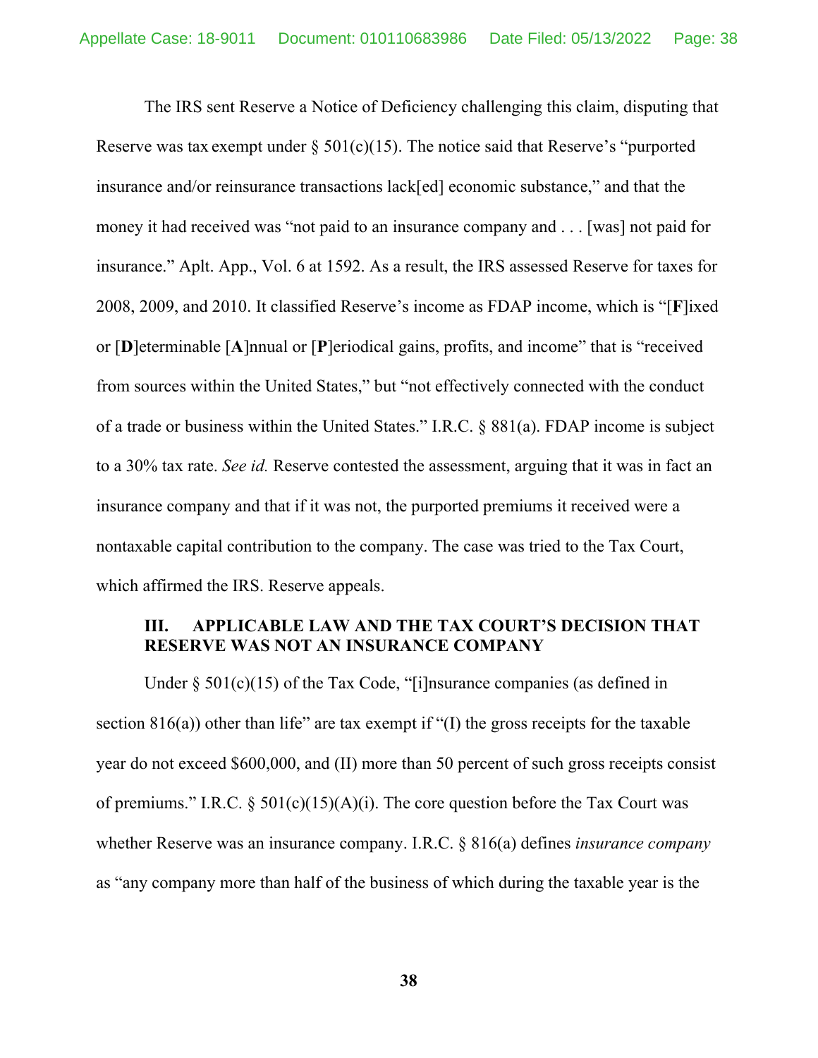The IRS sent Reserve a Notice of Deficiency challenging this claim, disputing that Reserve was tax exempt under § 501(c)(15). The notice said that Reserve's "purported insurance and/or reinsurance transactions lack[ed] economic substance," and that the money it had received was "not paid to an insurance company and . . . [was] not paid for insurance." Aplt. App., Vol. 6 at 1592. As a result, the IRS assessed Reserve for taxes for 2008, 2009, and 2010. It classified Reserve's income as FDAP income, which is "[**F**]ixed or [**D**]eterminable [**A**]nnual or [**P**]eriodical gains, profits, and income" that is "received from sources within the United States," but "not effectively connected with the conduct of a trade or business within the United States." I.R.C. § 881(a). FDAP income is subject to a 30% tax rate. *See id.* Reserve contested the assessment, arguing that it was in fact an insurance company and that if it was not, the purported premiums it received were a nontaxable capital contribution to the company. The case was tried to the Tax Court, which affirmed the IRS. Reserve appeals.

## III. APPLICABLE LAW AND THE TAX COURT'S DECISION THAT RESERVE WAS NOT AN INSURANCE COMPANY

Under § 501(c)(15) of the Tax Code, "[i]nsurance companies (as defined in section 816(a)) other than life" are tax exempt if "(I) the gross receipts for the taxable year do not exceed $600,000, and (II) more than 50 percent of such gross receipts consist of premiums." I.R.C. § 501(c)(15)(A)(i). The core question before the Tax Court was whether Reserve was an insurance company. I.R.C. § 816(a) defines *insurance company* as "any company more than half of the business of which during the taxable year is the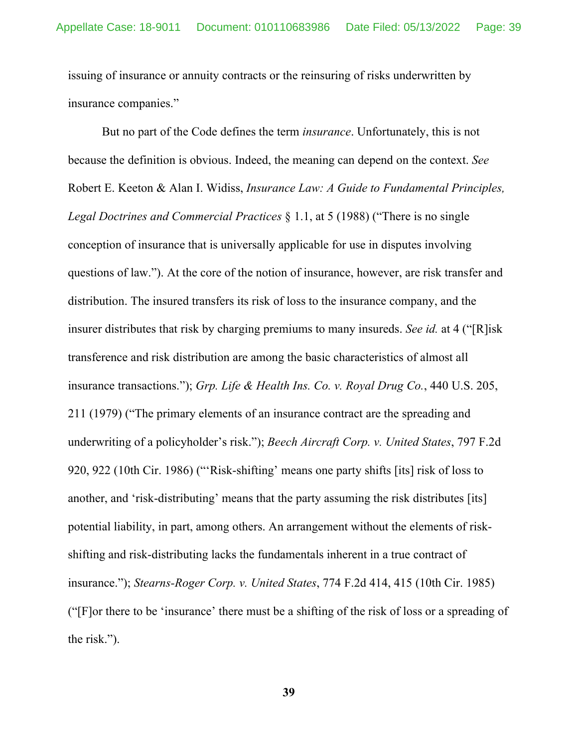issuing of insurance or annuity contracts or the reinsuring of risks underwritten by insurance companies."

But no part of the Code defines the term *insurance*. Unfortunately, this is not because the definition is obvious. Indeed, the meaning can depend on the context. *See* Robert E. Keeton & Alan I. Widiss, *Insurance Law: A Guide to Fundamental Principles, Legal Doctrines and Commercial Practices* § 1.1, at 5 (1988) ("There is no single conception of insurance that is universally applicable for use in disputes involving questions of law."). At the core of the notion of insurance, however, are risk transfer and distribution. The insured transfers its risk of loss to the insurance company, and the insurer distributes that risk by charging premiums to many insureds. *See id.* at 4 ("[R]isk transference and risk distribution are among the basic characteristics of almost all insurance transactions."); *Grp. Life & Health Ins. Co. v. Royal Drug Co.*, 440 U.S. 205, 211 (1979) ("The primary elements of an insurance contract are the spreading and underwriting of a policyholder's risk."); *Beech Aircraft Corp. v. United States*, 797 F.2d 920, 922 (10th Cir. 1986) ("'Risk-shifting' means one party shifts [its] risk of loss to another, and 'risk-distributing' means that the party assuming the risk distributes [its] potential liability, in part, among others. An arrangement without the elements of risk-shifting and risk-distributing lacks the fundamentals inherent in a true contract of insurance."); *Stearns-Roger Corp. v. United States*, 774 F.2d 414, 415 (10th Cir. 1985) ("[F]or there to be 'insurance' there must be a shifting of the risk of loss or a spreading of the risk.").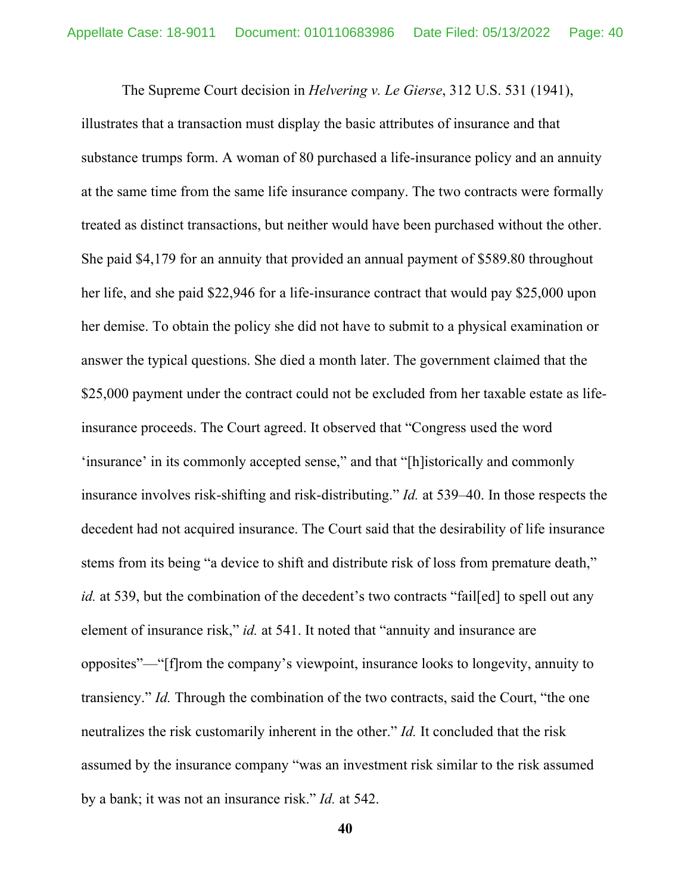The Supreme Court decision in *Helvering v. Le Gierse*, 312 U.S. 531 (1941), illustrates that a transaction must display the basic attributes of insurance and that substance trumps form. A woman of 80 purchased a life-insurance policy and an annuity at the same time from the same life insurance company. The two contracts were formally treated as distinct transactions, but neither would have been purchased without the other. She paid $4,179 for an annuity that provided an annual payment of $589.80 throughout her life, and she paid $22,946 for a life-insurance contract that would pay $25,000 upon her demise. To obtain the policy she did not have to submit to a physical examination or answer the typical questions. She died a month later. The government claimed that the $25,000 payment under the contract could not be excluded from her taxable estate as life-insurance proceeds. The Court agreed. It observed that "Congress used the word 'insurance' in its commonly accepted sense," and that "[h]istorically and commonly insurance involves risk-shifting and risk-distributing." *Id.* at 539–40. In those respects the decedent had not acquired insurance. The Court said that the desirability of life insurance stems from its being "a device to shift and distribute risk of loss from premature death," *id.* at 539, but the combination of the decedent's two contracts "fail[ed] to spell out any element of insurance risk," *id.* at 541. It noted that "annuity and insurance are opposites"—"[f]rom the company's viewpoint, insurance looks to longevity, annuity to transiency." *Id.* Through the combination of the two contracts, said the Court, "the one neutralizes the risk customarily inherent in the other." *Id.* It concluded that the risk assumed by the insurance company "was an investment risk similar to the risk assumed by a bank; it was not an insurance risk." *Id.* at 542.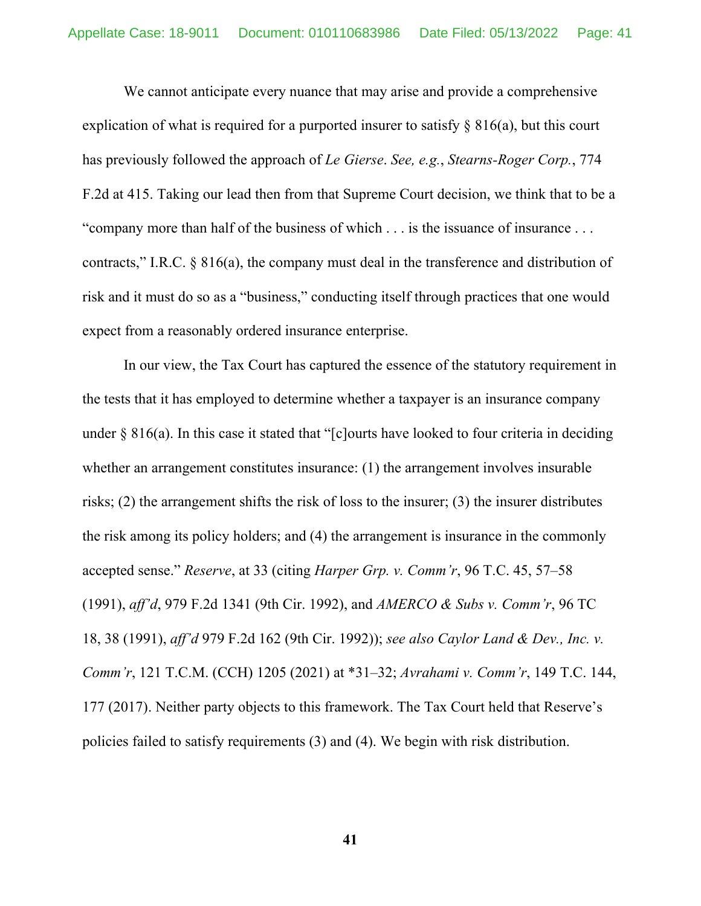We cannot anticipate every nuance that may arise and provide a comprehensive explication of what is required for a purported insurer to satisfy § 816(a), but this court has previously followed the approach of *Le Gierse*. *See, e.g.*, *Stearns-Roger Corp.*, 774 F.2d at 415. Taking our lead then from that Supreme Court decision, we think that to be a "company more than half of the business of which . . . is the issuance of insurance . . . contracts," I.R.C. § 816(a), the company must deal in the transference and distribution of risk and it must do so as a "business," conducting itself through practices that one would expect from a reasonably ordered insurance enterprise.

In our view, the Tax Court has captured the essence of the statutory requirement in the tests that it has employed to determine whether a taxpayer is an insurance company under § 816(a). In this case it stated that "[c]ourts have looked to four criteria in deciding whether an arrangement constitutes insurance: (1) the arrangement involves insurable risks; (2) the arrangement shifts the risk of loss to the insurer; (3) the insurer distributes the risk among its policy holders; and (4) the arrangement is insurance in the commonly accepted sense." *Reserve*, at 33 (citing *Harper Grp. v. Comm'r*, 96 T.C. 45, 57–58 (1991), *aff'd*, 979 F.2d 1341 (9th Cir. 1992), and *AMERCO & Subs v. Comm'r*, 96 TC 18, 38 (1991), *aff'd* 979 F.2d 162 (9th Cir. 1992)); *see also Caylor Land & Dev., Inc. v. Comm'r*, 121 T.C.M. (CCH) 1205 (2021) at *31–32; *Avrahami v. Comm'r*, 149 T.C. 144, 177 (2017). Neither party objects to this framework. The Tax Court held that Reserve's policies failed to satisfy requirements (3) and (4). We begin with risk distribution.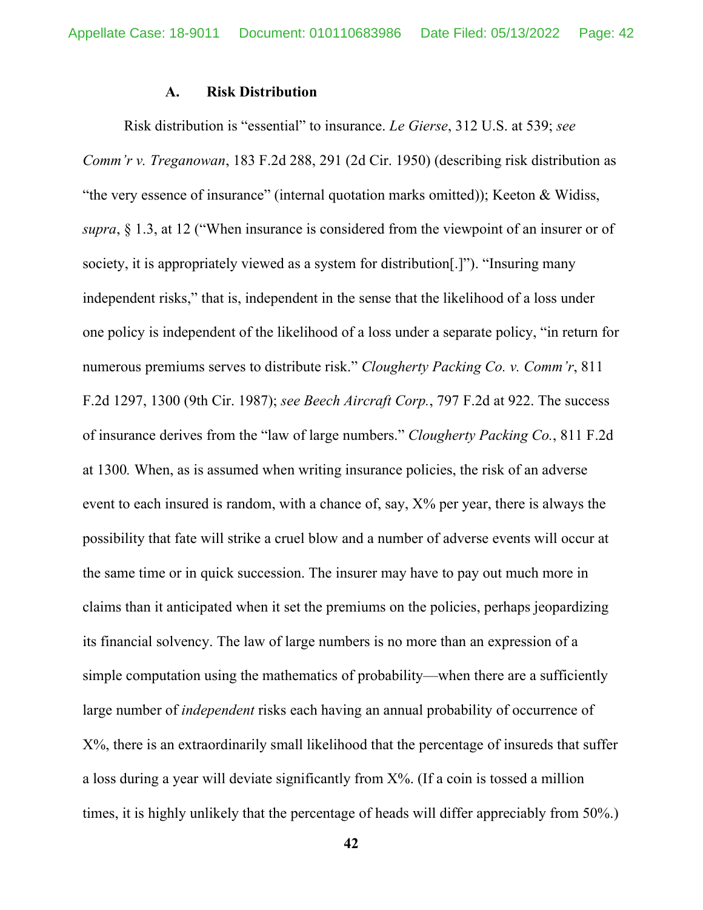### A. Risk Distribution

Risk distribution is "essential" to insurance. *Le Gierse*, 312 U.S. at 539; *see Comm'r v. Treganowan*, 183 F.2d 288, 291 (2d Cir. 1950) (describing risk distribution as "the very essence of insurance" (internal quotation marks omitted)); Keeton & Widiss, *supra*, § 1.3, at 12 ("When insurance is considered from the viewpoint of an insurer or of society, it is appropriately viewed as a system for distribution[.]"). "Insuring many independent risks," that is, independent in the sense that the likelihood of a loss under one policy is independent of the likelihood of a loss under a separate policy, "in return for numerous premiums serves to distribute risk." *Clougherty Packing Co. v. Comm'r*, 811 F.2d 1297, 1300 (9th Cir. 1987); *see Beech Aircraft Corp.*, 797 F.2d at 922. The success of insurance derives from the "law of large numbers." *Clougherty Packing Co.*, 811 F.2d at 1300. When, as is assumed when writing insurance policies, the risk of an adverse event to each insured is random, with a chance of, say, X% per year, there is always the possibility that fate will strike a cruel blow and a number of adverse events will occur at the same time or in quick succession. The insurer may have to pay out much more in claims than it anticipated when it set the premiums on the policies, perhaps jeopardizing its financial solvency. The law of large numbers is no more than an expression of a simple computation using the mathematics of probability—when there are a sufficiently large number of *independent* risks each having an annual probability of occurrence of X%, there is an extraordinarily small likelihood that the percentage of insureds that suffer a loss during a year will deviate significantly from X%. (If a coin is tossed a million times, it is highly unlikely that the percentage of heads will differ appreciably from 50%.)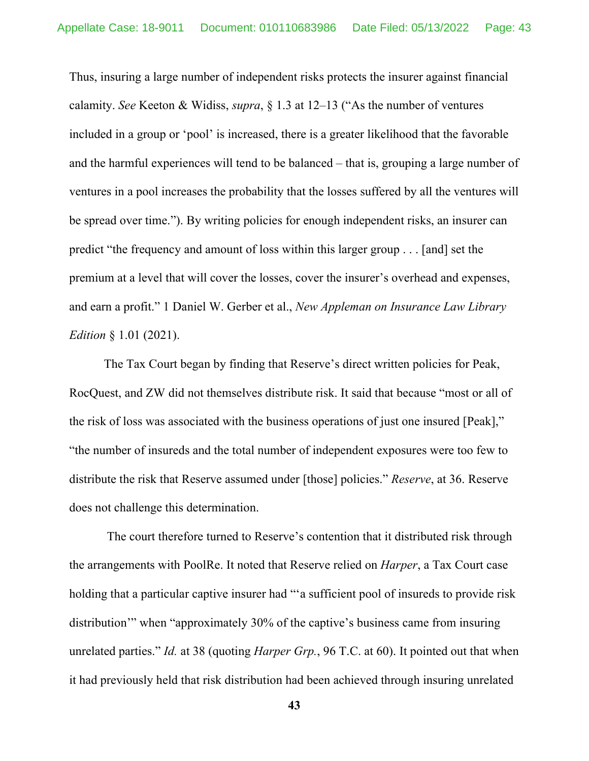Thus, insuring a large number of independent risks protects the insurer against financial calamity. *See* Keeton & Widiss, *supra*, § 1.3 at 12–13 ("As the number of ventures included in a group or 'pool' is increased, there is a greater likelihood that the favorable and the harmful experiences will tend to be balanced – that is, grouping a large number of ventures in a pool increases the probability that the losses suffered by all the ventures will be spread over time."). By writing policies for enough independent risks, an insurer can predict "the frequency and amount of loss within this larger group . . . [and] set the premium at a level that will cover the losses, cover the insurer's overhead and expenses, and earn a profit." 1 Daniel W. Gerber et al., *New Appleman on Insurance Law Library Edition* § 1.01 (2021).

The Tax Court began by finding that Reserve's direct written policies for Peak, RocQuest, and ZW did not themselves distribute risk. It said that because "most or all of the risk of loss was associated with the business operations of just one insured [Peak]," "the number of insureds and the total number of independent exposures were too few to distribute the risk that Reserve assumed under [those] policies." *Reserve*, at 36. Reserve does not challenge this determination.

The court therefore turned to Reserve's contention that it distributed risk through the arrangements with PoolRe. It noted that Reserve relied on *Harper*, a Tax Court case holding that a particular captive insurer had "'a sufficient pool of insureds to provide risk distribution'" when "approximately 30% of the captive's business came from insuring unrelated parties." *Id.* at 38 (quoting *Harper Grp.*, 96 T.C. at 60). It pointed out that when it had previously held that risk distribution had been achieved through insuring unrelated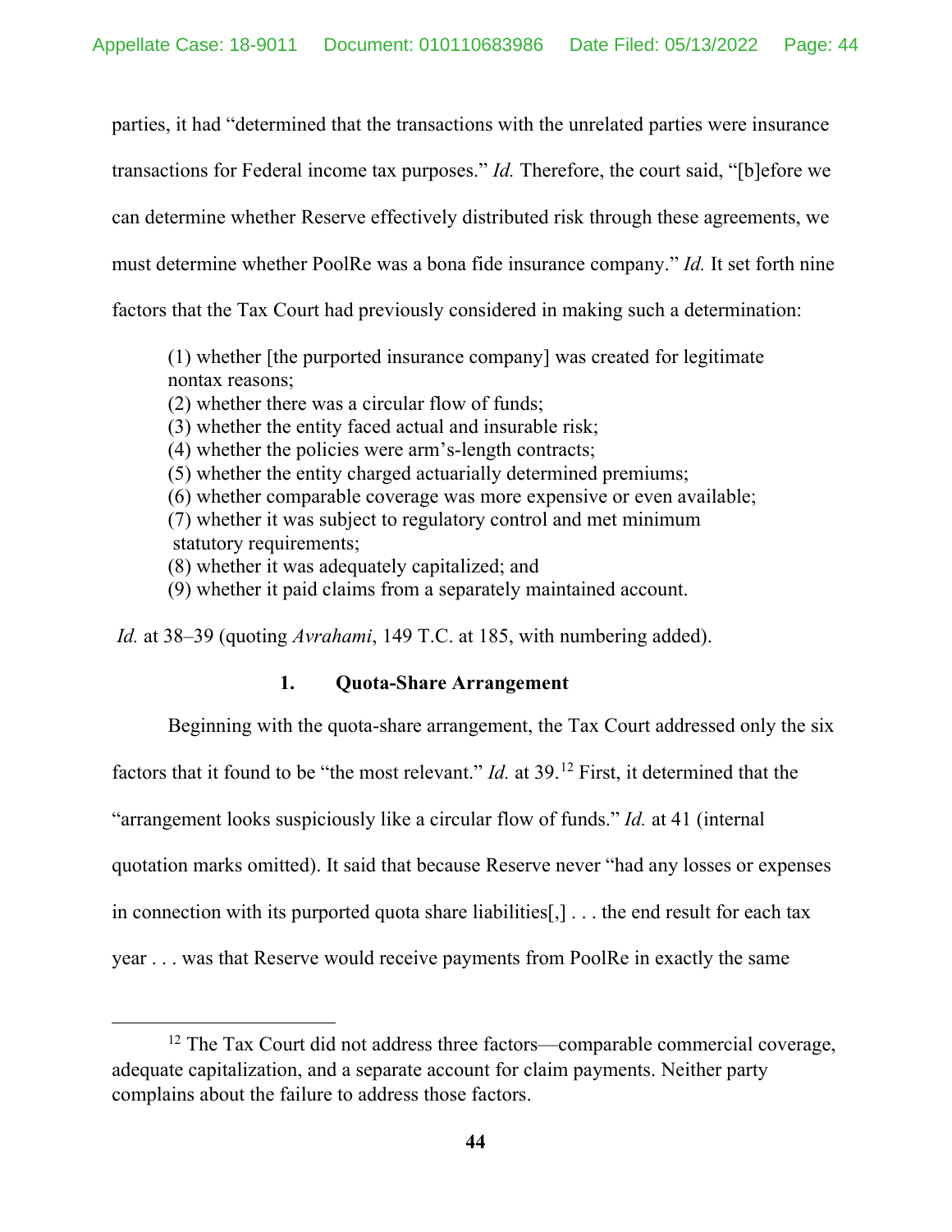parties, it had "determined that the transactions with the unrelated parties were insurance transactions for Federal income tax purposes." *Id.* Therefore, the court said, "[b]efore we can determine whether Reserve effectively distributed risk through these agreements, we must determine whether PoolRe was a bona fide insurance company." *Id.* It set forth nine factors that the Tax Court had previously considered in making such a determination:

> (1) whether [the purported insurance company] was created for legitimate nontax reasons;
> (2) whether there was a circular flow of funds;
> (3) whether the entity faced actual and insurable risk;
> (4) whether the policies were arm's-length contracts;
> (5) whether the entity charged actuarially determined premiums;
> (6) whether comparable coverage was more expensive or even available;
> (7) whether it was subject to regulatory control and met minimum statutory requirements;
> (8) whether it was adequately capitalized; and
> (9) whether it paid claims from a separately maintained account.

*Id.* at 38–39 (quoting *Avrahami*, 149 T.C. at 185, with numbering added).

### 1. Quota-Share Arrangement

Beginning with the quota-share arrangement, the Tax Court addressed only the six factors that it found to be "the most relevant." *Id.* at 39.[12] First, it determined that the "arrangement looks suspiciously like a circular flow of funds." *Id.* at 41 (internal quotation marks omitted). It said that because Reserve never "had any losses or expenses in connection with its purported quota share liabilities[,] . . . the end result for each tax year . . . was that Reserve would receive payments from PoolRe in exactly the same

[12] The Tax Court did not address three factors—comparable commercial coverage, adequate capitalization, and a separate account for claim payments. Neither party complains about the failure to address those factors.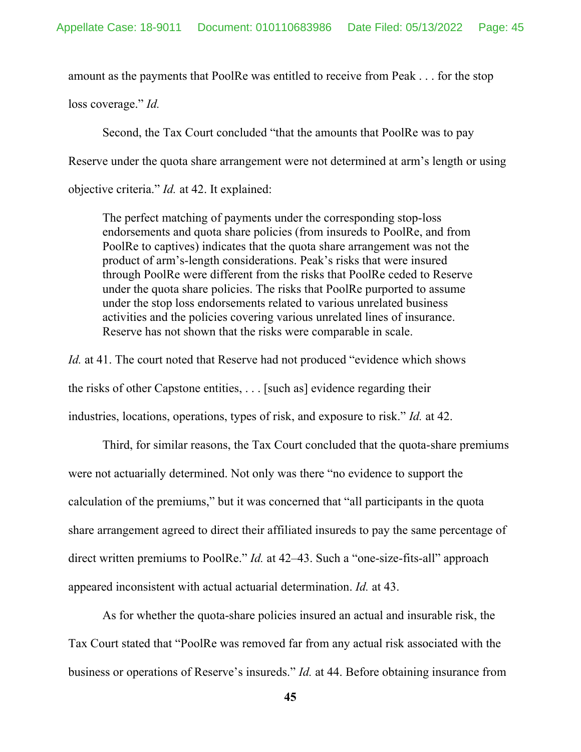amount as the payments that PoolRe was entitled to receive from Peak . . . for the stop loss coverage." *Id.*

Second, the Tax Court concluded "that the amounts that PoolRe was to pay Reserve under the quota share arrangement were not determined at arm's length or using objective criteria." *Id.* at 42. It explained:

> The perfect matching of payments under the corresponding stop-loss endorsements and quota share policies (from insureds to PoolRe, and from PoolRe to captives) indicates that the quota share arrangement was not the product of arm's-length considerations. Peak's risks that were insured through PoolRe were different from the risks that PoolRe ceded to Reserve under the quota share policies. The risks that PoolRe purported to assume under the stop loss endorsements related to various unrelated business activities and the policies covering various unrelated lines of insurance. Reserve has not shown that the risks were comparable in scale.

*Id.* at 41. The court noted that Reserve had not produced "evidence which shows the risks of other Capstone entities, . . . [such as] evidence regarding their industries, locations, operations, types of risk, and exposure to risk." *Id.* at 42.

Third, for similar reasons, the Tax Court concluded that the quota-share premiums were not actuarially determined. Not only was there "no evidence to support the calculation of the premiums," but it was concerned that "all participants in the quota share arrangement agreed to direct their affiliated insureds to pay the same percentage of direct written premiums to PoolRe." *Id.* at 42–43. Such a "one-size-fits-all" approach appeared inconsistent with actual actuarial determination. *Id.* at 43.

As for whether the quota-share policies insured an actual and insurable risk, the Tax Court stated that "PoolRe was removed far from any actual risk associated with the business or operations of Reserve's insureds." *Id.* at 44. Before obtaining insurance from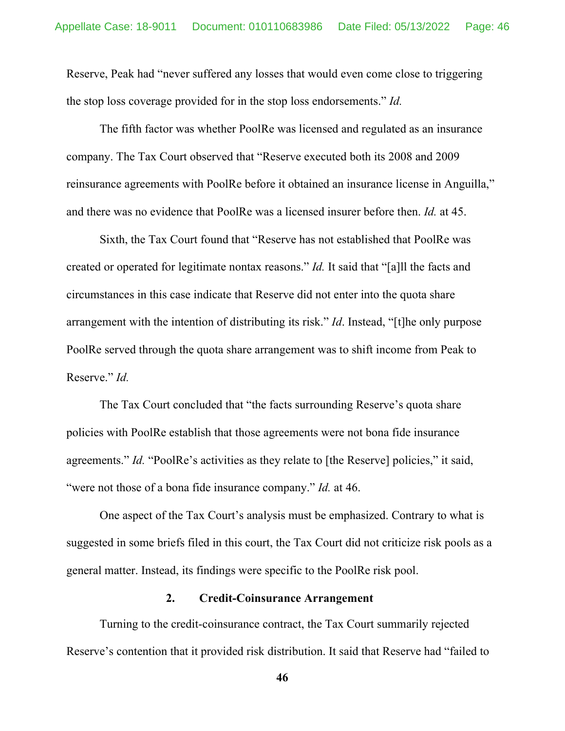Reserve, Peak had "never suffered any losses that would even come close to triggering the stop loss coverage provided for in the stop loss endorsements." *Id.*

The fifth factor was whether PoolRe was licensed and regulated as an insurance company. The Tax Court observed that "Reserve executed both its 2008 and 2009 reinsurance agreements with PoolRe before it obtained an insurance license in Anguilla," and there was no evidence that PoolRe was a licensed insurer before then. *Id.* at 45.

Sixth, the Tax Court found that "Reserve has not established that PoolRe was created or operated for legitimate nontax reasons." *Id.* It said that "[a]ll the facts and circumstances in this case indicate that Reserve did not enter into the quota share arrangement with the intention of distributing its risk." *Id*. Instead, "[t]he only purpose PoolRe served through the quota share arrangement was to shift income from Peak to Reserve." *Id.*

The Tax Court concluded that "the facts surrounding Reserve's quota share policies with PoolRe establish that those agreements were not bona fide insurance agreements." *Id.* "PoolRe's activities as they relate to [the Reserve] policies," it said, "were not those of a bona fide insurance company." *Id.* at 46.

One aspect of the Tax Court's analysis must be emphasized. Contrary to what is suggested in some briefs filed in this court, the Tax Court did not criticize risk pools as a general matter. Instead, its findings were specific to the PoolRe risk pool.

### 2. Credit-Coinsurance Arrangement

Turning to the credit-coinsurance contract, the Tax Court summarily rejected Reserve's contention that it provided risk distribution. It said that Reserve had "failed to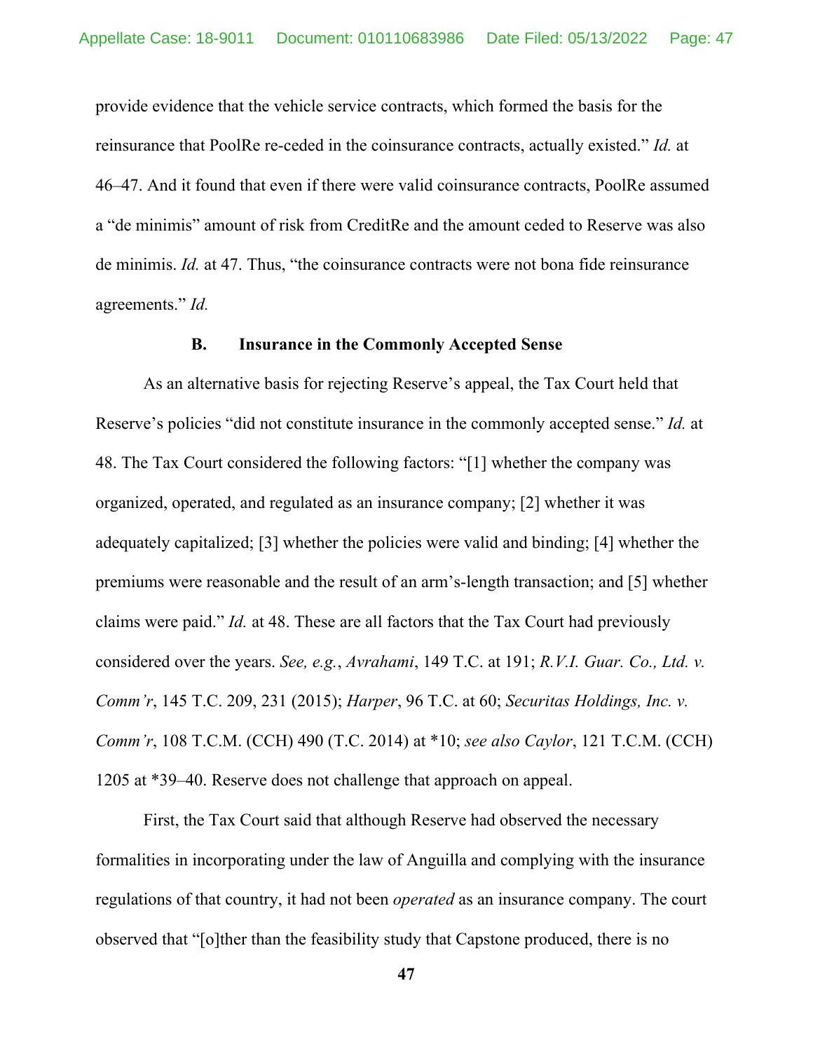provide evidence that the vehicle service contracts, which formed the basis for the reinsurance that PoolRe re-ceded in the coinsurance contracts, actually existed." *Id.* at 46–47. And it found that even if there were valid coinsurance contracts, PoolRe assumed a "de minimis" amount of risk from CreditRe and the amount ceded to Reserve was also de minimis. *Id.* at 47. Thus, "the coinsurance contracts were not bona fide reinsurance agreements." *Id.*

### B. Insurance in the Commonly Accepted Sense

As an alternative basis for rejecting Reserve's appeal, the Tax Court held that Reserve's policies "did not constitute insurance in the commonly accepted sense." *Id.* at 48. The Tax Court considered the following factors: "[1] whether the company was organized, operated, and regulated as an insurance company; [2] whether it was adequately capitalized; [3] whether the policies were valid and binding; [4] whether the premiums were reasonable and the result of an arm's-length transaction; and [5] whether claims were paid." *Id.* at 48. These are all factors that the Tax Court had previously considered over the years. *See, e.g.*, *Avrahami*, 149 T.C. at 191; *R.V.I. Guar. Co., Ltd. v. Comm'r*, 145 T.C. 209, 231 (2015); *Harper*, 96 T.C. at 60; *Securitas Holdings, Inc. v. Comm'r*, 108 T.C.M. (CCH) 490 (T.C. 2014) at *10; *see also Caylor*, 121 T.C.M. (CCH) 1205 at *39–40. Reserve does not challenge that approach on appeal.

First, the Tax Court said that although Reserve had observed the necessary formalities in incorporating under the law of Anguilla and complying with the insurance regulations of that country, it had not been *operated* as an insurance company. The court observed that "[o]ther than the feasibility study that Capstone produced, there is no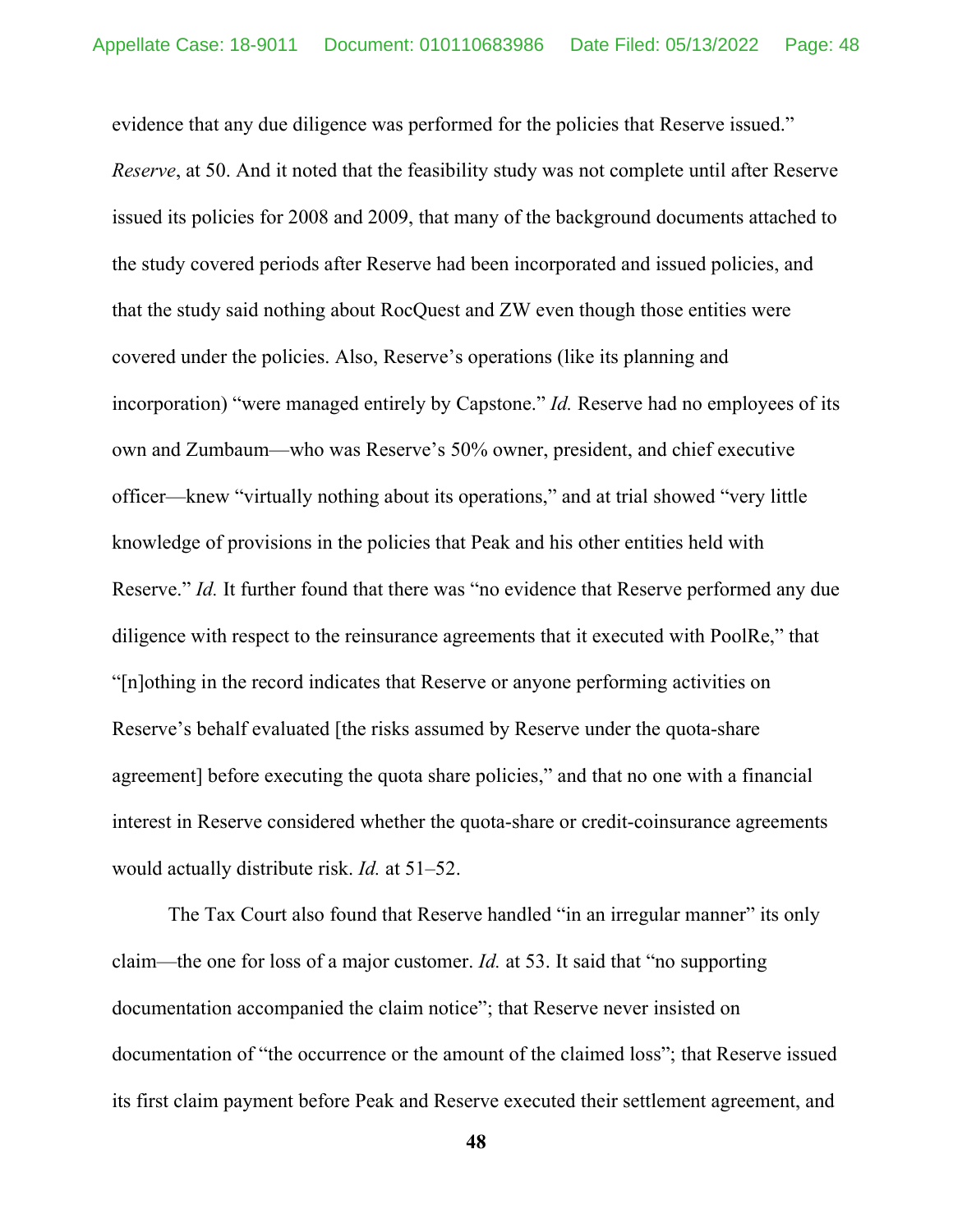evidence that any due diligence was performed for the policies that Reserve issued." *Reserve*, at 50. And it noted that the feasibility study was not complete until after Reserve issued its policies for 2008 and 2009, that many of the background documents attached to the study covered periods after Reserve had been incorporated and issued policies, and that the study said nothing about RocQuest and ZW even though those entities were covered under the policies. Also, Reserve's operations (like its planning and incorporation) "were managed entirely by Capstone." *Id.* Reserve had no employees of its own and Zumbaum—who was Reserve's 50% owner, president, and chief executive officer—knew "virtually nothing about its operations," and at trial showed "very little knowledge of provisions in the policies that Peak and his other entities held with Reserve." *Id.* It further found that there was "no evidence that Reserve performed any due diligence with respect to the reinsurance agreements that it executed with PoolRe," that "[n]othing in the record indicates that Reserve or anyone performing activities on Reserve's behalf evaluated [the risks assumed by Reserve under the quota-share agreement] before executing the quota share policies," and that no one with a financial interest in Reserve considered whether the quota-share or credit-coinsurance agreements would actually distribute risk. *Id.* at 51–52.

The Tax Court also found that Reserve handled "in an irregular manner" its only claim—the one for loss of a major customer. *Id.* at 53. It said that "no supporting documentation accompanied the claim notice"; that Reserve never insisted on documentation of "the occurrence or the amount of the claimed loss"; that Reserve issued its first claim payment before Peak and Reserve executed their settlement agreement, and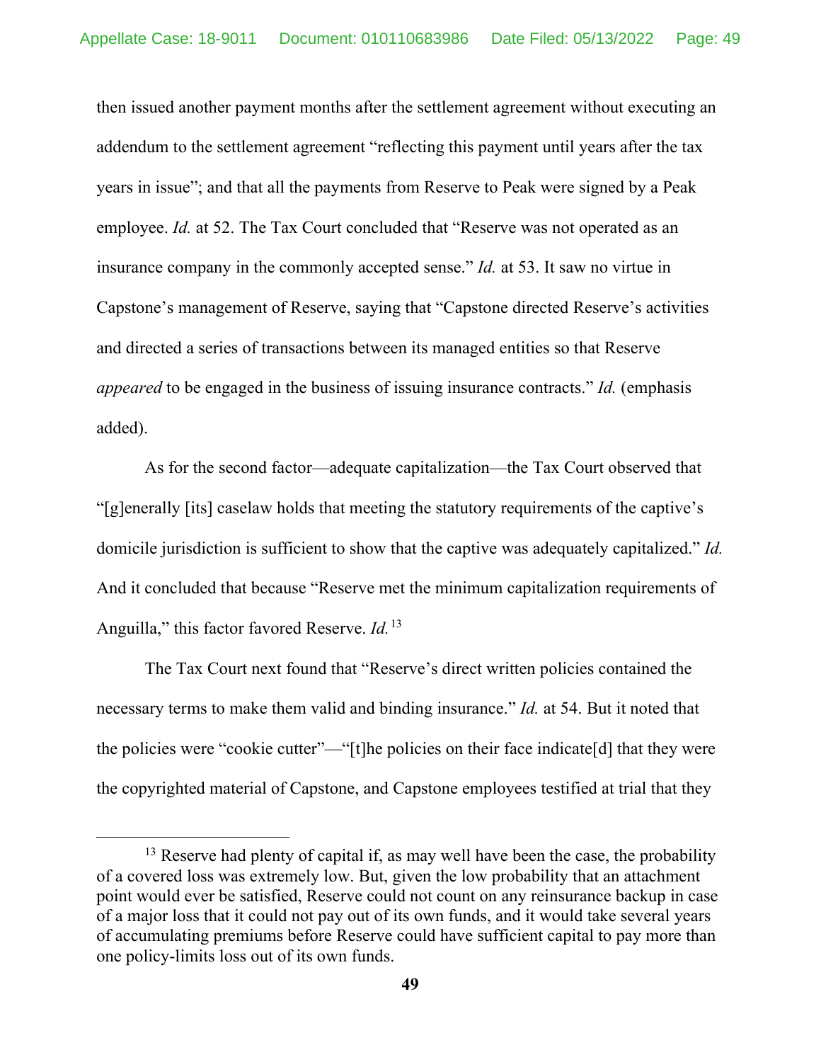then issued another payment months after the settlement agreement without executing an addendum to the settlement agreement "reflecting this payment until years after the tax years in issue"; and that all the payments from Reserve to Peak were signed by a Peak employee. *Id.* at 52. The Tax Court concluded that "Reserve was not operated as an insurance company in the commonly accepted sense." *Id.* at 53. It saw no virtue in Capstone's management of Reserve, saying that "Capstone directed Reserve's activities and directed a series of transactions between its managed entities so that Reserve *appeared* to be engaged in the business of issuing insurance contracts." *Id.* (emphasis added).

As for the second factor—adequate capitalization—the Tax Court observed that "[g]enerally [its] caselaw holds that meeting the statutory requirements of the captive's domicile jurisdiction is sufficient to show that the captive was adequately capitalized." *Id.* And it concluded that because "Reserve met the minimum capitalization requirements of Anguilla," this factor favored Reserve. *Id.*[13]

The Tax Court next found that "Reserve's direct written policies contained the necessary terms to make them valid and binding insurance." *Id.* at 54. But it noted that the policies were "cookie cutter"—"[t]he policies on their face indicate[d] that they were the copyrighted material of Capstone, and Capstone employees testified at trial that they

[13] Reserve had plenty of capital if, as may well have been the case, the probability of a covered loss was extremely low. But, given the low probability that an attachment point would ever be satisfied, Reserve could not count on any reinsurance backup in case of a major loss that it could not pay out of its own funds, and it would take several years of accumulating premiums before Reserve could have sufficient capital to pay more than one policy-limits loss out of its own funds.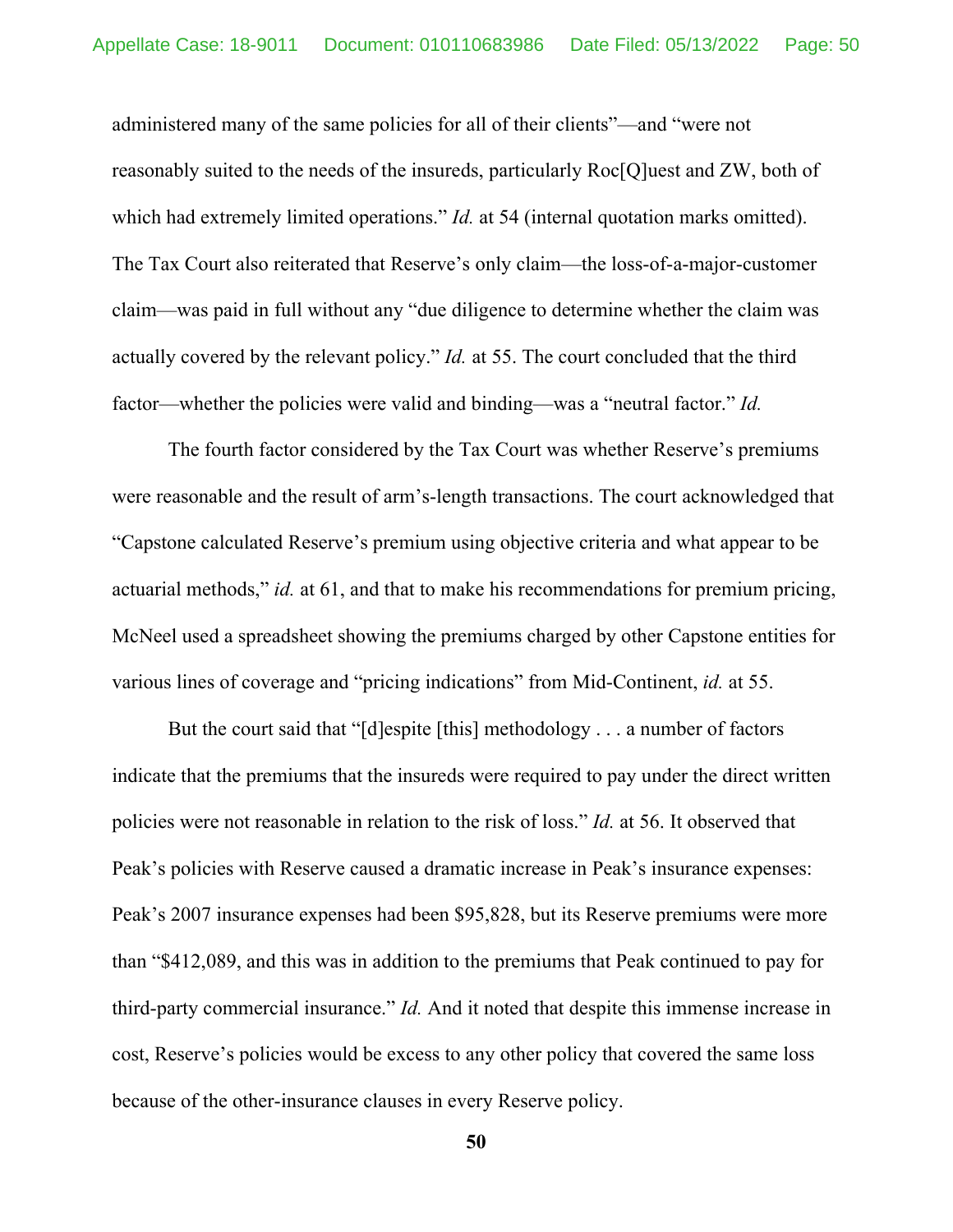administered many of the same policies for all of their clients"—and "were not reasonably suited to the needs of the insureds, particularly Roc[Q]uest and ZW, both of which had extremely limited operations." *Id.* at 54 (internal quotation marks omitted). The Tax Court also reiterated that Reserve's only claim—the loss-of-a-major-customer claim—was paid in full without any "due diligence to determine whether the claim was actually covered by the relevant policy." *Id.* at 55. The court concluded that the third factor—whether the policies were valid and binding—was a "neutral factor." *Id.*

The fourth factor considered by the Tax Court was whether Reserve's premiums were reasonable and the result of arm's-length transactions. The court acknowledged that "Capstone calculated Reserve's premium using objective criteria and what appear to be actuarial methods," *id.* at 61, and that to make his recommendations for premium pricing, McNeel used a spreadsheet showing the premiums charged by other Capstone entities for various lines of coverage and "pricing indications" from Mid-Continent, *id.* at 55.

But the court said that "[d]espite [this] methodology . . . a number of factors indicate that the premiums that the insureds were required to pay under the direct written policies were not reasonable in relation to the risk of loss." *Id.* at 56. It observed that Peak's policies with Reserve caused a dramatic increase in Peak's insurance expenses: Peak's 2007 insurance expenses had been $95,828, but its Reserve premiums were more than "$412,089, and this was in addition to the premiums that Peak continued to pay for third-party commercial insurance." *Id.* And it noted that despite this immense increase in cost, Reserve's policies would be excess to any other policy that covered the same loss because of the other-insurance clauses in every Reserve policy.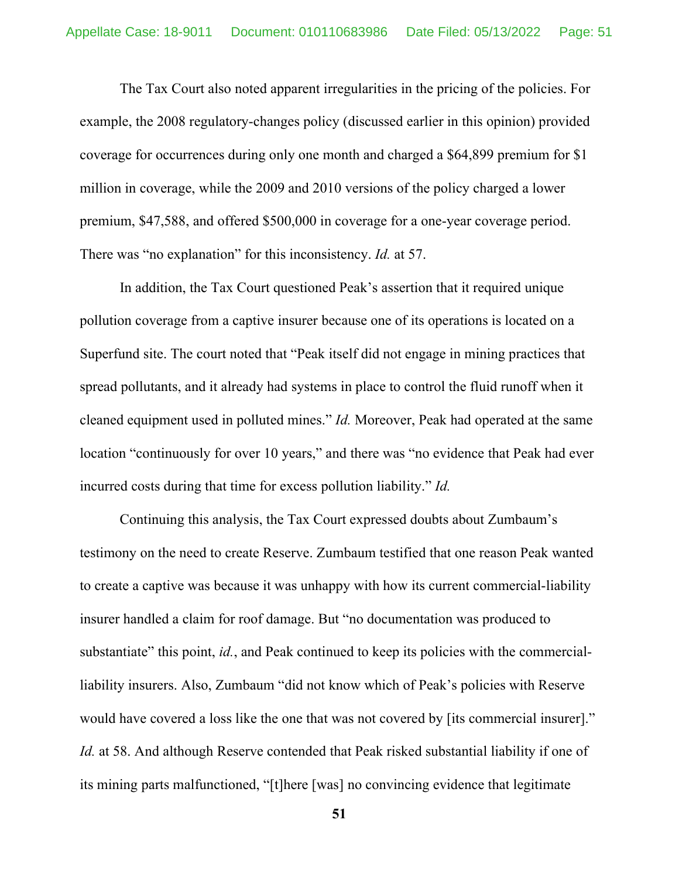The Tax Court also noted apparent irregularities in the pricing of the policies. For example, the 2008 regulatory-changes policy (discussed earlier in this opinion) provided coverage for occurrences during only one month and charged a $64,899 premium for $1 million in coverage, while the 2009 and 2010 versions of the policy charged a lower premium, $47,588, and offered $500,000 in coverage for a one-year coverage period. There was "no explanation" for this inconsistency. *Id.* at 57.

In addition, the Tax Court questioned Peak's assertion that it required unique pollution coverage from a captive insurer because one of its operations is located on a Superfund site. The court noted that "Peak itself did not engage in mining practices that spread pollutants, and it already had systems in place to control the fluid runoff when it cleaned equipment used in polluted mines." *Id.* Moreover, Peak had operated at the same location "continuously for over 10 years," and there was "no evidence that Peak had ever incurred costs during that time for excess pollution liability." *Id.*

Continuing this analysis, the Tax Court expressed doubts about Zumbaum's testimony on the need to create Reserve. Zumbaum testified that one reason Peak wanted to create a captive was because it was unhappy with how its current commercial-liability insurer handled a claim for roof damage. But "no documentation was produced to substantiate" this point, *id.*, and Peak continued to keep its policies with the commercial-liability insurers. Also, Zumbaum "did not know which of Peak's policies with Reserve would have covered a loss like the one that was not covered by [its commercial insurer]." *Id.* at 58. And although Reserve contended that Peak risked substantial liability if one of its mining parts malfunctioned, "[t]here [was] no convincing evidence that legitimate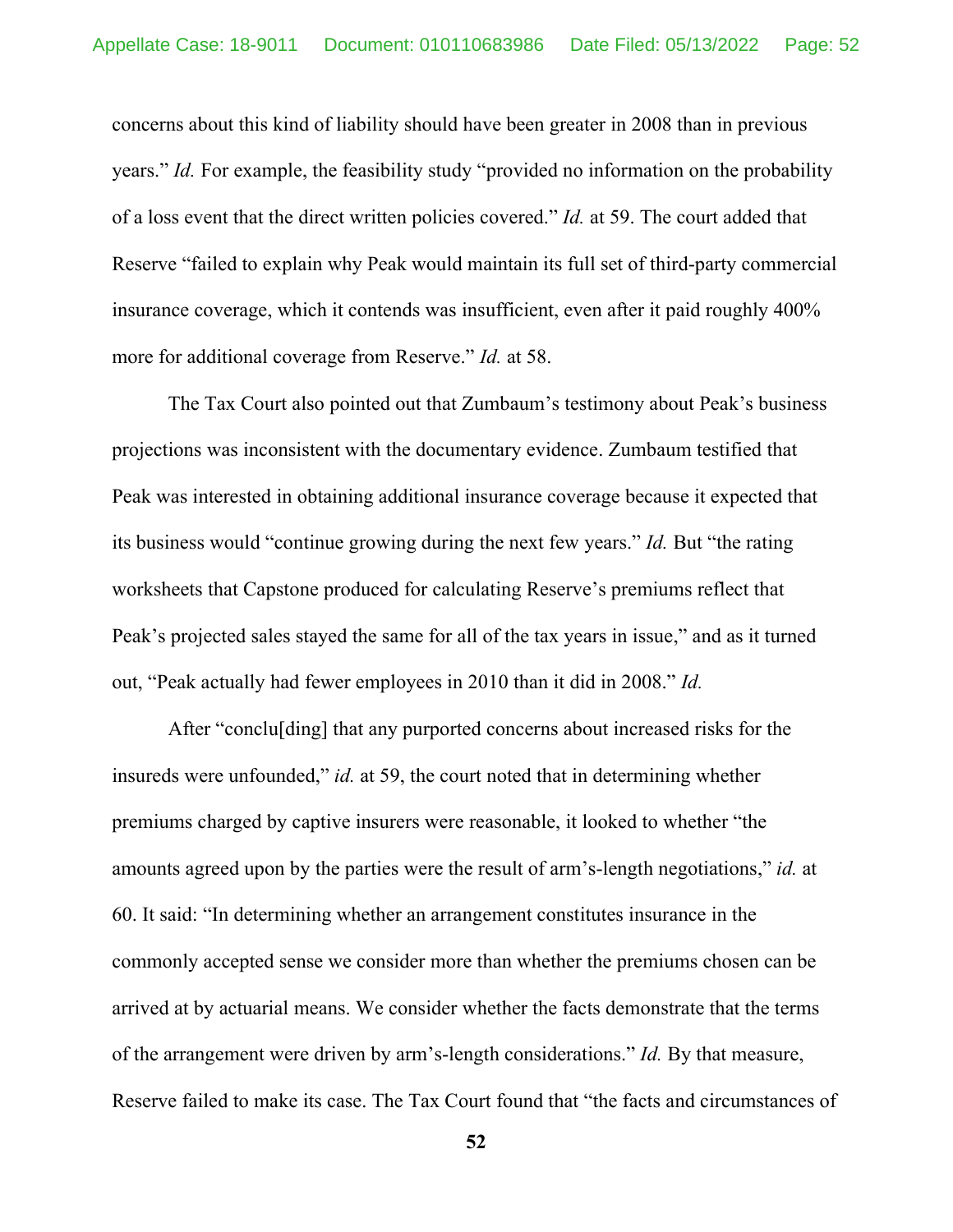concerns about this kind of liability should have been greater in 2008 than in previous years." *Id.* For example, the feasibility study "provided no information on the probability of a loss event that the direct written policies covered." *Id.* at 59. The court added that Reserve "failed to explain why Peak would maintain its full set of third-party commercial insurance coverage, which it contends was insufficient, even after it paid roughly 400% more for additional coverage from Reserve." *Id.* at 58.

The Tax Court also pointed out that Zumbaum's testimony about Peak's business projections was inconsistent with the documentary evidence. Zumbaum testified that Peak was interested in obtaining additional insurance coverage because it expected that its business would "continue growing during the next few years." *Id.* But "the rating worksheets that Capstone produced for calculating Reserve's premiums reflect that Peak's projected sales stayed the same for all of the tax years in issue," and as it turned out, "Peak actually had fewer employees in 2010 than it did in 2008." *Id.*

After "conclu[ding] that any purported concerns about increased risks for the insureds were unfounded," *id.* at 59, the court noted that in determining whether premiums charged by captive insurers were reasonable, it looked to whether "the amounts agreed upon by the parties were the result of arm's-length negotiations," *id.* at 60. It said: "In determining whether an arrangement constitutes insurance in the commonly accepted sense we consider more than whether the premiums chosen can be arrived at by actuarial means. We consider whether the facts demonstrate that the terms of the arrangement were driven by arm's-length considerations." *Id.* By that measure, Reserve failed to make its case. The Tax Court found that "the facts and circumstances of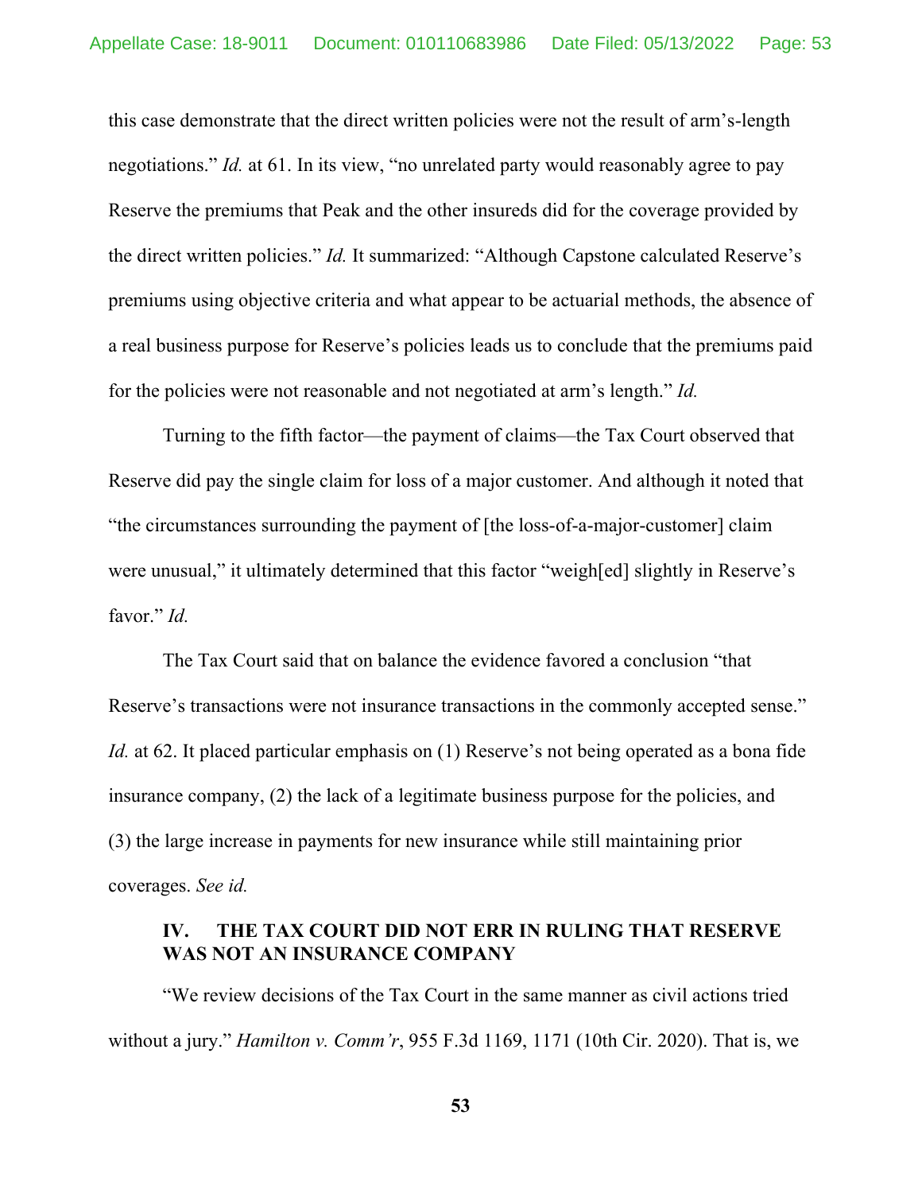this case demonstrate that the direct written policies were not the result of arm's-length negotiations." *Id.* at 61. In its view, "no unrelated party would reasonably agree to pay Reserve the premiums that Peak and the other insureds did for the coverage provided by the direct written policies." *Id.* It summarized: "Although Capstone calculated Reserve's premiums using objective criteria and what appear to be actuarial methods, the absence of a real business purpose for Reserve's policies leads us to conclude that the premiums paid for the policies were not reasonable and not negotiated at arm's length." *Id.*

Turning to the fifth factor—the payment of claims—the Tax Court observed that Reserve did pay the single claim for loss of a major customer. And although it noted that "the circumstances surrounding the payment of [the loss-of-a-major-customer] claim were unusual," it ultimately determined that this factor "weigh[ed] slightly in Reserve's favor." *Id.*

The Tax Court said that on balance the evidence favored a conclusion "that Reserve's transactions were not insurance transactions in the commonly accepted sense." *Id.* at 62. It placed particular emphasis on (1) Reserve's not being operated as a bona fide insurance company, (2) the lack of a legitimate business purpose for the policies, and (3) the large increase in payments for new insurance while still maintaining prior coverages. *See id.*

## IV. THE TAX COURT DID NOT ERR IN RULING THAT RESERVE WAS NOT AN INSURANCE COMPANY

"We review decisions of the Tax Court in the same manner as civil actions tried without a jury." *Hamilton v. Comm'r*, 955 F.3d 1169, 1171 (10th Cir. 2020). That is, we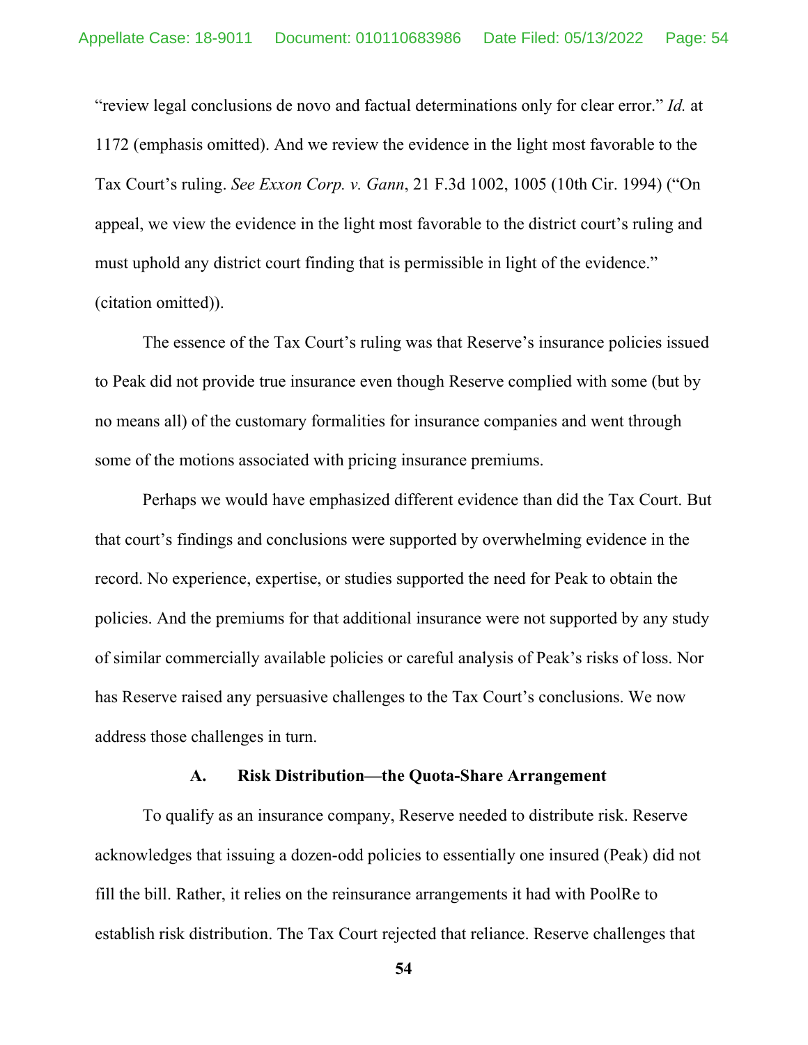"review legal conclusions de novo and factual determinations only for clear error." *Id.* at 1172 (emphasis omitted). And we review the evidence in the light most favorable to the Tax Court's ruling. *See Exxon Corp. v. Gann*, 21 F.3d 1002, 1005 (10th Cir. 1994) ("On appeal, we view the evidence in the light most favorable to the district court's ruling and must uphold any district court finding that is permissible in light of the evidence." (citation omitted)).

The essence of the Tax Court's ruling was that Reserve's insurance policies issued to Peak did not provide true insurance even though Reserve complied with some (but by no means all) of the customary formalities for insurance companies and went through some of the motions associated with pricing insurance premiums.

Perhaps we would have emphasized different evidence than did the Tax Court. But that court's findings and conclusions were supported by overwhelming evidence in the record. No experience, expertise, or studies supported the need for Peak to obtain the policies. And the premiums for that additional insurance were not supported by any study of similar commercially available policies or careful analysis of Peak's risks of loss. Nor has Reserve raised any persuasive challenges to the Tax Court's conclusions. We now address those challenges in turn.

### A. Risk Distribution—the Quota-Share Arrangement

To qualify as an insurance company, Reserve needed to distribute risk. Reserve acknowledges that issuing a dozen-odd policies to essentially one insured (Peak) did not fill the bill. Rather, it relies on the reinsurance arrangements it had with PoolRe to establish risk distribution. The Tax Court rejected that reliance. Reserve challenges that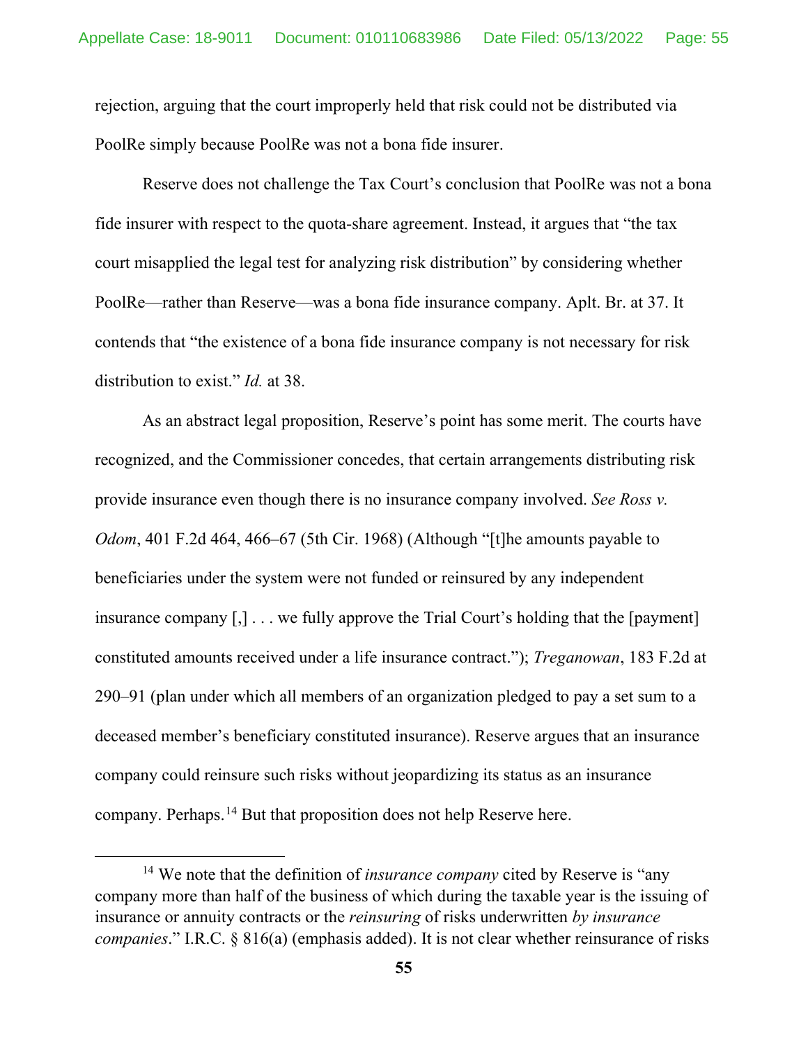rejection, arguing that the court improperly held that risk could not be distributed via PoolRe simply because PoolRe was not a bona fide insurer.

Reserve does not challenge the Tax Court's conclusion that PoolRe was not a bona fide insurer with respect to the quota-share agreement. Instead, it argues that "the tax court misapplied the legal test for analyzing risk distribution" by considering whether PoolRe—rather than Reserve—was a bona fide insurance company. Aplt. Br. at 37. It contends that "the existence of a bona fide insurance company is not necessary for risk distribution to exist." *Id.* at 38.

As an abstract legal proposition, Reserve's point has some merit. The courts have recognized, and the Commissioner concedes, that certain arrangements distributing risk provide insurance even though there is no insurance company involved. *See Ross v. Odom*, 401 F.2d 464, 466–67 (5th Cir. 1968) (Although "[t]he amounts payable to beneficiaries under the system were not funded or reinsured by any independent insurance company [,] . . . we fully approve the Trial Court's holding that the [payment] constituted amounts received under a life insurance contract."); *Treganowan*, 183 F.2d at 290–91 (plan under which all members of an organization pledged to pay a set sum to a deceased member's beneficiary constituted insurance). Reserve argues that an insurance company could reinsure such risks without jeopardizing its status as an insurance company. Perhaps.[14] But that proposition does not help Reserve here.

[14] We note that the definition of *insurance company* cited by Reserve is "any company more than half of the business of which during the taxable year is the issuing of insurance or annuity contracts or the *reinsuring* of risks underwritten *by insurance companies*." I.R.C. § 816(a) (emphasis added). It is not clear whether reinsurance of risks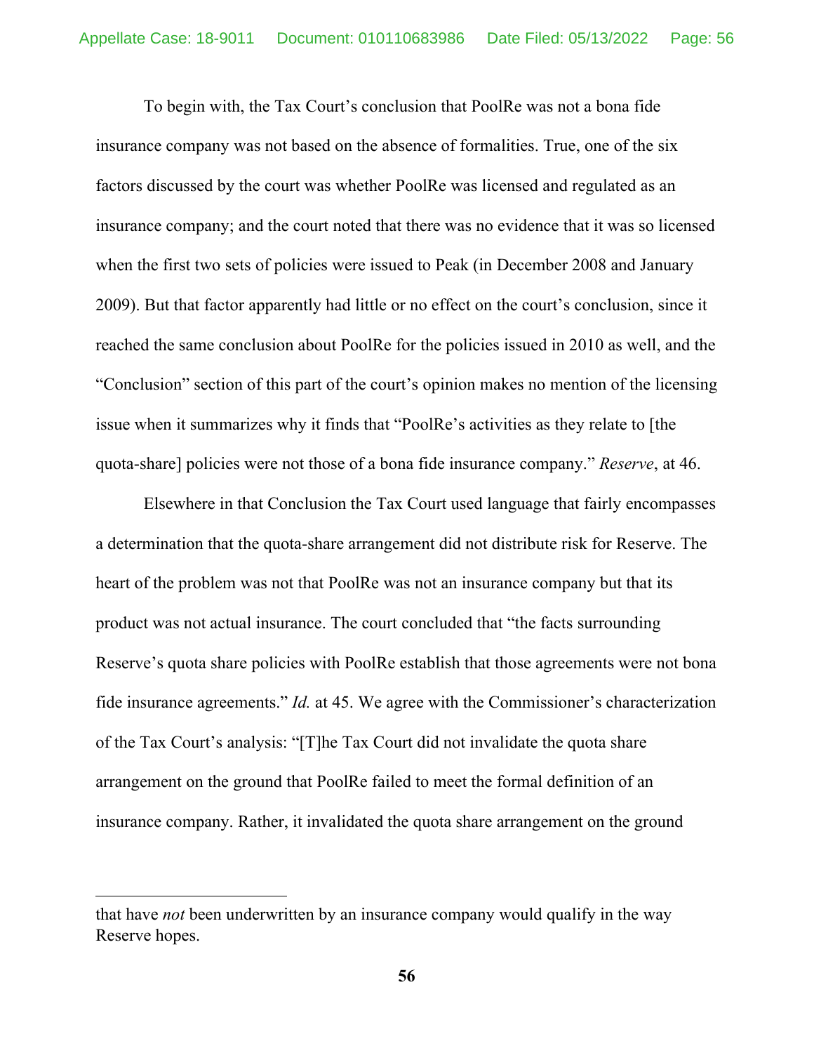To begin with, the Tax Court's conclusion that PoolRe was not a bona fide insurance company was not based on the absence of formalities. True, one of the six factors discussed by the court was whether PoolRe was licensed and regulated as an insurance company; and the court noted that there was no evidence that it was so licensed when the first two sets of policies were issued to Peak (in December 2008 and January 2009). But that factor apparently had little or no effect on the court's conclusion, since it reached the same conclusion about PoolRe for the policies issued in 2010 as well, and the "Conclusion" section of this part of the court's opinion makes no mention of the licensing issue when it summarizes why it finds that "PoolRe's activities as they relate to [the quota-share] policies were not those of a bona fide insurance company." *Reserve*, at 46.

Elsewhere in that Conclusion the Tax Court used language that fairly encompasses a determination that the quota-share arrangement did not distribute risk for Reserve. The heart of the problem was not that PoolRe was not an insurance company but that its product was not actual insurance. The court concluded that "the facts surrounding Reserve's quota share policies with PoolRe establish that those agreements were not bona fide insurance agreements." *Id.* at 45. We agree with the Commissioner's characterization of the Tax Court's analysis: "[T]he Tax Court did not invalidate the quota share arrangement on the ground that PoolRe failed to meet the formal definition of an insurance company. Rather, it invalidated the quota share arrangement on the ground

---

that have *not* been underwritten by an insurance company would qualify in the way Reserve hopes.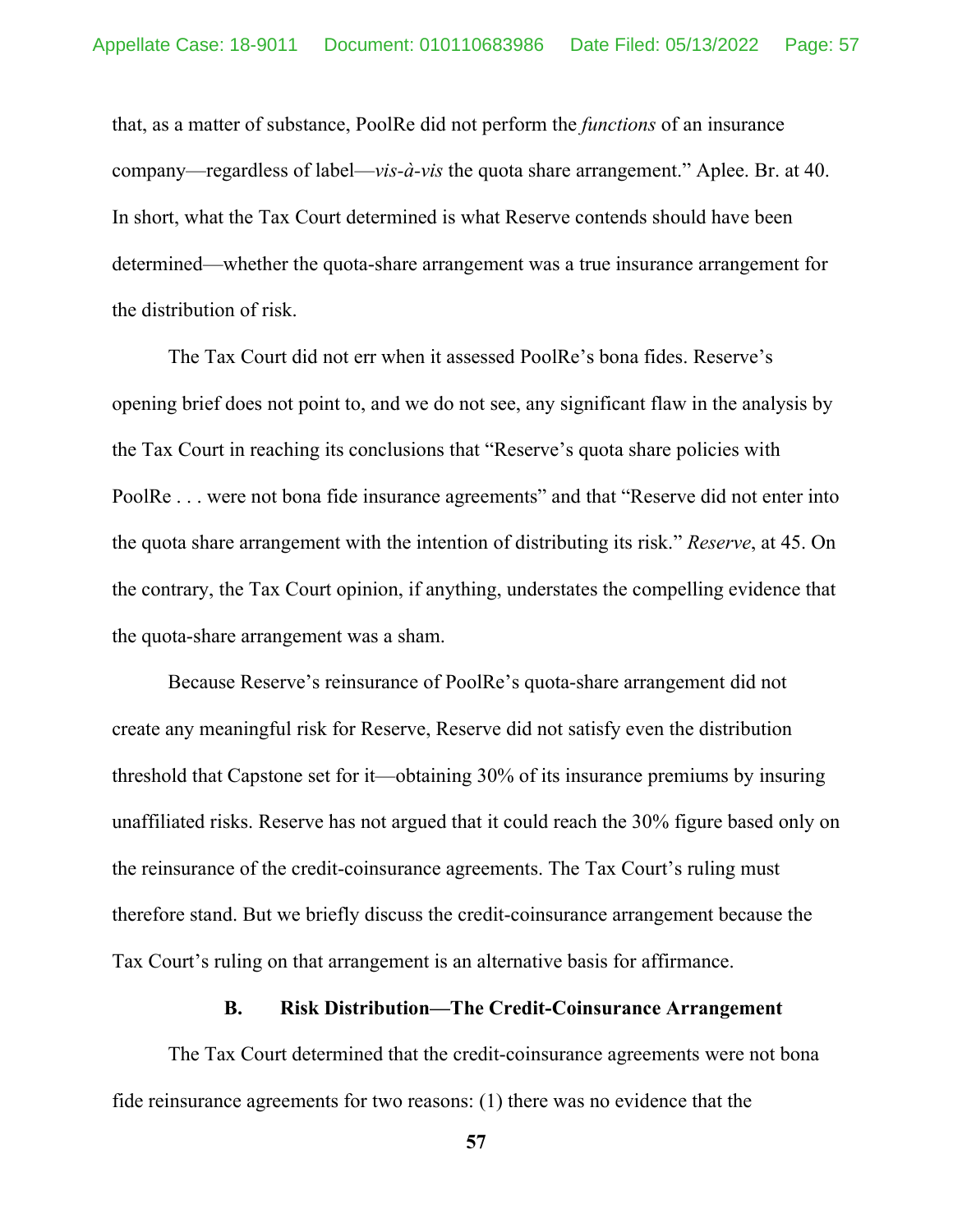that, as a matter of substance, PoolRe did not perform the *functions* of an insurance company—regardless of label—*vis-à-vis* the quota share arrangement." Aplee. Br. at 40. In short, what the Tax Court determined is what Reserve contends should have been determined—whether the quota-share arrangement was a true insurance arrangement for the distribution of risk.

The Tax Court did not err when it assessed PoolRe's bona fides. Reserve's opening brief does not point to, and we do not see, any significant flaw in the analysis by the Tax Court in reaching its conclusions that "Reserve's quota share policies with PoolRe . . . were not bona fide insurance agreements" and that "Reserve did not enter into the quota share arrangement with the intention of distributing its risk." *Reserve*, at 45. On the contrary, the Tax Court opinion, if anything, understates the compelling evidence that the quota-share arrangement was a sham.

Because Reserve's reinsurance of PoolRe's quota-share arrangement did not create any meaningful risk for Reserve, Reserve did not satisfy even the distribution threshold that Capstone set for it—obtaining 30% of its insurance premiums by insuring unaffiliated risks. Reserve has not argued that it could reach the 30% figure based only on the reinsurance of the credit-coinsurance agreements. The Tax Court's ruling must therefore stand. But we briefly discuss the credit-coinsurance arrangement because the Tax Court's ruling on that arrangement is an alternative basis for affirmance.

### B. Risk Distribution—The Credit-Coinsurance Arrangement

The Tax Court determined that the credit-coinsurance agreements were not bona fide reinsurance agreements for two reasons: (1) there was no evidence that the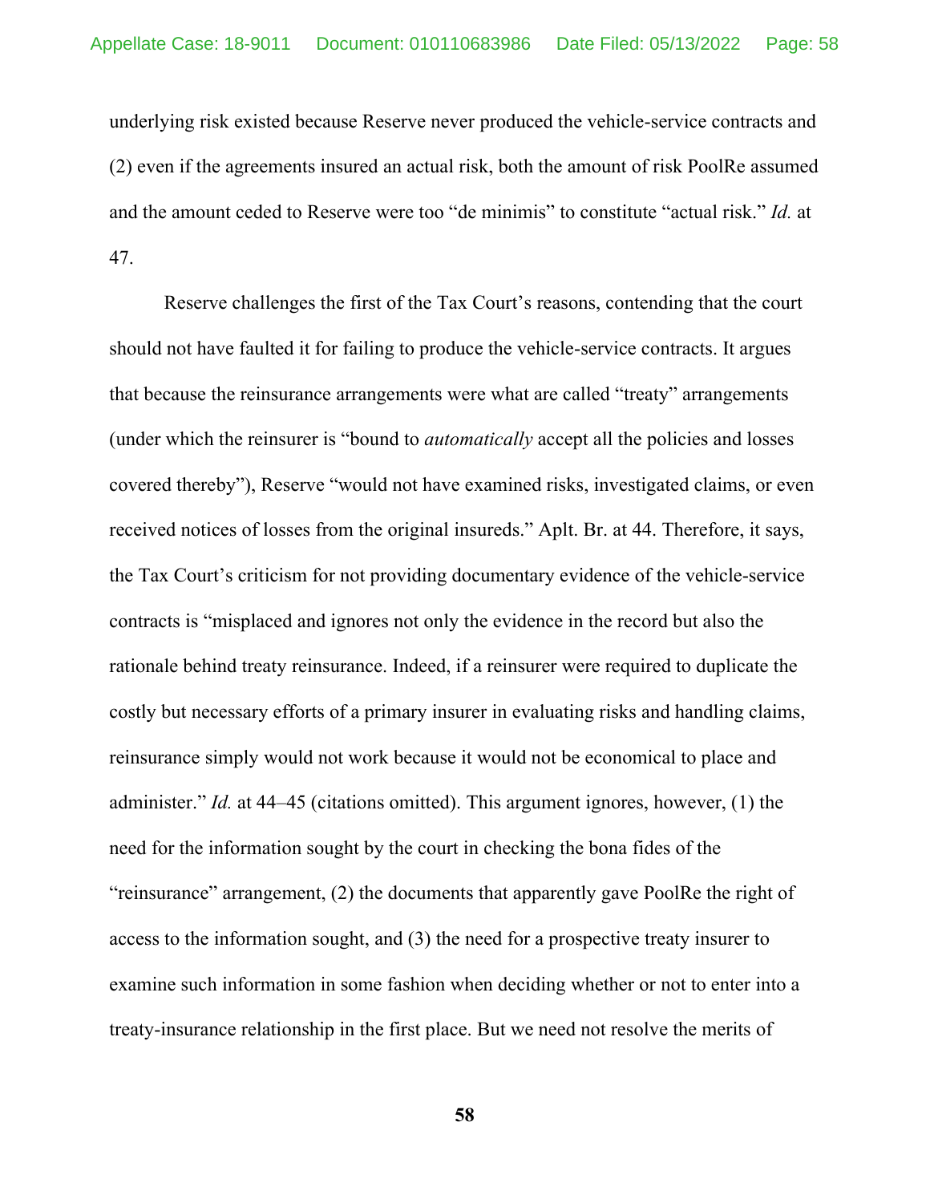underlying risk existed because Reserve never produced the vehicle-service contracts and (2) even if the agreements insured an actual risk, both the amount of risk PoolRe assumed and the amount ceded to Reserve were too "de minimis" to constitute "actual risk." *Id.* at 47.

Reserve challenges the first of the Tax Court's reasons, contending that the court should not have faulted it for failing to produce the vehicle-service contracts. It argues that because the reinsurance arrangements were what are called "treaty" arrangements (under which the reinsurer is "bound to *automatically* accept all the policies and losses covered thereby"), Reserve "would not have examined risks, investigated claims, or even received notices of losses from the original insureds." Aplt. Br. at 44. Therefore, it says, the Tax Court's criticism for not providing documentary evidence of the vehicle-service contracts is "misplaced and ignores not only the evidence in the record but also the rationale behind treaty reinsurance. Indeed, if a reinsurer were required to duplicate the costly but necessary efforts of a primary insurer in evaluating risks and handling claims, reinsurance simply would not work because it would not be economical to place and administer." *Id.* at 44–45 (citations omitted). This argument ignores, however, (1) the need for the information sought by the court in checking the bona fides of the "reinsurance" arrangement, (2) the documents that apparently gave PoolRe the right of access to the information sought, and (3) the need for a prospective treaty insurer to examine such information in some fashion when deciding whether or not to enter into a treaty-insurance relationship in the first place. But we need not resolve the merits of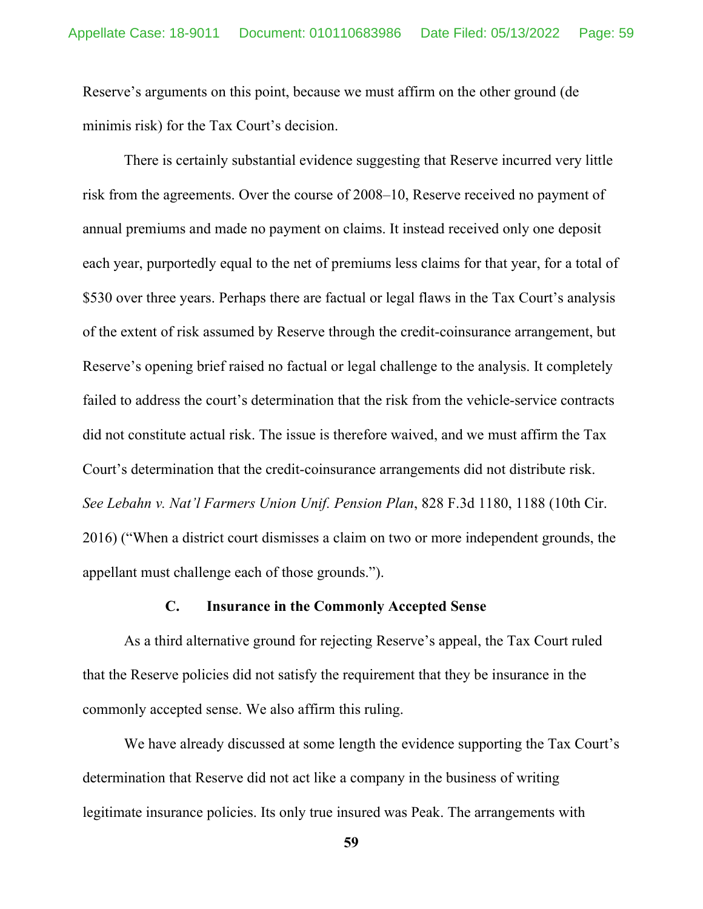Reserve's arguments on this point, because we must affirm on the other ground (de minimis risk) for the Tax Court's decision.

There is certainly substantial evidence suggesting that Reserve incurred very little risk from the agreements. Over the course of 2008–10, Reserve received no payment of annual premiums and made no payment on claims. It instead received only one deposit each year, purportedly equal to the net of premiums less claims for that year, for a total of \$530 over three years. Perhaps there are factual or legal flaws in the Tax Court's analysis of the extent of risk assumed by Reserve through the credit-coinsurance arrangement, but Reserve's opening brief raised no factual or legal challenge to the analysis. It completely failed to address the court's determination that the risk from the vehicle-service contracts did not constitute actual risk. The issue is therefore waived, and we must affirm the Tax Court's determination that the credit-coinsurance arrangements did not distribute risk. *See Lebahn v. Nat'l Farmers Union Unif. Pension Plan*, 828 F.3d 1180, 1188 (10th Cir. 2016) ("When a district court dismisses a claim on two or more independent grounds, the appellant must challenge each of those grounds.").

### C. Insurance in the Commonly Accepted Sense

As a third alternative ground for rejecting Reserve's appeal, the Tax Court ruled that the Reserve policies did not satisfy the requirement that they be insurance in the commonly accepted sense. We also affirm this ruling.

We have already discussed at some length the evidence supporting the Tax Court's determination that Reserve did not act like a company in the business of writing legitimate insurance policies. Its only true insured was Peak. The arrangements with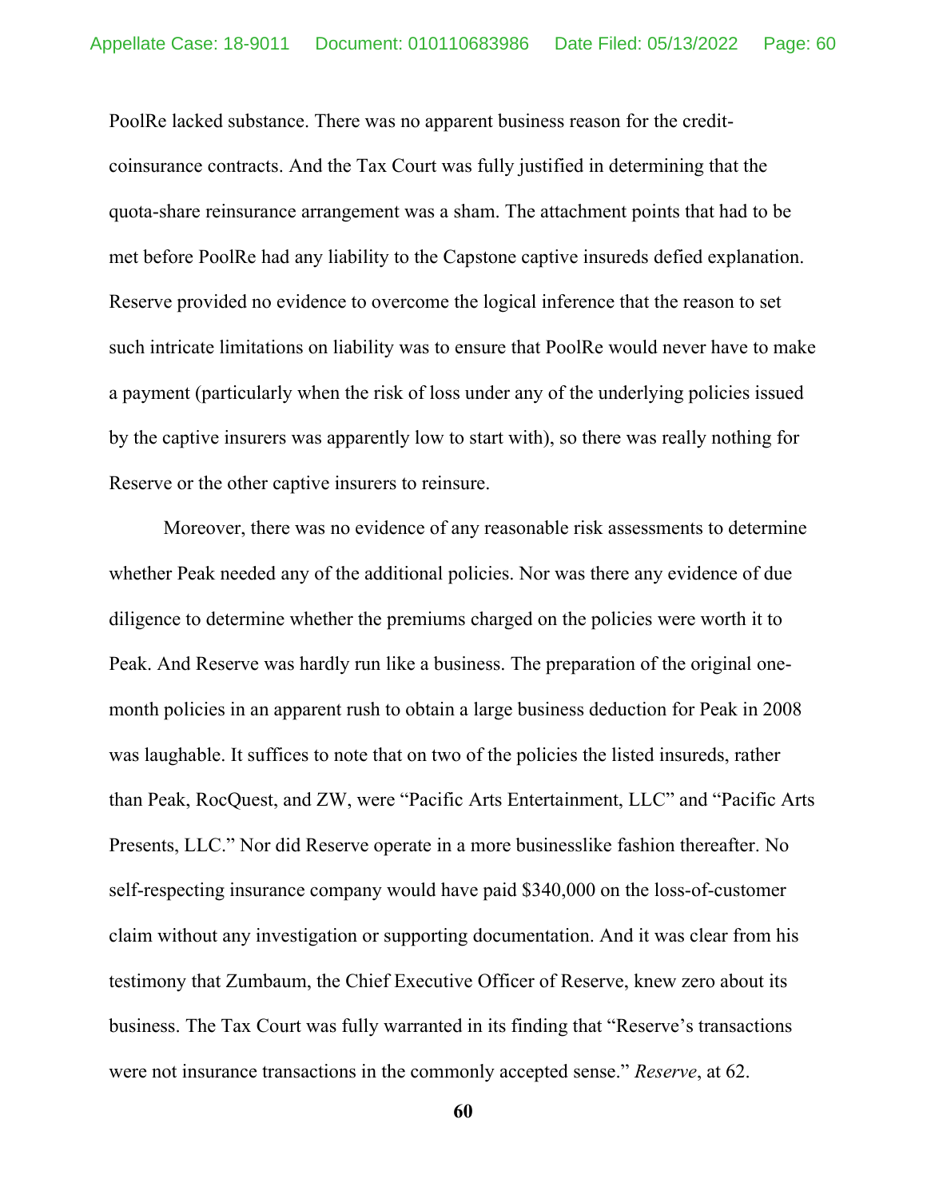PoolRe lacked substance. There was no apparent business reason for the credit-coinsurance contracts. And the Tax Court was fully justified in determining that the quota-share reinsurance arrangement was a sham. The attachment points that had to be met before PoolRe had any liability to the Capstone captive insureds defied explanation. Reserve provided no evidence to overcome the logical inference that the reason to set such intricate limitations on liability was to ensure that PoolRe would never have to make a payment (particularly when the risk of loss under any of the underlying policies issued by the captive insurers was apparently low to start with), so there was really nothing for Reserve or the other captive insurers to reinsure.

Moreover, there was no evidence of any reasonable risk assessments to determine whether Peak needed any of the additional policies. Nor was there any evidence of due diligence to determine whether the premiums charged on the policies were worth it to Peak. And Reserve was hardly run like a business. The preparation of the original one-month policies in an apparent rush to obtain a large business deduction for Peak in 2008 was laughable. It suffices to note that on two of the policies the listed insureds, rather than Peak, RocQuest, and ZW, were "Pacific Arts Entertainment, LLC" and "Pacific Arts Presents, LLC." Nor did Reserve operate in a more businesslike fashion thereafter. No self-respecting insurance company would have paid $340,000 on the loss-of-customer claim without any investigation or supporting documentation. And it was clear from his testimony that Zumbaum, the Chief Executive Officer of Reserve, knew zero about its business. The Tax Court was fully warranted in its finding that "Reserve's transactions were not insurance transactions in the commonly accepted sense." *Reserve*, at 62.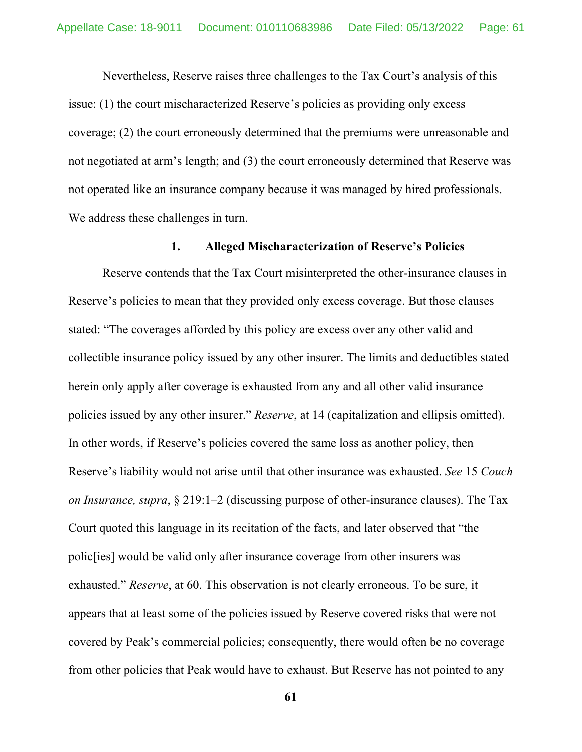Nevertheless, Reserve raises three challenges to the Tax Court's analysis of this issue: (1) the court mischaracterized Reserve's policies as providing only excess coverage; (2) the court erroneously determined that the premiums were unreasonable and not negotiated at arm's length; and (3) the court erroneously determined that Reserve was not operated like an insurance company because it was managed by hired professionals. We address these challenges in turn.

### 1. Alleged Mischaracterization of Reserve's Policies

Reserve contends that the Tax Court misinterpreted the other-insurance clauses in Reserve's policies to mean that they provided only excess coverage. But those clauses stated: "The coverages afforded by this policy are excess over any other valid and collectible insurance policy issued by any other insurer. The limits and deductibles stated herein only apply after coverage is exhausted from any and all other valid insurance policies issued by any other insurer." *Reserve*, at 14 (capitalization and ellipsis omitted). In other words, if Reserve's policies covered the same loss as another policy, then Reserve's liability would not arise until that other insurance was exhausted. *See* 15 *Couch on Insurance, supra*, § 219:1–2 (discussing purpose of other-insurance clauses). The Tax Court quoted this language in its recitation of the facts, and later observed that "the polic[ies] would be valid only after insurance coverage from other insurers was exhausted." *Reserve*, at 60. This observation is not clearly erroneous. To be sure, it appears that at least some of the policies issued by Reserve covered risks that were not covered by Peak's commercial policies; consequently, there would often be no coverage from other policies that Peak would have to exhaust. But Reserve has not pointed to any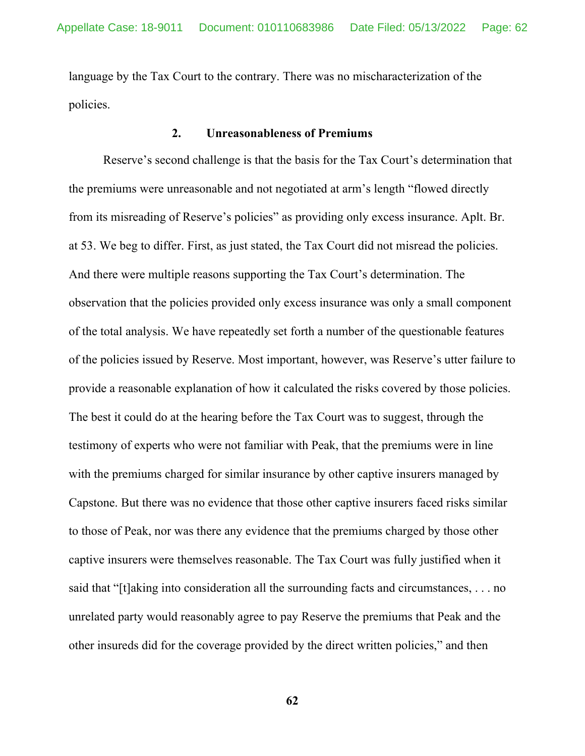language by the Tax Court to the contrary. There was no mischaracterization of the policies.

### 2. Unreasonableness of Premiums

Reserve's second challenge is that the basis for the Tax Court's determination that the premiums were unreasonable and not negotiated at arm's length "flowed directly from its misreading of Reserve's policies" as providing only excess insurance. Aplt. Br. at 53. We beg to differ. First, as just stated, the Tax Court did not misread the policies. And there were multiple reasons supporting the Tax Court's determination. The observation that the policies provided only excess insurance was only a small component of the total analysis. We have repeatedly set forth a number of the questionable features of the policies issued by Reserve. Most important, however, was Reserve's utter failure to provide a reasonable explanation of how it calculated the risks covered by those policies. The best it could do at the hearing before the Tax Court was to suggest, through the testimony of experts who were not familiar with Peak, that the premiums were in line with the premiums charged for similar insurance by other captive insurers managed by Capstone. But there was no evidence that those other captive insurers faced risks similar to those of Peak, nor was there any evidence that the premiums charged by those other captive insurers were themselves reasonable. The Tax Court was fully justified when it said that "[t]aking into consideration all the surrounding facts and circumstances, . . . no unrelated party would reasonably agree to pay Reserve the premiums that Peak and the other insureds did for the coverage provided by the direct written policies," and then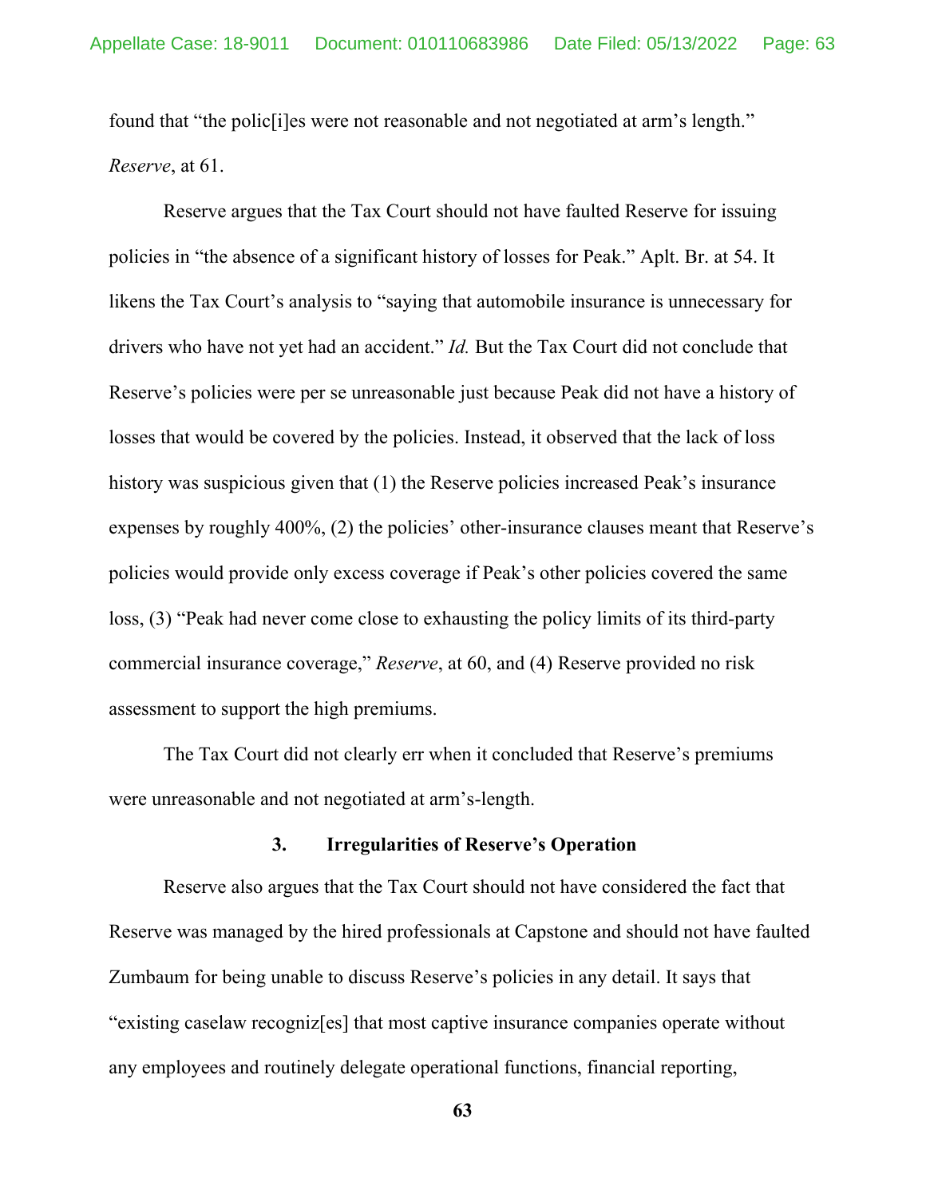found that "the polic[i]es were not reasonable and not negotiated at arm's length." *Reserve*, at 61.

Reserve argues that the Tax Court should not have faulted Reserve for issuing policies in "the absence of a significant history of losses for Peak." Aplt. Br. at 54. It likens the Tax Court's analysis to "saying that automobile insurance is unnecessary for drivers who have not yet had an accident." *Id.* But the Tax Court did not conclude that Reserve's policies were per se unreasonable just because Peak did not have a history of losses that would be covered by the policies. Instead, it observed that the lack of loss history was suspicious given that (1) the Reserve policies increased Peak's insurance expenses by roughly 400%, (2) the policies' other-insurance clauses meant that Reserve's policies would provide only excess coverage if Peak's other policies covered the same loss, (3) "Peak had never come close to exhausting the policy limits of its third-party commercial insurance coverage," *Reserve*, at 60, and (4) Reserve provided no risk assessment to support the high premiums.

The Tax Court did not clearly err when it concluded that Reserve's premiums were unreasonable and not negotiated at arm's-length.

### 3. Irregularities of Reserve's Operation

Reserve also argues that the Tax Court should not have considered the fact that Reserve was managed by the hired professionals at Capstone and should not have faulted Zumbaum for being unable to discuss Reserve's policies in any detail. It says that "existing caselaw recogniz[es] that most captive insurance companies operate without any employees and routinely delegate operational functions, financial reporting,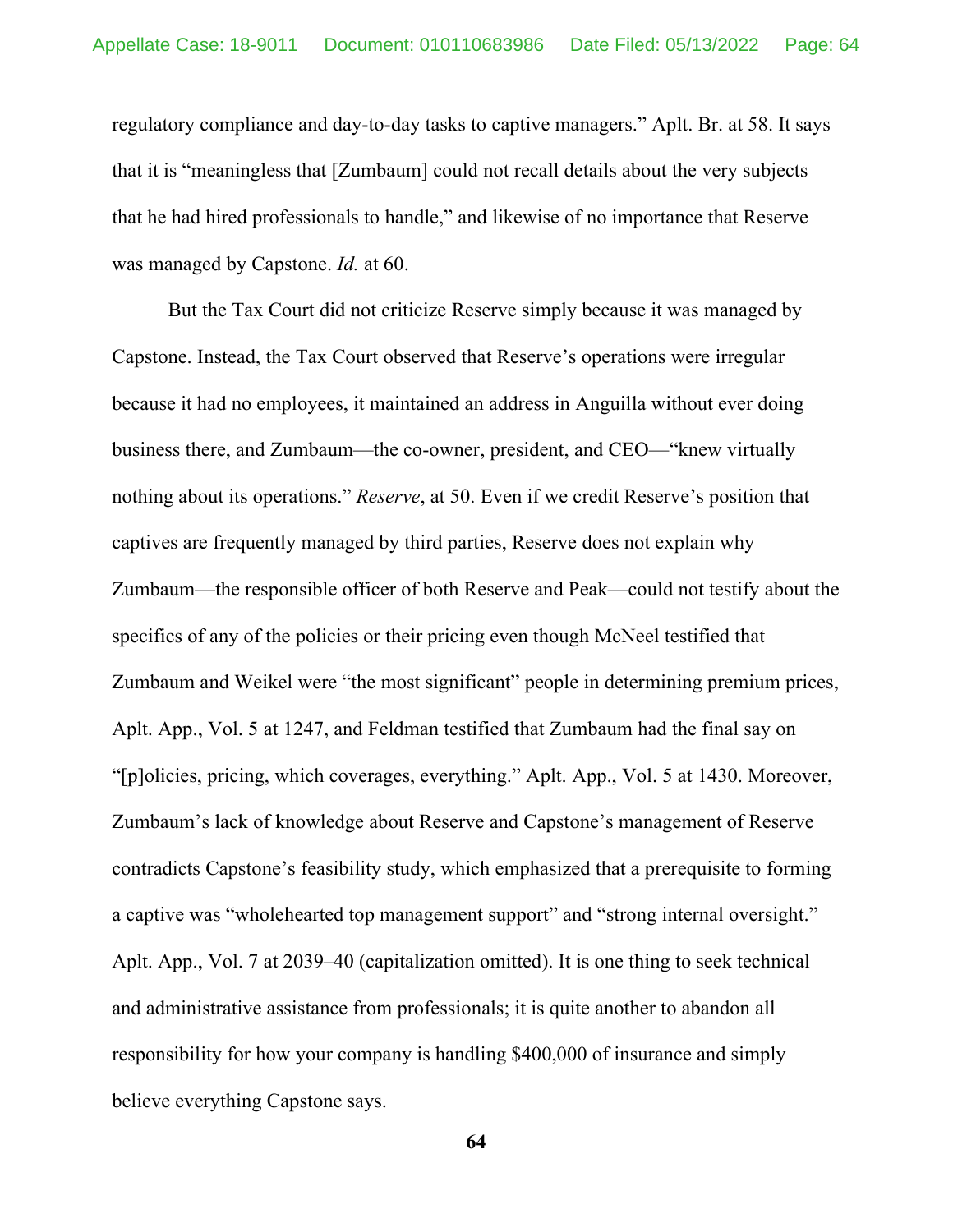regulatory compliance and day-to-day tasks to captive managers." Aplt. Br. at 58. It says that it is "meaningless that [Zumbaum] could not recall details about the very subjects that he had hired professionals to handle," and likewise of no importance that Reserve was managed by Capstone. *Id.* at 60.

But the Tax Court did not criticize Reserve simply because it was managed by Capstone. Instead, the Tax Court observed that Reserve's operations were irregular because it had no employees, it maintained an address in Anguilla without ever doing business there, and Zumbaum—the co-owner, president, and CEO—"knew virtually nothing about its operations." *Reserve*, at 50. Even if we credit Reserve's position that captives are frequently managed by third parties, Reserve does not explain why Zumbaum—the responsible officer of both Reserve and Peak—could not testify about the specifics of any of the policies or their pricing even though McNeel testified that Zumbaum and Weikel were "the most significant" people in determining premium prices, Aplt. App., Vol. 5 at 1247, and Feldman testified that Zumbaum had the final say on "[p]olicies, pricing, which coverages, everything." Aplt. App., Vol. 5 at 1430. Moreover, Zumbaum's lack of knowledge about Reserve and Capstone's management of Reserve contradicts Capstone's feasibility study, which emphasized that a prerequisite to forming a captive was "wholehearted top management support" and "strong internal oversight." Aplt. App., Vol. 7 at 2039–40 (capitalization omitted). It is one thing to seek technical and administrative assistance from professionals; it is quite another to abandon all responsibility for how your company is handling $400,000 of insurance and simply believe everything Capstone says.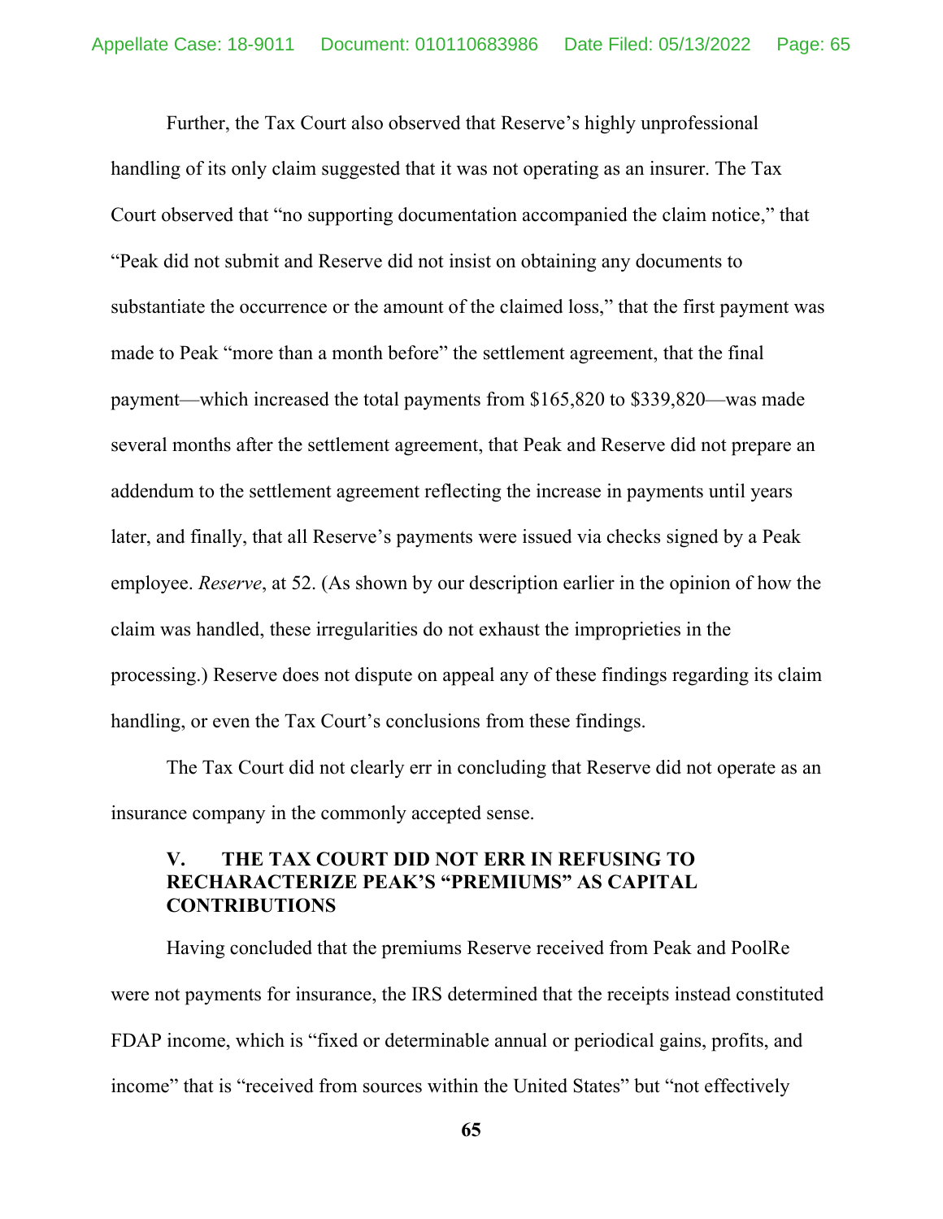Further, the Tax Court also observed that Reserve's highly unprofessional handling of its only claim suggested that it was not operating as an insurer. The Tax Court observed that "no supporting documentation accompanied the claim notice," that "Peak did not submit and Reserve did not insist on obtaining any documents to substantiate the occurrence or the amount of the claimed loss," that the first payment was made to Peak "more than a month before" the settlement agreement, that the final payment—which increased the total payments from \$165,820 to \$339,820—was made several months after the settlement agreement, that Peak and Reserve did not prepare an addendum to the settlement agreement reflecting the increase in payments until years later, and finally, that all Reserve's payments were issued via checks signed by a Peak employee. *Reserve*, at 52. (As shown by our description earlier in the opinion of how the claim was handled, these irregularities do not exhaust the improprieties in the processing.) Reserve does not dispute on appeal any of these findings regarding its claim handling, or even the Tax Court's conclusions from these findings.

The Tax Court did not clearly err in concluding that Reserve did not operate as an insurance company in the commonly accepted sense.

## V. THE TAX COURT DID NOT ERR IN REFUSING TO RECHARACTERIZE PEAK'S "PREMIUMS" AS CAPITAL CONTRIBUTIONS

Having concluded that the premiums Reserve received from Peak and PoolRe were not payments for insurance, the IRS determined that the receipts instead constituted FDAP income, which is "fixed or determinable annual or periodical gains, profits, and income" that is "received from sources within the United States" but "not effectively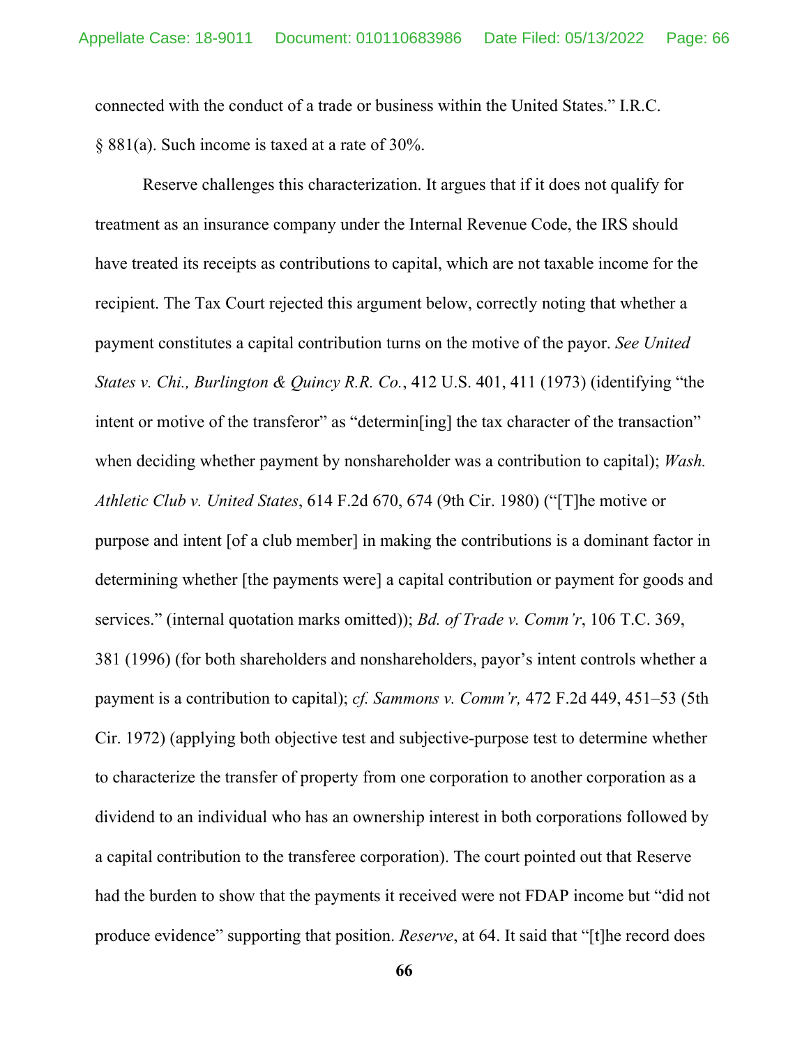connected with the conduct of a trade or business within the United States." I.R.C. § 881(a). Such income is taxed at a rate of 30%.

Reserve challenges this characterization. It argues that if it does not qualify for treatment as an insurance company under the Internal Revenue Code, the IRS should have treated its receipts as contributions to capital, which are not taxable income for the recipient. The Tax Court rejected this argument below, correctly noting that whether a payment constitutes a capital contribution turns on the motive of the payor. *See United States v. Chi., Burlington & Quincy R.R. Co.*, 412 U.S. 401, 411 (1973) (identifying "the intent or motive of the transferor" as "determin[ing] the tax character of the transaction" when deciding whether payment by nonshareholder was a contribution to capital); *Wash. Athletic Club v. United States*, 614 F.2d 670, 674 (9th Cir. 1980) ("[T]he motive or purpose and intent [of a club member] in making the contributions is a dominant factor in determining whether [the payments were] a capital contribution or payment for goods and services." (internal quotation marks omitted)); *Bd. of Trade v. Comm'r*, 106 T.C. 369, 381 (1996) (for both shareholders and nonshareholders, payor's intent controls whether a payment is a contribution to capital); *cf. Sammons v. Comm'r,* 472 F.2d 449, 451–53 (5th Cir. 1972) (applying both objective test and subjective-purpose test to determine whether to characterize the transfer of property from one corporation to another corporation as a dividend to an individual who has an ownership interest in both corporations followed by a capital contribution to the transferee corporation). The court pointed out that Reserve had the burden to show that the payments it received were not FDAP income but "did not produce evidence" supporting that position. *Reserve*, at 64. It said that "[t]he record does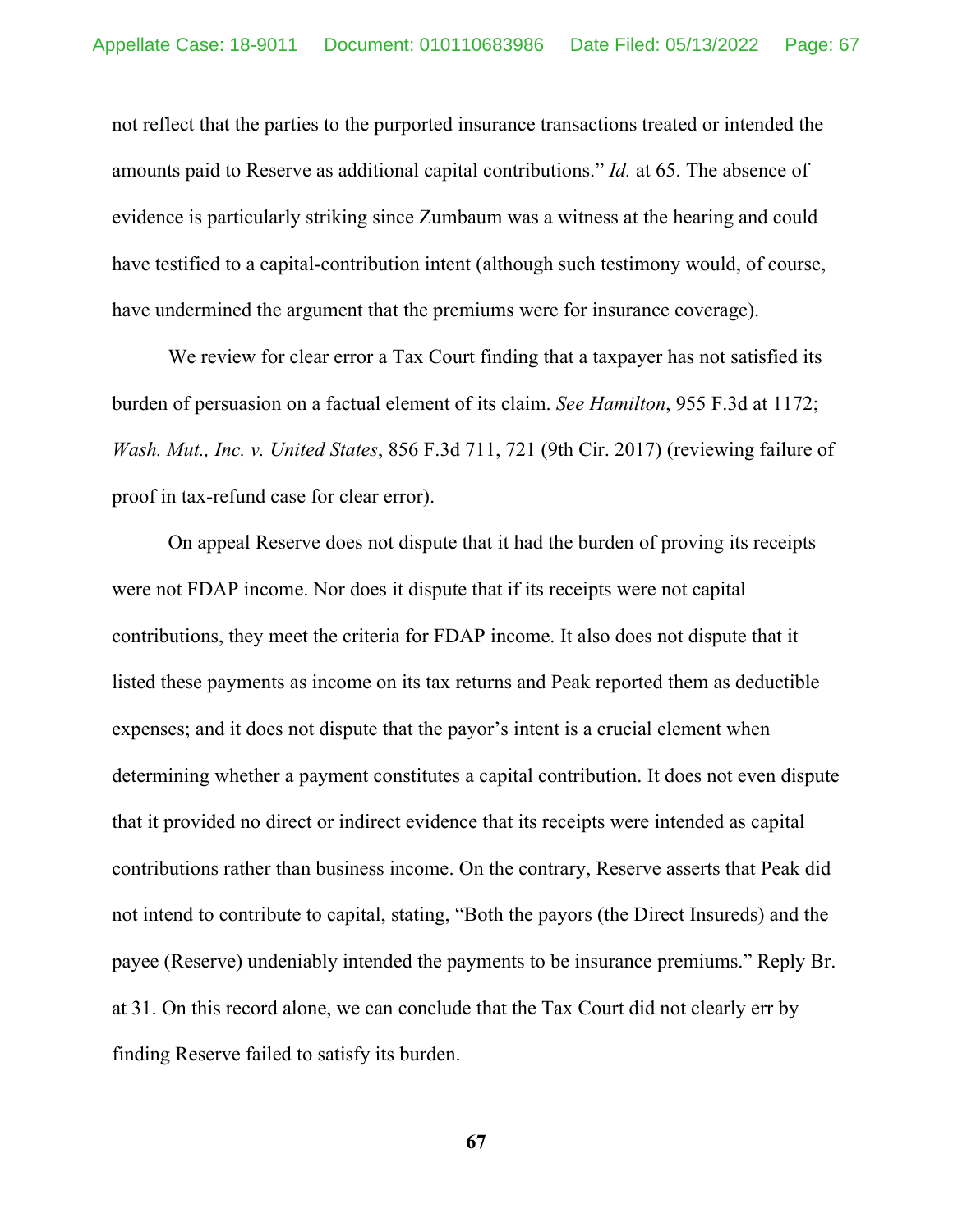not reflect that the parties to the purported insurance transactions treated or intended the amounts paid to Reserve as additional capital contributions." *Id.* at 65. The absence of evidence is particularly striking since Zumbaum was a witness at the hearing and could have testified to a capital-contribution intent (although such testimony would, of course, have undermined the argument that the premiums were for insurance coverage).

We review for clear error a Tax Court finding that a taxpayer has not satisfied its burden of persuasion on a factual element of its claim. *See Hamilton*, 955 F.3d at 1172; *Wash. Mut., Inc. v. United States*, 856 F.3d 711, 721 (9th Cir. 2017) (reviewing failure of proof in tax-refund case for clear error).

On appeal Reserve does not dispute that it had the burden of proving its receipts were not FDAP income. Nor does it dispute that if its receipts were not capital contributions, they meet the criteria for FDAP income. It also does not dispute that it listed these payments as income on its tax returns and Peak reported them as deductible expenses; and it does not dispute that the payor's intent is a crucial element when determining whether a payment constitutes a capital contribution. It does not even dispute that it provided no direct or indirect evidence that its receipts were intended as capital contributions rather than business income. On the contrary, Reserve asserts that Peak did not intend to contribute to capital, stating, "Both the payors (the Direct Insureds) and the payee (Reserve) undeniably intended the payments to be insurance premiums." Reply Br. at 31. On this record alone, we can conclude that the Tax Court did not clearly err by finding Reserve failed to satisfy its burden.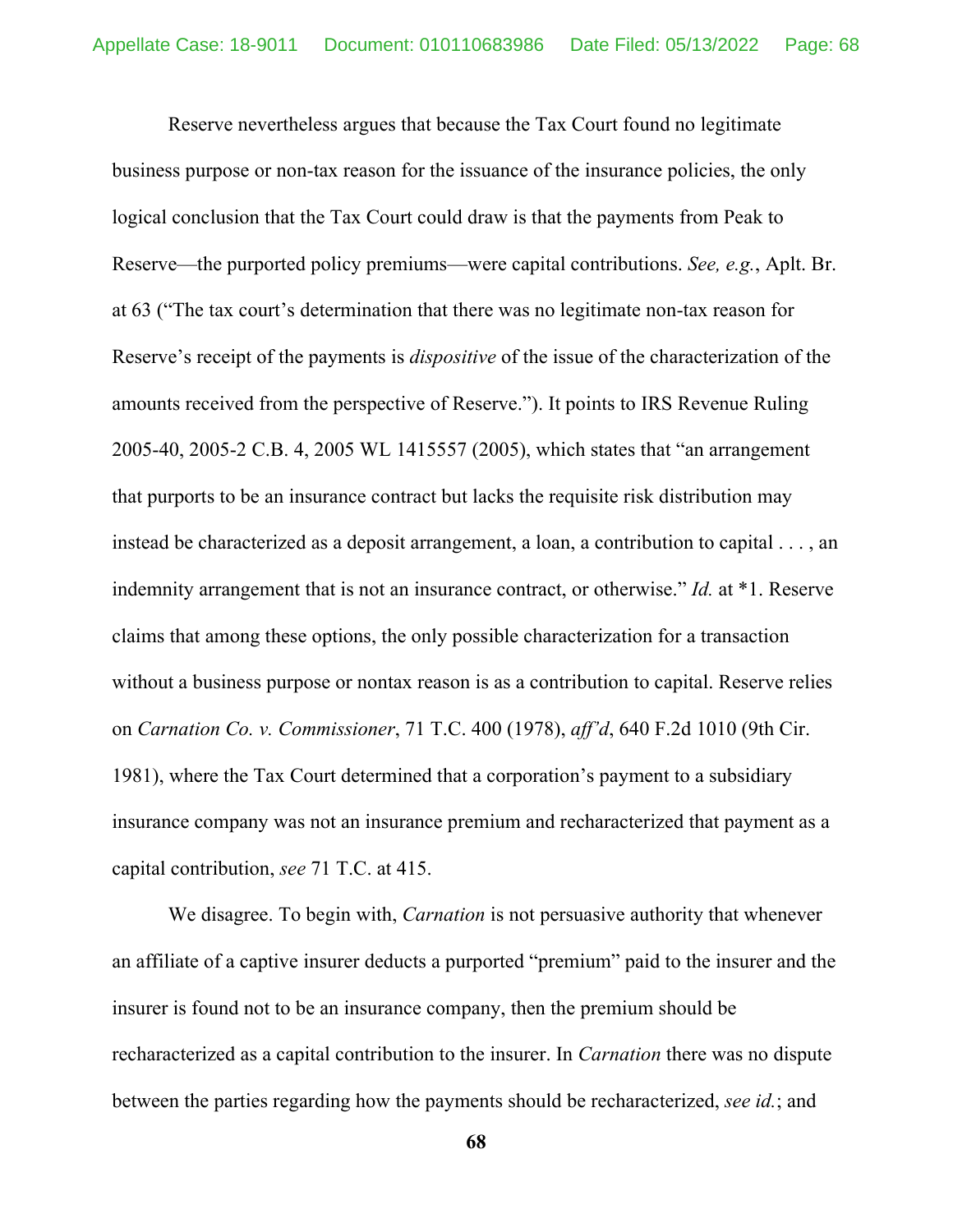Reserve nevertheless argues that because the Tax Court found no legitimate business purpose or non-tax reason for the issuance of the insurance policies, the only logical conclusion that the Tax Court could draw is that the payments from Peak to Reserve—the purported policy premiums—were capital contributions. *See, e.g.*, Aplt. Br. at 63 ("The tax court's determination that there was no legitimate non-tax reason for Reserve's receipt of the payments is *dispositive* of the issue of the characterization of the amounts received from the perspective of Reserve."). It points to IRS Revenue Ruling 2005-40, 2005-2 C.B. 4, 2005 WL 1415557 (2005), which states that "an arrangement that purports to be an insurance contract but lacks the requisite risk distribution may instead be characterized as a deposit arrangement, a loan, a contribution to capital . . . , an indemnity arrangement that is not an insurance contract, or otherwise." *Id.* at *1. Reserve claims that among these options, the only possible characterization for a transaction without a business purpose or nontax reason is as a contribution to capital. Reserve relies on *Carnation Co. v. Commissioner*, 71 T.C. 400 (1978), *aff'd*, 640 F.2d 1010 (9th Cir. 1981), where the Tax Court determined that a corporation's payment to a subsidiary insurance company was not an insurance premium and recharacterized that payment as a capital contribution, *see* 71 T.C. at 415.

We disagree. To begin with, *Carnation* is not persuasive authority that whenever an affiliate of a captive insurer deducts a purported "premium" paid to the insurer and the insurer is found not to be an insurance company, then the premium should be recharacterized as a capital contribution to the insurer. In *Carnation* there was no dispute between the parties regarding how the payments should be recharacterized, *see id.*; and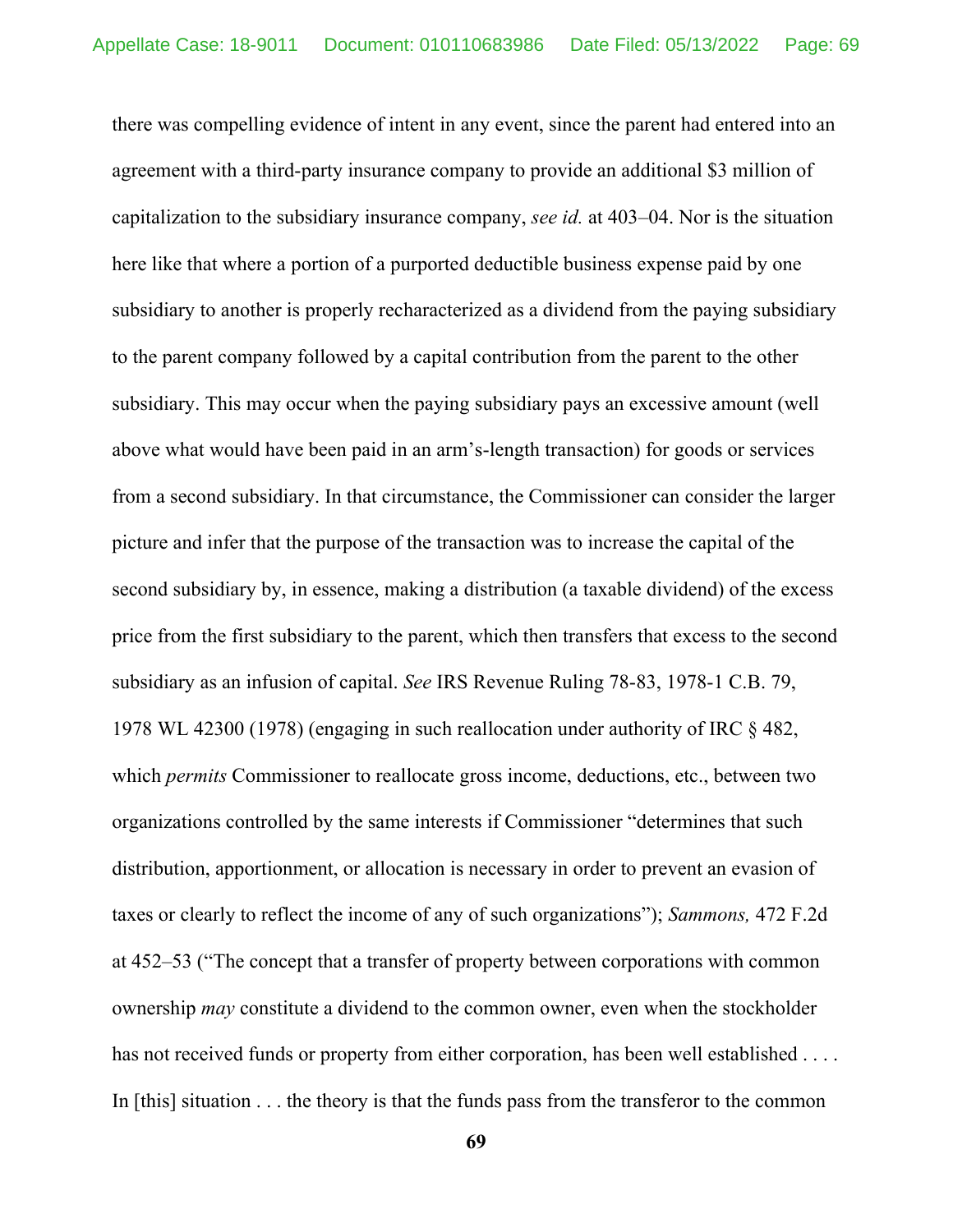there was compelling evidence of intent in any event, since the parent had entered into an agreement with a third-party insurance company to provide an additional $3 million of capitalization to the subsidiary insurance company, *see id.* at 403–04. Nor is the situation here like that where a portion of a purported deductible business expense paid by one subsidiary to another is properly recharacterized as a dividend from the paying subsidiary to the parent company followed by a capital contribution from the parent to the other subsidiary. This may occur when the paying subsidiary pays an excessive amount (well above what would have been paid in an arm's-length transaction) for goods or services from a second subsidiary. In that circumstance, the Commissioner can consider the larger picture and infer that the purpose of the transaction was to increase the capital of the second subsidiary by, in essence, making a distribution (a taxable dividend) of the excess price from the first subsidiary to the parent, which then transfers that excess to the second subsidiary as an infusion of capital. *See* IRS Revenue Ruling 78-83, 1978-1 C.B. 79, 1978 WL 42300 (1978) (engaging in such reallocation under authority of IRC § 482, which *permits* Commissioner to reallocate gross income, deductions, etc., between two organizations controlled by the same interests if Commissioner "determines that such distribution, apportionment, or allocation is necessary in order to prevent an evasion of taxes or clearly to reflect the income of any of such organizations"); *Sammons,* 472 F.2d at 452–53 ("The concept that a transfer of property between corporations with common ownership *may* constitute a dividend to the common owner, even when the stockholder has not received funds or property from either corporation, has been well established . . . . In [this] situation . . . the theory is that the funds pass from the transferor to the common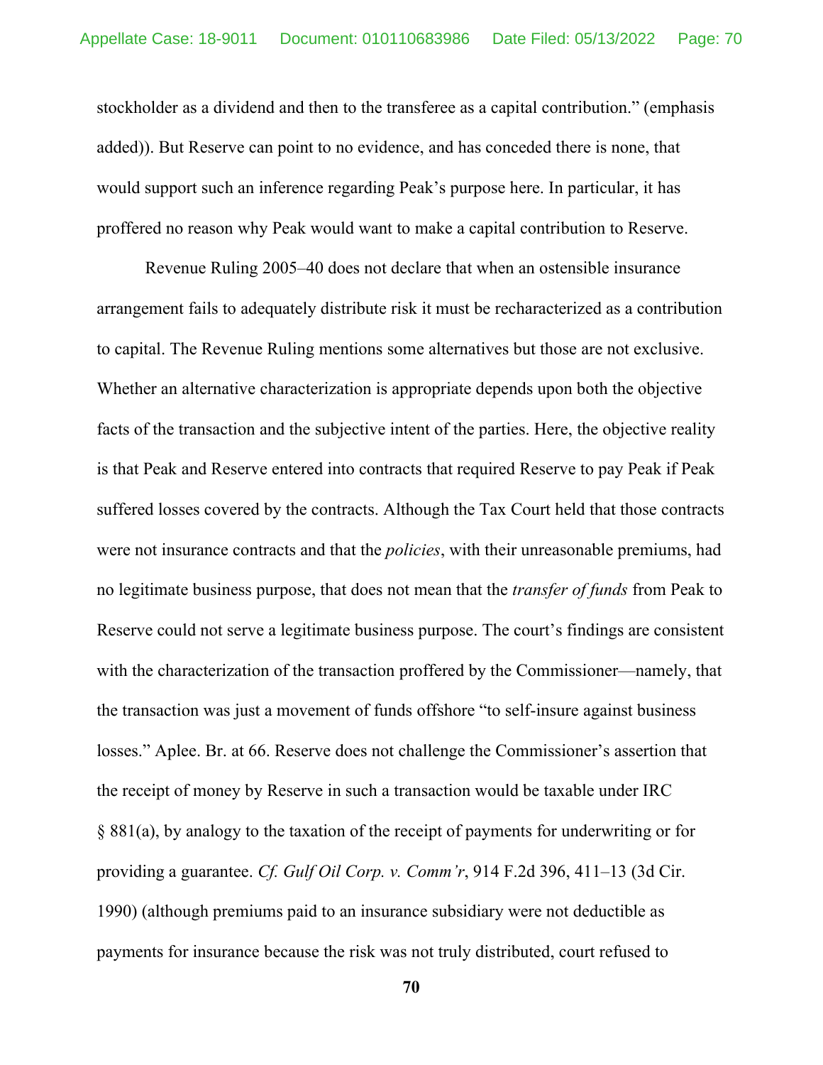stockholder as a dividend and then to the transferee as a capital contribution." (emphasis added)). But Reserve can point to no evidence, and has conceded there is none, that would support such an inference regarding Peak's purpose here. In particular, it has proffered no reason why Peak would want to make a capital contribution to Reserve.

Revenue Ruling 2005–40 does not declare that when an ostensible insurance arrangement fails to adequately distribute risk it must be recharacterized as a contribution to capital. The Revenue Ruling mentions some alternatives but those are not exclusive. Whether an alternative characterization is appropriate depends upon both the objective facts of the transaction and the subjective intent of the parties. Here, the objective reality is that Peak and Reserve entered into contracts that required Reserve to pay Peak if Peak suffered losses covered by the contracts. Although the Tax Court held that those contracts were not insurance contracts and that the *policies*, with their unreasonable premiums, had no legitimate business purpose, that does not mean that the *transfer of funds* from Peak to Reserve could not serve a legitimate business purpose. The court's findings are consistent with the characterization of the transaction proffered by the Commissioner—namely, that the transaction was just a movement of funds offshore "to self-insure against business losses." Aplee. Br. at 66. Reserve does not challenge the Commissioner's assertion that the receipt of money by Reserve in such a transaction would be taxable under IRC § 881(a), by analogy to the taxation of the receipt of payments for underwriting or for providing a guarantee. *Cf. Gulf Oil Corp. v. Comm'r*, 914 F.2d 396, 411–13 (3d Cir. 1990) (although premiums paid to an insurance subsidiary were not deductible as payments for insurance because the risk was not truly distributed, court refused to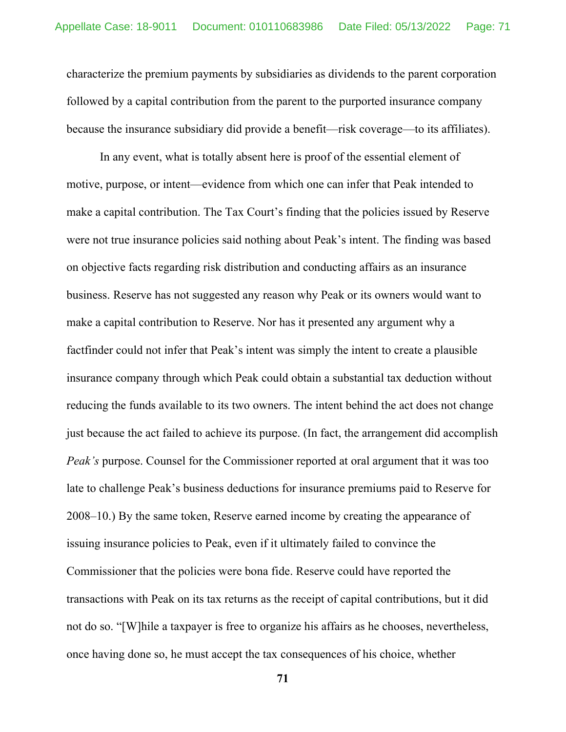characterize the premium payments by subsidiaries as dividends to the parent corporation followed by a capital contribution from the parent to the purported insurance company because the insurance subsidiary did provide a benefit—risk coverage—to its affiliates).

In any event, what is totally absent here is proof of the essential element of motive, purpose, or intent—evidence from which one can infer that Peak intended to make a capital contribution. The Tax Court's finding that the policies issued by Reserve were not true insurance policies said nothing about Peak's intent. The finding was based on objective facts regarding risk distribution and conducting affairs as an insurance business. Reserve has not suggested any reason why Peak or its owners would want to make a capital contribution to Reserve. Nor has it presented any argument why a factfinder could not infer that Peak's intent was simply the intent to create a plausible insurance company through which Peak could obtain a substantial tax deduction without reducing the funds available to its two owners. The intent behind the act does not change just because the act failed to achieve its purpose. (In fact, the arrangement did accomplish *Peak's* purpose. Counsel for the Commissioner reported at oral argument that it was too late to challenge Peak's business deductions for insurance premiums paid to Reserve for 2008–10.) By the same token, Reserve earned income by creating the appearance of issuing insurance policies to Peak, even if it ultimately failed to convince the Commissioner that the policies were bona fide. Reserve could have reported the transactions with Peak on its tax returns as the receipt of capital contributions, but it did not do so. "[W]hile a taxpayer is free to organize his affairs as he chooses, nevertheless, once having done so, he must accept the tax consequences of his choice, whether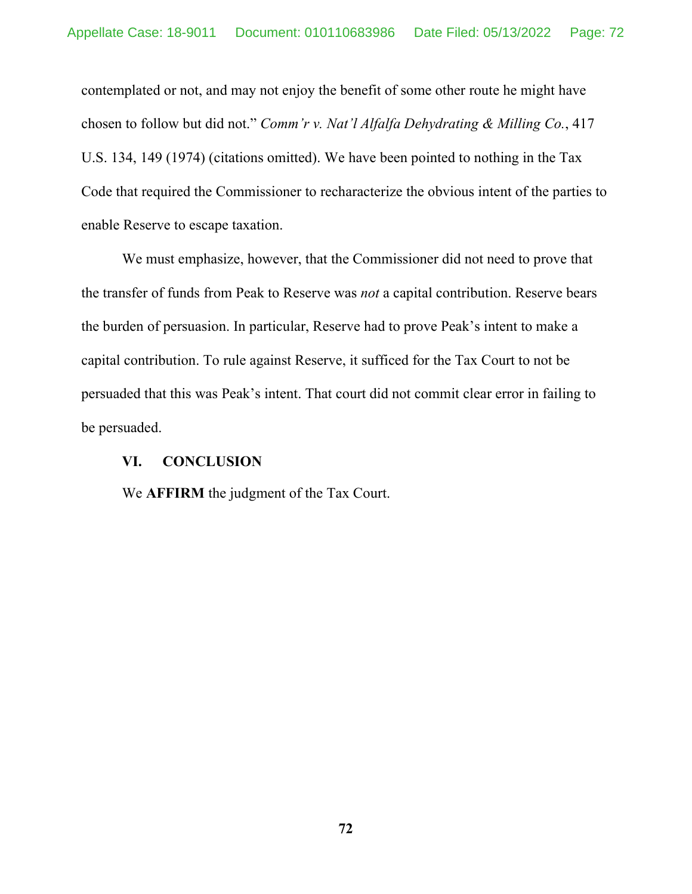contemplated or not, and may not enjoy the benefit of some other route he might have chosen to follow but did not." *Comm'r v. Nat'l Alfalfa Dehydrating & Milling Co.*, 417 U.S. 134, 149 (1974) (citations omitted). We have been pointed to nothing in the Tax Code that required the Commissioner to recharacterize the obvious intent of the parties to enable Reserve to escape taxation.

We must emphasize, however, that the Commissioner did not need to prove that the transfer of funds from Peak to Reserve was *not* a capital contribution. Reserve bears the burden of persuasion. In particular, Reserve had to prove Peak's intent to make a capital contribution. To rule against Reserve, it sufficed for the Tax Court to not be persuaded that this was Peak's intent. That court did not commit clear error in failing to be persuaded.

## VI. CONCLUSION

We **AFFIRM** the judgment of the Tax Court.